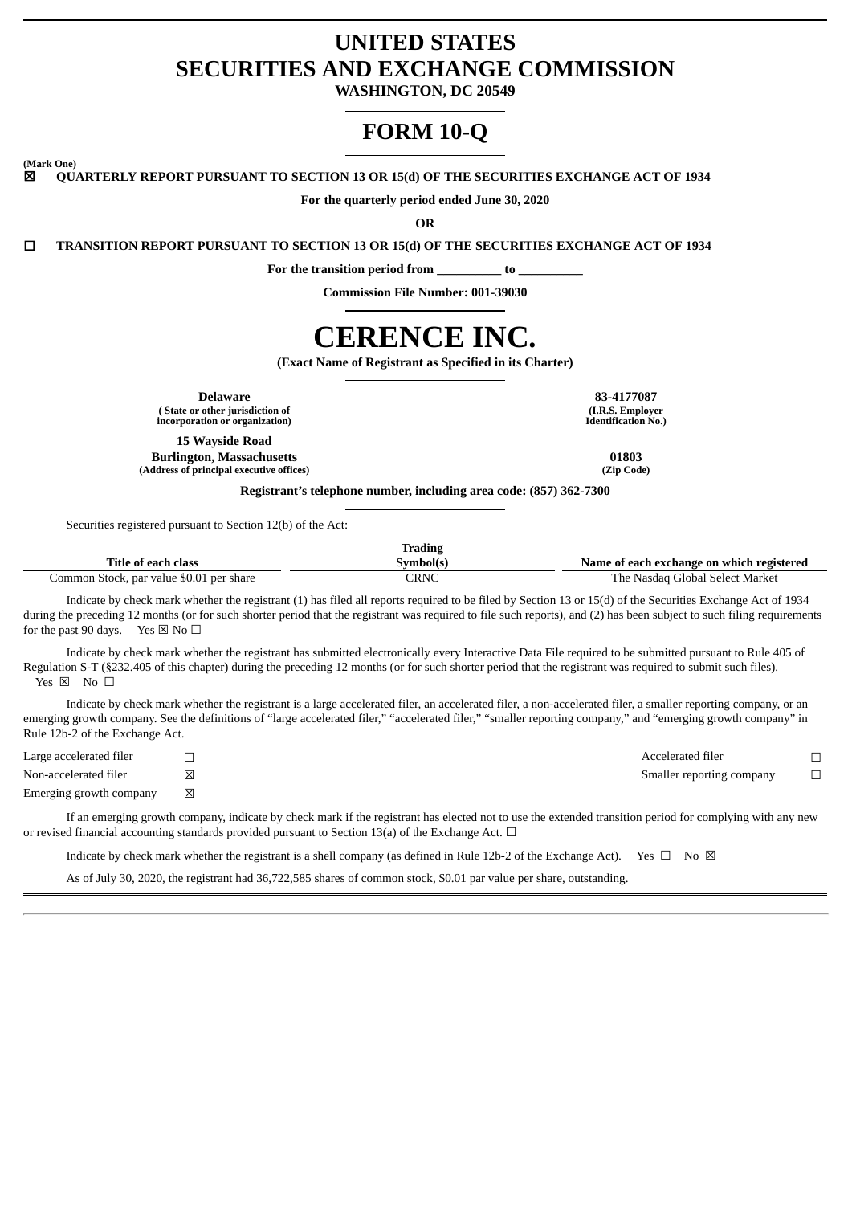# UNITED STATES
# SECURITIES AND EXCHANGE COMMISSION

**WASHINGTON, DC 20549**

# FORM 10-Q

**(Mark One)**

☒ **QUARTERLY REPORT PURSUANT TO SECTION 13 OR 15(d) OF THE SECURITIES EXCHANGE ACT OF 1934**

**For the quarterly period ended June 30, 2020**

**OR**

☐ **TRANSITION REPORT PURSUANT TO SECTION 13 OR 15(d) OF THE SECURITIES EXCHANGE ACT OF 1934**

**For the transition period from __________ to __________**

**Commission File Number: 001-39030**

# CERENCE INC.

**(Exact Name of Registrant as Specified in its Charter)**

| | |
|---|---|
| **Delaware**<br>**( State or other jurisdiction of incorporation or organization)** | **83-4177087**<br>**(I.R.S. Employer Identification No.)** |
| **15 Wayside Road**<br>**Burlington, Massachusetts**<br>**(Address of principal executive offices)** | **01803**<br>**(Zip Code)** |

**Registrant's telephone number, including area code: (857) 362-7300**

Securities registered pursuant to Section 12(b) of the Act:

| Title of each class | Trading Symbol(s) | Name of each exchange on which registered |
|---|---|---|
| Common Stock, par value $0.01 per share | CRNC | The Nasdaq Global Select Market |

Indicate by check mark whether the registrant (1) has filed all reports required to be filed by Section 13 or 15(d) of the Securities Exchange Act of 1934 during the preceding 12 months (or for such shorter period that the registrant was required to file such reports), and (2) has been subject to such filing requirements for the past 90 days. Yes ☒ No ☐

Indicate by check mark whether the registrant has submitted electronically every Interactive Data File required to be submitted pursuant to Rule 405 of Regulation S-T (§232.405 of this chapter) during the preceding 12 months (or for such shorter period that the registrant was required to submit such files). Yes ☒ No ☐

Indicate by check mark whether the registrant is a large accelerated filer, an accelerated filer, a non-accelerated filer, a smaller reporting company, or an emerging growth company. See the definitions of "large accelerated filer," "accelerated filer," "smaller reporting company," and "emerging growth company" in Rule 12b-2 of the Exchange Act.

| | | | |
|---|---|---|---|
| Large accelerated filer | ☐ | Accelerated filer | ☐ |
| Non-accelerated filer | ☒ | Smaller reporting company | ☐ |
| Emerging growth company | ☒ | | |

If an emerging growth company, indicate by check mark if the registrant has elected not to use the extended transition period for complying with any new or revised financial accounting standards provided pursuant to Section 13(a) of the Exchange Act. ☐

Indicate by check mark whether the registrant is a shell company (as defined in Rule 12b-2 of the Exchange Act). Yes ☐ No ☒

As of July 30, 2020, the registrant had 36,722,585 shares of common stock, $0.01 par value per share, outstanding.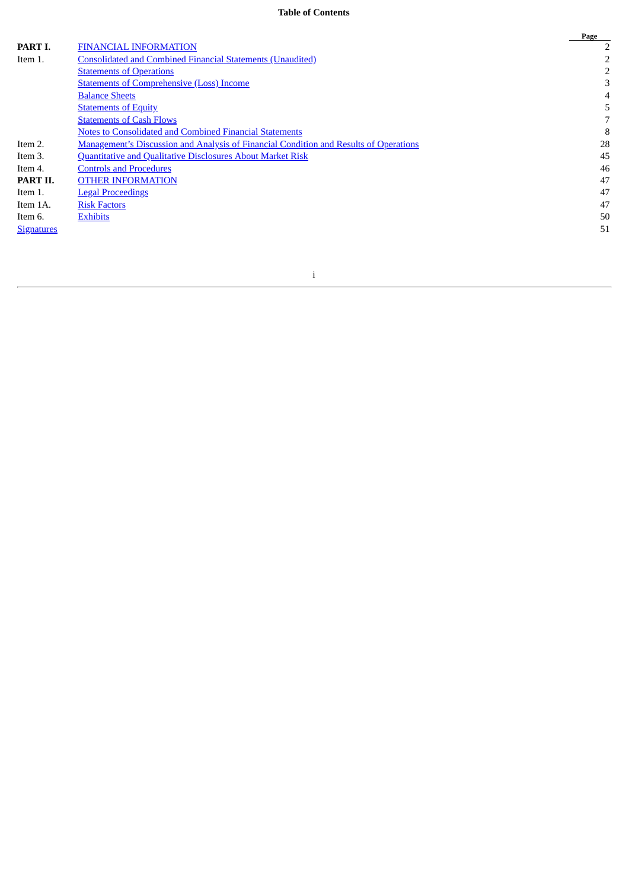**Table of Contents**

| | | Page |
|---|---|---|
| **PART I.** | FINANCIAL INFORMATION | 2 |
| Item 1. | Consolidated and Combined Financial Statements (Unaudited) | 2 |
| | Statements of Operations | 2 |
| | Statements of Comprehensive (Loss) Income | 3 |
| | Balance Sheets | 4 |
| | Statements of Equity | 5 |
| | Statements of Cash Flows | 7 |
| | Notes to Consolidated and Combined Financial Statements | 8 |
| Item 2. | Management's Discussion and Analysis of Financial Condition and Results of Operations | 28 |
| Item 3. | Quantitative and Qualitative Disclosures About Market Risk | 45 |
| Item 4. | Controls and Procedures | 46 |
| **PART II.** | OTHER INFORMATION | 47 |
| Item 1. | Legal Proceedings | 47 |
| Item 1A. | Risk Factors | 47 |
| Item 6. | Exhibits | 50 |
| Signatures | | 51 |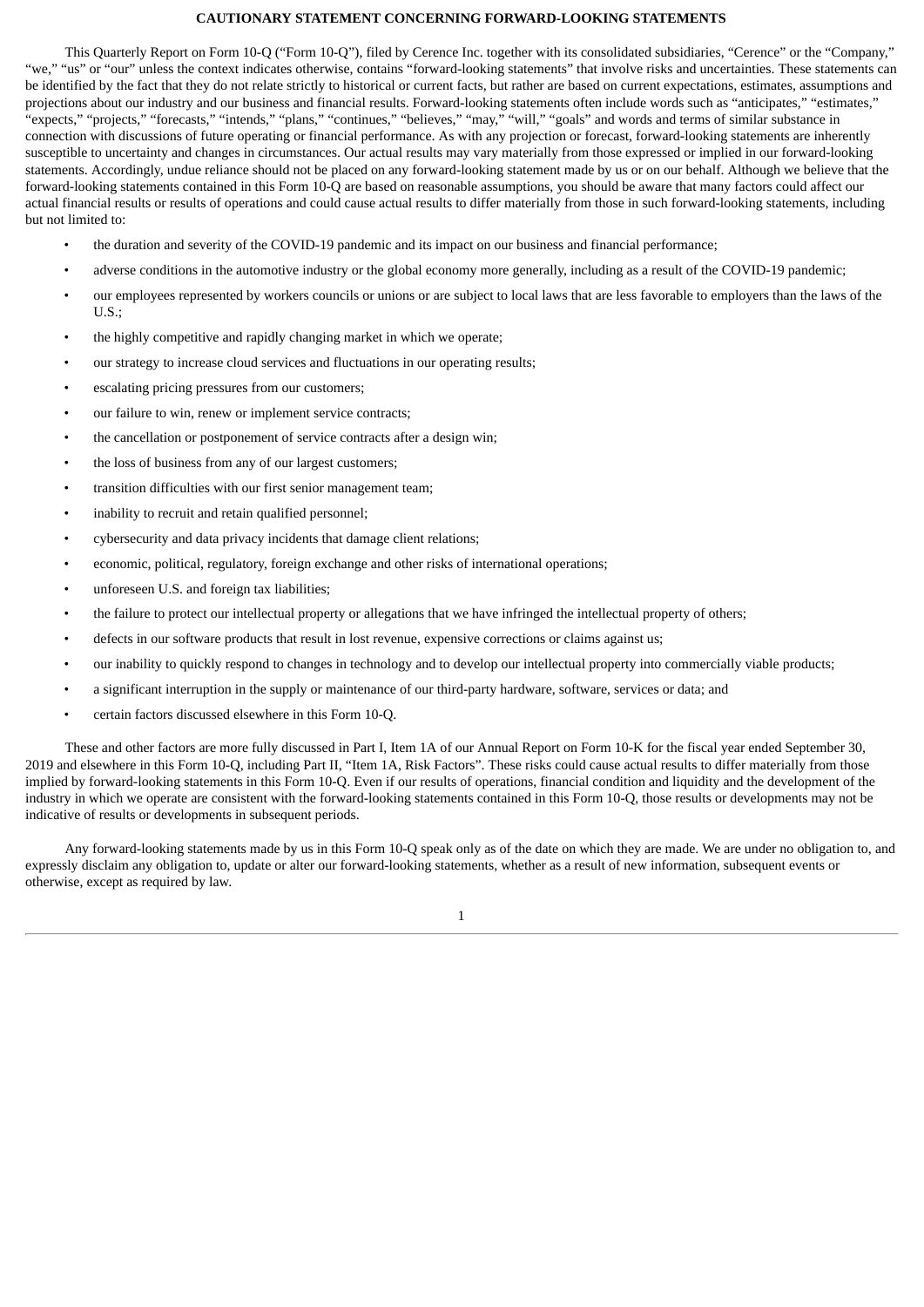## CAUTIONARY STATEMENT CONCERNING FORWARD-LOOKING STATEMENTS

This Quarterly Report on Form 10-Q ("Form 10-Q"), filed by Cerence Inc. together with its consolidated subsidiaries, "Cerence" or the "Company," "we," "us" or "our" unless the context indicates otherwise, contains "forward-looking statements" that involve risks and uncertainties. These statements can be identified by the fact that they do not relate strictly to historical or current facts, but rather are based on current expectations, estimates, assumptions and projections about our industry and our business and financial results. Forward-looking statements often include words such as "anticipates," "estimates," "expects," "projects," "forecasts," "intends," "plans," "continues," "believes," "may," "will," "goals" and words and terms of similar substance in connection with discussions of future operating or financial performance. As with any projection or forecast, forward-looking statements are inherently susceptible to uncertainty and changes in circumstances. Our actual results may vary materially from those expressed or implied in our forward-looking statements. Accordingly, undue reliance should not be placed on any forward-looking statement made by us or on our behalf. Although we believe that the forward-looking statements contained in this Form 10-Q are based on reasonable assumptions, you should be aware that many factors could affect our actual financial results or results of operations and could cause actual results to differ materially from those in such forward-looking statements, including but not limited to:

- the duration and severity of the COVID-19 pandemic and its impact on our business and financial performance;
- adverse conditions in the automotive industry or the global economy more generally, including as a result of the COVID-19 pandemic;
- our employees represented by workers councils or unions or are subject to local laws that are less favorable to employers than the laws of the U.S.;
- the highly competitive and rapidly changing market in which we operate;
- our strategy to increase cloud services and fluctuations in our operating results;
- escalating pricing pressures from our customers;
- our failure to win, renew or implement service contracts;
- the cancellation or postponement of service contracts after a design win;
- the loss of business from any of our largest customers;
- transition difficulties with our first senior management team;
- inability to recruit and retain qualified personnel;
- cybersecurity and data privacy incidents that damage client relations;
- economic, political, regulatory, foreign exchange and other risks of international operations;
- unforeseen U.S. and foreign tax liabilities;
- the failure to protect our intellectual property or allegations that we have infringed the intellectual property of others;
- defects in our software products that result in lost revenue, expensive corrections or claims against us;
- our inability to quickly respond to changes in technology and to develop our intellectual property into commercially viable products;
- a significant interruption in the supply or maintenance of our third-party hardware, software, services or data; and
- certain factors discussed elsewhere in this Form 10-Q.

These and other factors are more fully discussed in Part I, Item 1A of our Annual Report on Form 10-K for the fiscal year ended September 30, 2019 and elsewhere in this Form 10-Q, including Part II, "Item 1A, Risk Factors". These risks could cause actual results to differ materially from those implied by forward-looking statements in this Form 10-Q. Even if our results of operations, financial condition and liquidity and the development of the industry in which we operate are consistent with the forward-looking statements contained in this Form 10-Q, those results or developments may not be indicative of results or developments in subsequent periods.

Any forward-looking statements made by us in this Form 10-Q speak only as of the date on which they are made. We are under no obligation to, and expressly disclaim any obligation to, update or alter our forward-looking statements, whether as a result of new information, subsequent events or otherwise, except as required by law.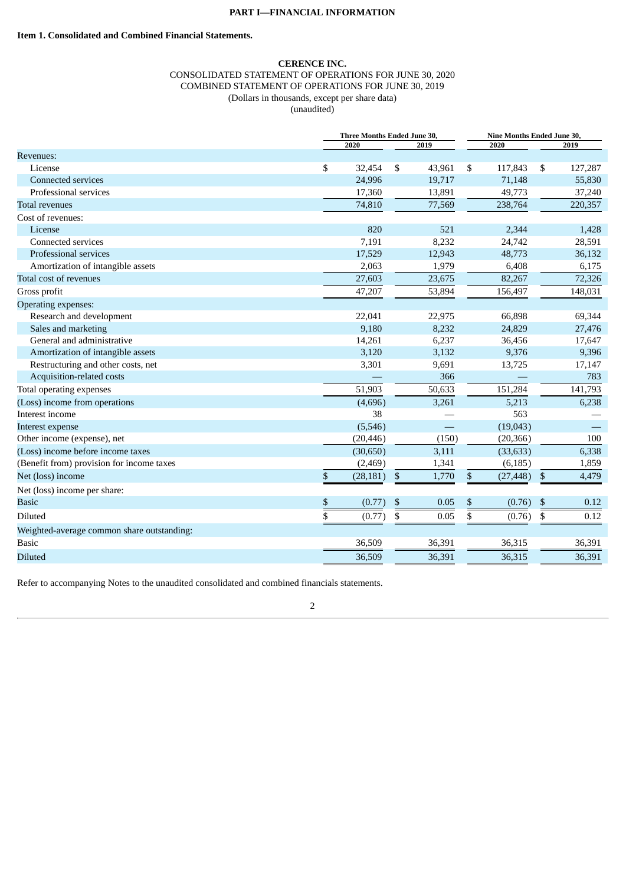**PART I—FINANCIAL INFORMATION**

**Item 1. Consolidated and Combined Financial Statements.**

**CERENCE INC.**
CONSOLIDATED STATEMENT OF OPERATIONS FOR JUNE 30, 2020
COMBINED STATEMENT OF OPERATIONS FOR JUNE 30, 2019
(Dollars in thousands, except per share data)
(unaudited)

| | Three Months Ended June 30, | | Nine Months Ended June 30, | |
|---|---|---|---|---|
| | 2020 | 2019 | 2020 | 2019 |
| Revenues: | | | | |
| License | $ 32,454 | $ 43,961 | $ 117,843 | $ 127,287 |
| Connected services | 24,996 | 19,717 | 71,148 | 55,830 |
| Professional services | 17,360 | 13,891 | 49,773 | 37,240 |
| Total revenues | 74,810 | 77,569 | 238,764 | 220,357 |
| Cost of revenues: | | | | |
| License | 820 | 521 | 2,344 | 1,428 |
| Connected services | 7,191 | 8,232 | 24,742 | 28,591 |
| Professional services | 17,529 | 12,943 | 48,773 | 36,132 |
| Amortization of intangible assets | 2,063 | 1,979 | 6,408 | 6,175 |
| Total cost of revenues | 27,603 | 23,675 | 82,267 | 72,326 |
| Gross profit | 47,207 | 53,894 | 156,497 | 148,031 |
| Operating expenses: | | | | |
| Research and development | 22,041 | 22,975 | 66,898 | 69,344 |
| Sales and marketing | 9,180 | 8,232 | 24,829 | 27,476 |
| General and administrative | 14,261 | 6,237 | 36,456 | 17,647 |
| Amortization of intangible assets | 3,120 | 3,132 | 9,376 | 9,396 |
| Restructuring and other costs, net | 3,301 | 9,691 | 13,725 | 17,147 |
| Acquisition-related costs | — | 366 | — | 783 |
| Total operating expenses | 51,903 | 50,633 | 151,284 | 141,793 |
| (Loss) income from operations | (4,696) | 3,261 | 5,213 | 6,238 |
| Interest income | 38 | — | 563 | — |
| Interest expense | (5,546) | — | (19,043) | — |
| Other income (expense), net | (20,446) | (150) | (20,366) | 100 |
| (Loss) income before income taxes | (30,650) | 3,111 | (33,633) | 6,338 |
| (Benefit from) provision for income taxes | (2,469) | 1,341 | (6,185) | 1,859 |
| Net (loss) income | $ (28,181) | $ 1,770 | $ (27,448) | $ 4,479 |
| Net (loss) income per share: | | | | |
| Basic | $ (0.77) | $ 0.05 | $ (0.76) | $ 0.12 |
| Diluted | $ (0.77) | $ 0.05 | $ (0.76) | $ 0.12 |
| Weighted-average common share outstanding: | | | | |
| Basic | 36,509 | 36,391 | 36,315 | 36,391 |
| Diluted | 36,509 | 36,391 | 36,315 | 36,391 |

Refer to accompanying Notes to the unaudited consolidated and combined financials statements.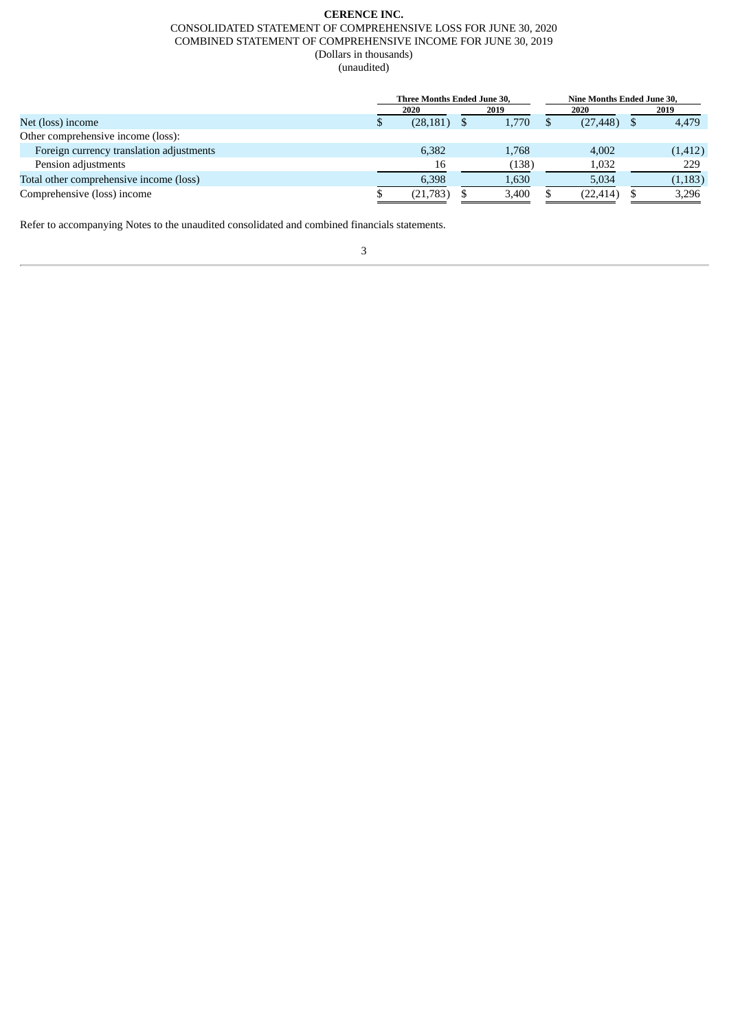**CERENCE INC.**

CONSOLIDATED STATEMENT OF COMPREHENSIVE LOSS FOR JUNE 30, 2020

COMBINED STATEMENT OF COMPREHENSIVE INCOME FOR JUNE 30, 2019

(Dollars in thousands)

(unaudited)

| | Three Months Ended June 30, | | Nine Months Ended June 30, | |
|---|---|---|---|---|
| | 2020 | 2019 | 2020 | 2019 |
| Net (loss) income | $ (28,181) | $ 1,770 | $ (27,448) | $ 4,479 |
| Other comprehensive income (loss): | | | | |
| Foreign currency translation adjustments | 6,382 | 1,768 | 4,002 | (1,412) |
| Pension adjustments | 16 | (138) | 1,032 | 229 |
| Total other comprehensive income (loss) | 6,398 | 1,630 | 5,034 | (1,183) |
| Comprehensive (loss) income | $ (21,783) | $ 3,400 | $ (22,414) | $ 3,296 |

Refer to accompanying Notes to the unaudited consolidated and combined financials statements.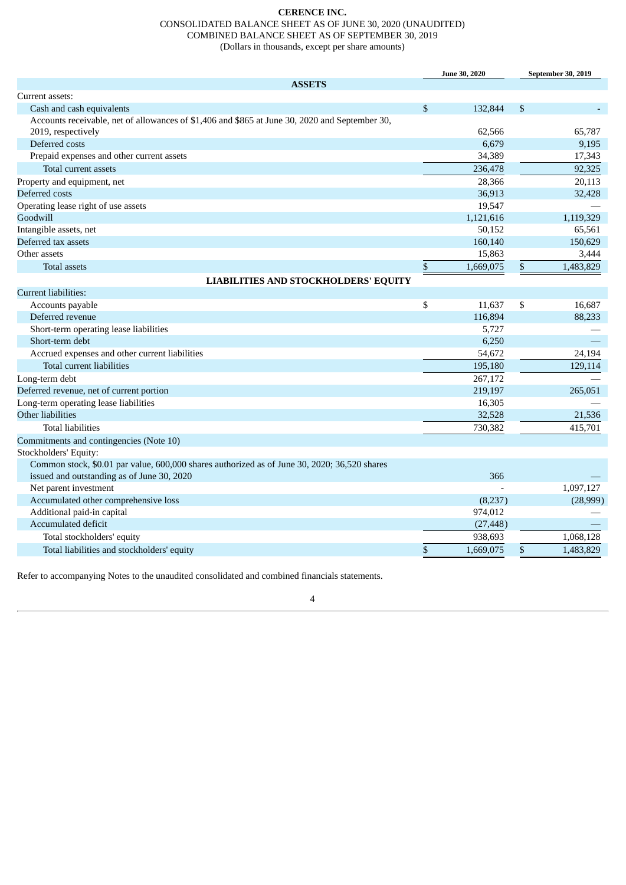**CERENCE INC.**

CONSOLIDATED BALANCE SHEET AS OF JUNE 30, 2020 (UNAUDITED)
COMBINED BALANCE SHEET AS OF SEPTEMBER 30, 2019
(Dollars in thousands, except per share amounts)

| | June 30, 2020 | September 30, 2019 |
|---|---|---|
| **ASSETS** | | |
| Current assets: | | |
| Cash and cash equivalents | $ 132,844 | $ - |
| Accounts receivable, net of allowances of $1,406 and $865 at June 30, 2020 and September 30, 2019, respectively | 62,566 | 65,787 |
| Deferred costs | 6,679 | 9,195 |
| Prepaid expenses and other current assets | 34,389 | 17,343 |
| Total current assets | 236,478 | 92,325 |
| Property and equipment, net | 28,366 | 20,113 |
| Deferred costs | 36,913 | 32,428 |
| Operating lease right of use assets | 19,547 | — |
| Goodwill | 1,121,616 | 1,119,329 |
| Intangible assets, net | 50,152 | 65,561 |
| Deferred tax assets | 160,140 | 150,629 |
| Other assets | 15,863 | 3,444 |
| Total assets | $ 1,669,075 | $ 1,483,829 |
| **LIABILITIES AND STOCKHOLDERS' EQUITY** | | |
| Current liabilities: | | |
| Accounts payable | $ 11,637 | $ 16,687 |
| Deferred revenue | 116,894 | 88,233 |
| Short-term operating lease liabilities | 5,727 | — |
| Short-term debt | 6,250 | — |
| Accrued expenses and other current liabilities | 54,672 | 24,194 |
| Total current liabilities | 195,180 | 129,114 |
| Long-term debt | 267,172 | — |
| Deferred revenue, net of current portion | 219,197 | 265,051 |
| Long-term operating lease liabilities | 16,305 | — |
| Other liabilities | 32,528 | 21,536 |
| Total liabilities | 730,382 | 415,701 |
| Commitments and contingencies (Note 10) | | |
| Stockholders' Equity: | | |
| Common stock, $0.01 par value, 600,000 shares authorized as of June 30, 2020; 36,520 shares issued and outstanding as of June 30, 2020 | 366 | — |
| Net parent investment | - | 1,097,127 |
| Accumulated other comprehensive loss | (8,237) | (28,999) |
| Additional paid-in capital | 974,012 | — |
| Accumulated deficit | (27,448) | — |
| Total stockholders' equity | 938,693 | 1,068,128 |
| Total liabilities and stockholders' equity | $ 1,669,075 | $ 1,483,829 |

Refer to accompanying Notes to the unaudited consolidated and combined financials statements.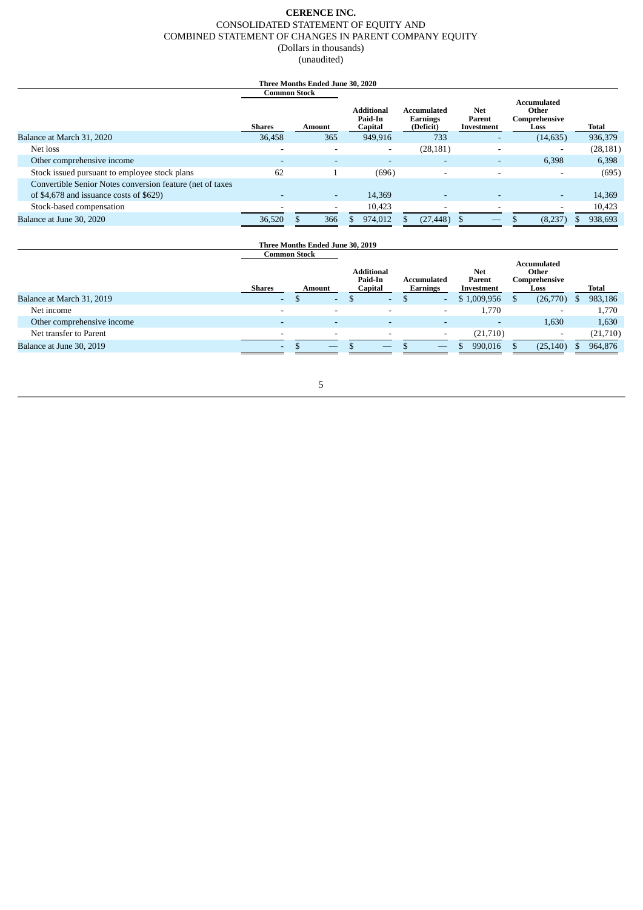# CERENCE INC.

CONSOLIDATED STATEMENT OF EQUITY AND
COMBINED STATEMENT OF CHANGES IN PARENT COMPANY EQUITY
(Dollars in thousands)
(unaudited)

**Three Months Ended June 30, 2020**

| | Common Stock | | Additional Paid-In Capital | Accumulated Earnings (Deficit) | Net Parent Investment | Accumulated Other Comprehensive Loss | Total |
|---|---|---|---|---|---|---|---|
| | Shares | Amount | | | | | |
| Balance at March 31, 2020 | 36,458 | 365 | 949,916 | 733 | - | (14,635) | 936,379 |
| Net loss | - | - | - | (28,181) | - | - | (28,181) |
| Other comprehensive income | - | - | - | - | - | 6,398 | 6,398 |
| Stock issued pursuant to employee stock plans | 62 | 1 | (696) | - | - | - | (695) |
| Convertible Senior Notes conversion feature (net of taxes of $4,678 and issuance costs of $629) | - | - | 14,369 | - | - | - | 14,369 |
| Stock-based compensation | - | - | 10,423 | - | - | - | 10,423 |
| Balance at June 30, 2020 | 36,520 | $ 366 | $ 974,012 | $ (27,448) | $ — | $ (8,237) | $ 938,693 |

**Three Months Ended June 30, 2019**

| | Common Stock | | Additional Paid-In Capital | Accumulated Earnings | Net Parent Investment | Accumulated Other Comprehensive Loss | Total |
|---|---|---|---|---|---|---|---|
| | Shares | Amount | | | | | |
| Balance at March 31, 2019 | - | $ - | $ - | $ - | $ 1,009,956 | $ (26,770) | $ 983,186 |
| Net income | - | - | - | - | 1,770 | - | 1,770 |
| Other comprehensive income | - | - | - | - | - | 1,630 | 1,630 |
| Net transfer to Parent | - | - | - | - | (21,710) | - | (21,710) |
| Balance at June 30, 2019 | - | $ — | $ — | $ — | $ 990,016 | $ (25,140) | $ 964,876 |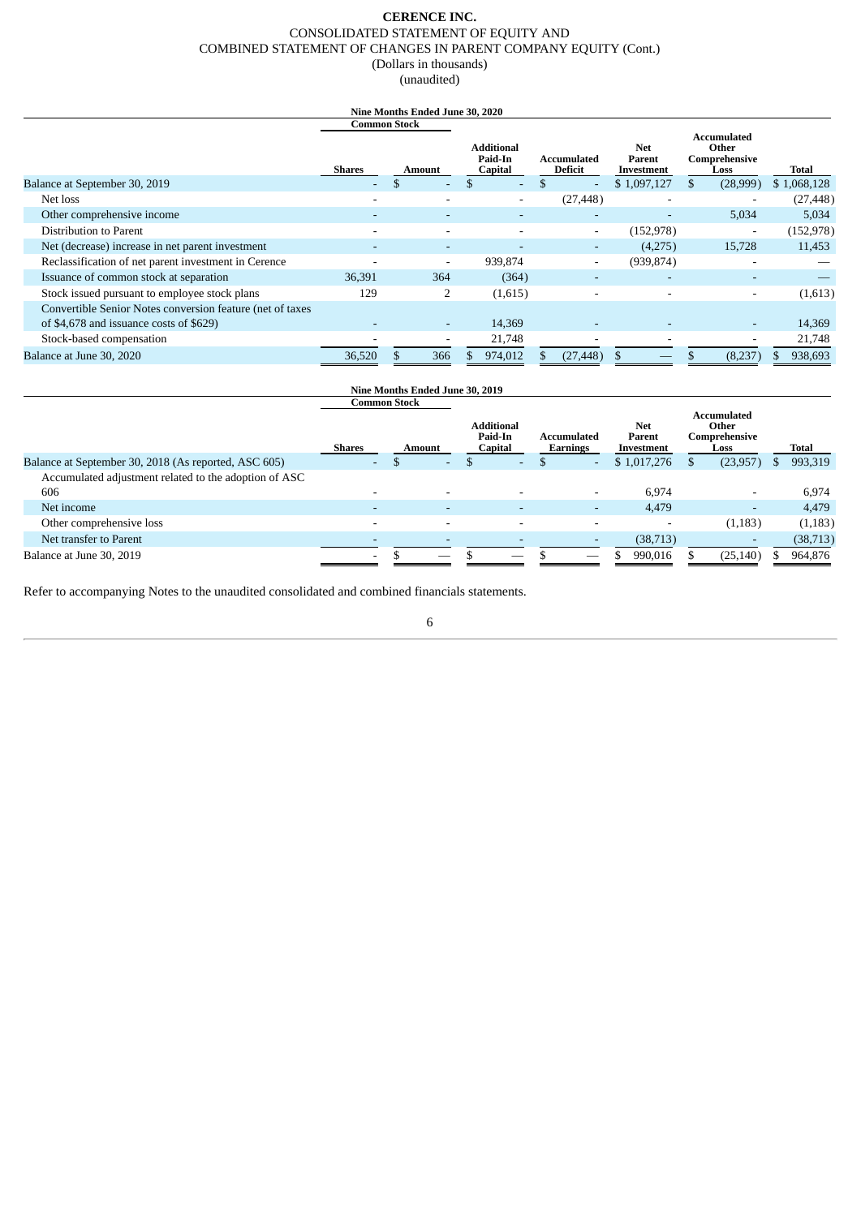# CERENCE INC.

CONSOLIDATED STATEMENT OF EQUITY AND
COMBINED STATEMENT OF CHANGES IN PARENT COMPANY EQUITY (Cont.)
(Dollars in thousands)
(unaudited)

**Nine Months Ended June 30, 2020**

| | Common Stock | | Additional Paid-In Capital | Accumulated Deficit | Net Parent Investment | Accumulated Other Comprehensive Loss | Total |
|---|---|---|---|---|---|---|---|
| | Shares | Amount | | | | | |
| Balance at September 30, 2019 | - | $ - | $ - | $ - | $ 1,097,127 | $ (28,999) | $ 1,068,128 |
| Net loss | - | - | - | (27,448) | - | - | (27,448) |
| Other comprehensive income | - | - | - | - | - | 5,034 | 5,034 |
| Distribution to Parent | - | - | - | - | (152,978) | - | (152,978) |
| Net (decrease) increase in net parent investment | - | - | - | - | (4,275) | 15,728 | 11,453 |
| Reclassification of net parent investment in Cerence | - | - | 939,874 | - | (939,874) | - | — |
| Issuance of common stock at separation | 36,391 | 364 | (364) | - | - | - | — |
| Stock issued pursuant to employee stock plans | 129 | 2 | (1,615) | - | - | - | (1,613) |
| Convertible Senior Notes conversion feature (net of taxes of $4,678 and issuance costs of $629) | - | - | 14,369 | - | - | - | 14,369 |
| Stock-based compensation | - | - | 21,748 | - | - | - | 21,748 |
| Balance at June 30, 2020 | 36,520 | $ 366 | $ 974,012 | $ (27,448) | $ — | $ (8,237) | $ 938,693 |

**Nine Months Ended June 30, 2019**

| | Common Stock | | Additional Paid-In Capital | Accumulated Earnings | Net Parent Investment | Accumulated Other Comprehensive Loss | Total |
|---|---|---|---|---|---|---|---|
| | Shares | Amount | | | | | |
| Balance at September 30, 2018 (As reported, ASC 605) | - | $ - | $ - | $ - | $ 1,017,276 | $ (23,957) | $ 993,319 |
| Accumulated adjustment related to the adoption of ASC 606 | - | - | - | - | 6,974 | - | 6,974 |
| Net income | - | - | - | - | 4,479 | - | 4,479 |
| Other comprehensive loss | - | - | - | - | - | (1,183) | (1,183) |
| Net transfer to Parent | - | - | - | - | (38,713) | - | (38,713) |
| Balance at June 30, 2019 | - | $ — | $ — | $ — | $ 990,016 | $ (25,140) | $ 964,876 |

Refer to accompanying Notes to the unaudited consolidated and combined financials statements.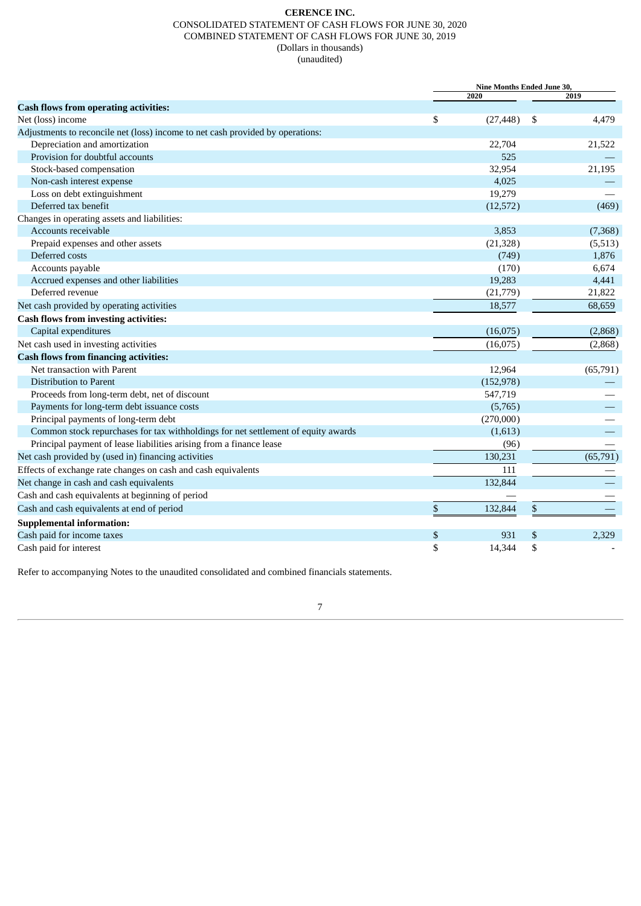**CERENCE INC.**

CONSOLIDATED STATEMENT OF CASH FLOWS FOR JUNE 30, 2020

COMBINED STATEMENT OF CASH FLOWS FOR JUNE 30, 2019

(Dollars in thousands)

(unaudited)

| | Nine Months Ended June 30, | |
|---|---|---|
| | 2020 | 2019 |
| **Cash flows from operating activities:** | | |
| Net (loss) income | $ (27,448) | $ 4,479 |
| Adjustments to reconcile net (loss) income to net cash provided by operations: | | |
| Depreciation and amortization | 22,704 | 21,522 |
| Provision for doubtful accounts | 525 | — |
| Stock-based compensation | 32,954 | 21,195 |
| Non-cash interest expense | 4,025 | — |
| Loss on debt extinguishment | 19,279 | — |
| Deferred tax benefit | (12,572) | (469) |
| Changes in operating assets and liabilities: | | |
| Accounts receivable | 3,853 | (7,368) |
| Prepaid expenses and other assets | (21,328) | (5,513) |
| Deferred costs | (749) | 1,876 |
| Accounts payable | (170) | 6,674 |
| Accrued expenses and other liabilities | 19,283 | 4,441 |
| Deferred revenue | (21,779) | 21,822 |
| Net cash provided by operating activities | 18,577 | 68,659 |
| **Cash flows from investing activities:** | | |
| Capital expenditures | (16,075) | (2,868) |
| Net cash used in investing activities | (16,075) | (2,868) |
| **Cash flows from financing activities:** | | |
| Net transaction with Parent | 12,964 | (65,791) |
| Distribution to Parent | (152,978) | — |
| Proceeds from long-term debt, net of discount | 547,719 | — |
| Payments for long-term debt issuance costs | (5,765) | — |
| Principal payments of long-term debt | (270,000) | — |
| Common stock repurchases for tax withholdings for net settlement of equity awards | (1,613) | — |
| Principal payment of lease liabilities arising from a finance lease | (96) | — |
| Net cash provided by (used in) financing activities | 130,231 | (65,791) |
| Effects of exchange rate changes on cash and cash equivalents | 111 | — |
| Net change in cash and cash equivalents | 132,844 | — |
| Cash and cash equivalents at beginning of period | — | — |
| Cash and cash equivalents at end of period | $ 132,844 | $ — |
| **Supplemental information:** | | |
| Cash paid for income taxes | $ 931 | $ 2,329 |
| Cash paid for interest | $ 14,344 | $ - |

Refer to accompanying Notes to the unaudited consolidated and combined financials statements.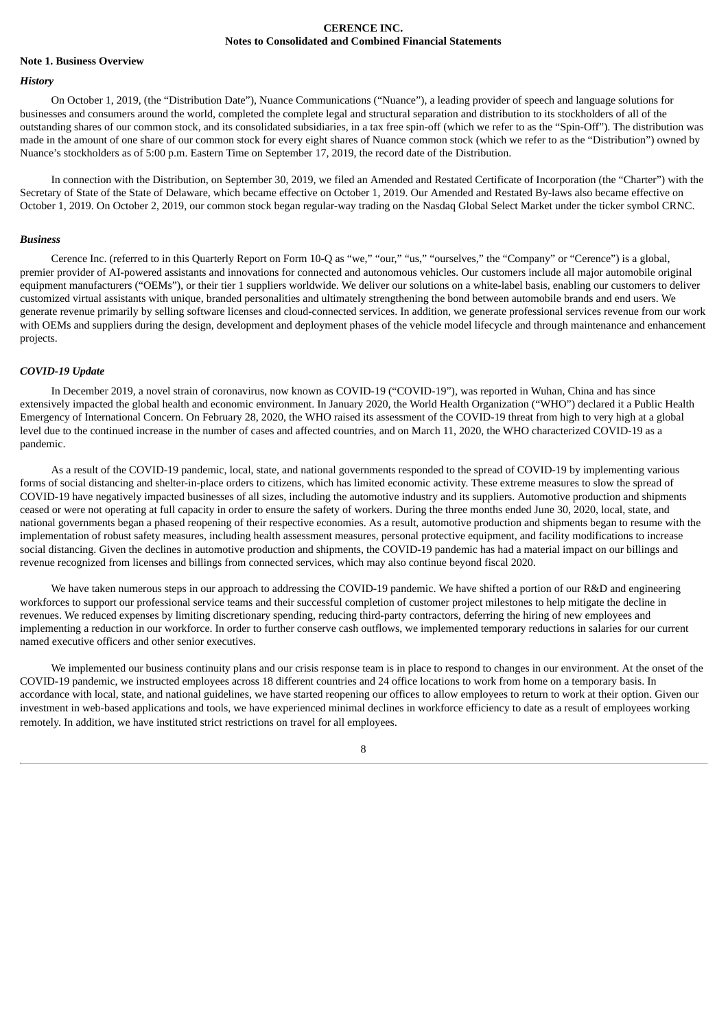**CERENCE INC.**
**Notes to Consolidated and Combined Financial Statements**

**Note 1. Business Overview**

***History***

On October 1, 2019, (the "Distribution Date"), Nuance Communications ("Nuance"), a leading provider of speech and language solutions for businesses and consumers around the world, completed the complete legal and structural separation and distribution to its stockholders of all of the outstanding shares of our common stock, and its consolidated subsidiaries, in a tax free spin-off (which we refer to as the "Spin-Off"). The distribution was made in the amount of one share of our common stock for every eight shares of Nuance common stock (which we refer to as the "Distribution") owned by Nuance's stockholders as of 5:00 p.m. Eastern Time on September 17, 2019, the record date of the Distribution.

In connection with the Distribution, on September 30, 2019, we filed an Amended and Restated Certificate of Incorporation (the "Charter") with the Secretary of State of the State of Delaware, which became effective on October 1, 2019. Our Amended and Restated By-laws also became effective on October 1, 2019. On October 2, 2019, our common stock began regular-way trading on the Nasdaq Global Select Market under the ticker symbol CRNC.

***Business***

Cerence Inc. (referred to in this Quarterly Report on Form 10-Q as "we," "our," "us," "ourselves," the "Company" or "Cerence") is a global, premier provider of AI-powered assistants and innovations for connected and autonomous vehicles. Our customers include all major automobile original equipment manufacturers ("OEMs"), or their tier 1 suppliers worldwide. We deliver our solutions on a white-label basis, enabling our customers to deliver customized virtual assistants with unique, branded personalities and ultimately strengthening the bond between automobile brands and end users. We generate revenue primarily by selling software licenses and cloud-connected services. In addition, we generate professional services revenue from our work with OEMs and suppliers during the design, development and deployment phases of the vehicle model lifecycle and through maintenance and enhancement projects.

***COVID-19 Update***

In December 2019, a novel strain of coronavirus, now known as COVID-19 ("COVID-19"), was reported in Wuhan, China and has since extensively impacted the global health and economic environment. In January 2020, the World Health Organization ("WHO") declared it a Public Health Emergency of International Concern. On February 28, 2020, the WHO raised its assessment of the COVID-19 threat from high to very high at a global level due to the continued increase in the number of cases and affected countries, and on March 11, 2020, the WHO characterized COVID-19 as a pandemic.

As a result of the COVID-19 pandemic, local, state, and national governments responded to the spread of COVID-19 by implementing various forms of social distancing and shelter-in-place orders to citizens, which has limited economic activity. These extreme measures to slow the spread of COVID-19 have negatively impacted businesses of all sizes, including the automotive industry and its suppliers. Automotive production and shipments ceased or were not operating at full capacity in order to ensure the safety of workers. During the three months ended June 30, 2020, local, state, and national governments began a phased reopening of their respective economies. As a result, automotive production and shipments began to resume with the implementation of robust safety measures, including health assessment measures, personal protective equipment, and facility modifications to increase social distancing. Given the declines in automotive production and shipments, the COVID-19 pandemic has had a material impact on our billings and revenue recognized from licenses and billings from connected services, which may also continue beyond fiscal 2020.

We have taken numerous steps in our approach to addressing the COVID-19 pandemic. We have shifted a portion of our R&D and engineering workforces to support our professional service teams and their successful completion of customer project milestones to help mitigate the decline in revenues. We reduced expenses by limiting discretionary spending, reducing third-party contractors, deferring the hiring of new employees and implementing a reduction in our workforce. In order to further conserve cash outflows, we implemented temporary reductions in salaries for our current named executive officers and other senior executives.

We implemented our business continuity plans and our crisis response team is in place to respond to changes in our environment. At the onset of the COVID-19 pandemic, we instructed employees across 18 different countries and 24 office locations to work from home on a temporary basis. In accordance with local, state, and national guidelines, we have started reopening our offices to allow employees to return to work at their option. Given our investment in web-based applications and tools, we have experienced minimal declines in workforce efficiency to date as a result of employees working remotely. In addition, we have instituted strict restrictions on travel for all employees.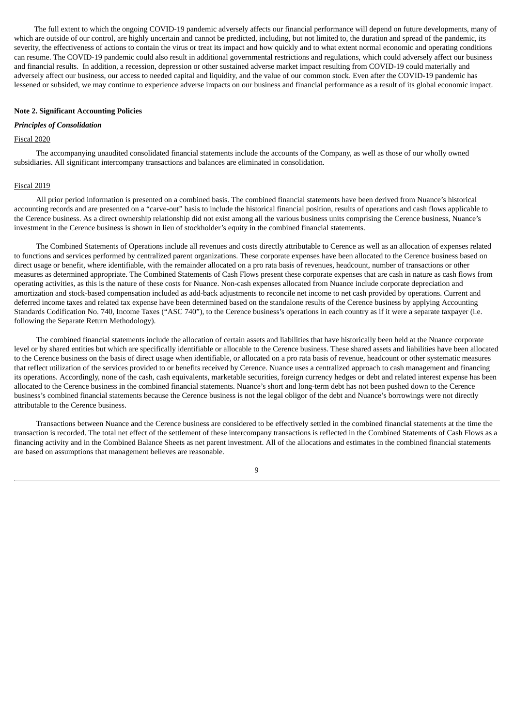The full extent to which the ongoing COVID-19 pandemic adversely affects our financial performance will depend on future developments, many of which are outside of our control, are highly uncertain and cannot be predicted, including, but not limited to, the duration and spread of the pandemic, its severity, the effectiveness of actions to contain the virus or treat its impact and how quickly and to what extent normal economic and operating conditions can resume. The COVID-19 pandemic could also result in additional governmental restrictions and regulations, which could adversely affect our business and financial results. In addition, a recession, depression or other sustained adverse market impact resulting from COVID-19 could materially and adversely affect our business, our access to needed capital and liquidity, and the value of our common stock. Even after the COVID-19 pandemic has lessened or subsided, we may continue to experience adverse impacts on our business and financial performance as a result of its global economic impact.

**Note 2. Significant Accounting Policies**

***Principles of Consolidation***

Fiscal 2020

The accompanying unaudited consolidated financial statements include the accounts of the Company, as well as those of our wholly owned subsidiaries. All significant intercompany transactions and balances are eliminated in consolidation.

Fiscal 2019

All prior period information is presented on a combined basis. The combined financial statements have been derived from Nuance's historical accounting records and are presented on a "carve-out" basis to include the historical financial position, results of operations and cash flows applicable to the Cerence business. As a direct ownership relationship did not exist among all the various business units comprising the Cerence business, Nuance's investment in the Cerence business is shown in lieu of stockholder's equity in the combined financial statements.

The Combined Statements of Operations include all revenues and costs directly attributable to Cerence as well as an allocation of expenses related to functions and services performed by centralized parent organizations. These corporate expenses have been allocated to the Cerence business based on direct usage or benefit, where identifiable, with the remainder allocated on a pro rata basis of revenues, headcount, number of transactions or other measures as determined appropriate. The Combined Statements of Cash Flows present these corporate expenses that are cash in nature as cash flows from operating activities, as this is the nature of these costs for Nuance. Non-cash expenses allocated from Nuance include corporate depreciation and amortization and stock-based compensation included as add-back adjustments to reconcile net income to net cash provided by operations. Current and deferred income taxes and related tax expense have been determined based on the standalone results of the Cerence business by applying Accounting Standards Codification No. 740, Income Taxes ("ASC 740"), to the Cerence business's operations in each country as if it were a separate taxpayer (i.e. following the Separate Return Methodology).

The combined financial statements include the allocation of certain assets and liabilities that have historically been held at the Nuance corporate level or by shared entities but which are specifically identifiable or allocable to the Cerence business. These shared assets and liabilities have been allocated to the Cerence business on the basis of direct usage when identifiable, or allocated on a pro rata basis of revenue, headcount or other systematic measures that reflect utilization of the services provided to or benefits received by Cerence. Nuance uses a centralized approach to cash management and financing its operations. Accordingly, none of the cash, cash equivalents, marketable securities, foreign currency hedges or debt and related interest expense has been allocated to the Cerence business in the combined financial statements. Nuance's short and long-term debt has not been pushed down to the Cerence business's combined financial statements because the Cerence business is not the legal obligor of the debt and Nuance's borrowings were not directly attributable to the Cerence business.

Transactions between Nuance and the Cerence business are considered to be effectively settled in the combined financial statements at the time the transaction is recorded. The total net effect of the settlement of these intercompany transactions is reflected in the Combined Statements of Cash Flows as a financing activity and in the Combined Balance Sheets as net parent investment. All of the allocations and estimates in the combined financial statements are based on assumptions that management believes are reasonable.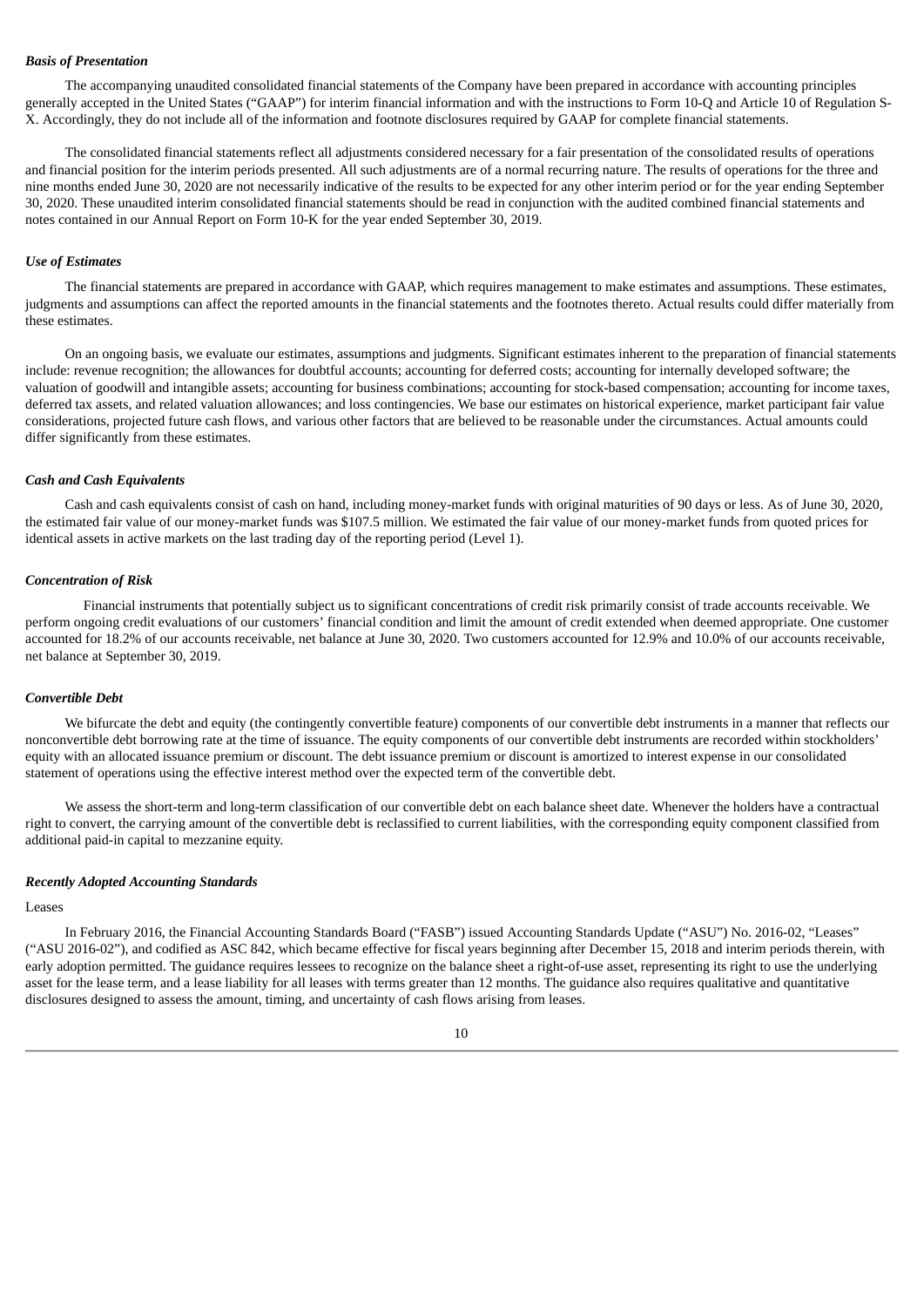### *Basis of Presentation*

The accompanying unaudited consolidated financial statements of the Company have been prepared in accordance with accounting principles generally accepted in the United States ("GAAP") for interim financial information and with the instructions to Form 10-Q and Article 10 of Regulation S-X. Accordingly, they do not include all of the information and footnote disclosures required by GAAP for complete financial statements.

The consolidated financial statements reflect all adjustments considered necessary for a fair presentation of the consolidated results of operations and financial position for the interim periods presented. All such adjustments are of a normal recurring nature. The results of operations for the three and nine months ended June 30, 2020 are not necessarily indicative of the results to be expected for any other interim period or for the year ending September 30, 2020. These unaudited interim consolidated financial statements should be read in conjunction with the audited combined financial statements and notes contained in our Annual Report on Form 10-K for the year ended September 30, 2019.

### *Use of Estimates*

The financial statements are prepared in accordance with GAAP, which requires management to make estimates and assumptions. These estimates, judgments and assumptions can affect the reported amounts in the financial statements and the footnotes thereto. Actual results could differ materially from these estimates.

On an ongoing basis, we evaluate our estimates, assumptions and judgments. Significant estimates inherent to the preparation of financial statements include: revenue recognition; the allowances for doubtful accounts; accounting for deferred costs; accounting for internally developed software; the valuation of goodwill and intangible assets; accounting for business combinations; accounting for stock-based compensation; accounting for income taxes, deferred tax assets, and related valuation allowances; and loss contingencies. We base our estimates on historical experience, market participant fair value considerations, projected future cash flows, and various other factors that are believed to be reasonable under the circumstances. Actual amounts could differ significantly from these estimates.

### *Cash and Cash Equivalents*

Cash and cash equivalents consist of cash on hand, including money-market funds with original maturities of 90 days or less. As of June 30, 2020, the estimated fair value of our money-market funds was $107.5 million. We estimated the fair value of our money-market funds from quoted prices for identical assets in active markets on the last trading day of the reporting period (Level 1).

### *Concentration of Risk*

Financial instruments that potentially subject us to significant concentrations of credit risk primarily consist of trade accounts receivable. We perform ongoing credit evaluations of our customers' financial condition and limit the amount of credit extended when deemed appropriate. One customer accounted for 18.2% of our accounts receivable, net balance at June 30, 2020. Two customers accounted for 12.9% and 10.0% of our accounts receivable, net balance at September 30, 2019.

### *Convertible Debt*

We bifurcate the debt and equity (the contingently convertible feature) components of our convertible debt instruments in a manner that reflects our nonconvertible debt borrowing rate at the time of issuance. The equity components of our convertible debt instruments are recorded within stockholders' equity with an allocated issuance premium or discount. The debt issuance premium or discount is amortized to interest expense in our consolidated statement of operations using the effective interest method over the expected term of the convertible debt.

We assess the short-term and long-term classification of our convertible debt on each balance sheet date. Whenever the holders have a contractual right to convert, the carrying amount of the convertible debt is reclassified to current liabilities, with the corresponding equity component classified from additional paid-in capital to mezzanine equity.

### *Recently Adopted Accounting Standards*

Leases

In February 2016, the Financial Accounting Standards Board ("FASB") issued Accounting Standards Update ("ASU") No. 2016-02, "Leases" ("ASU 2016-02"), and codified as ASC 842, which became effective for fiscal years beginning after December 15, 2018 and interim periods therein, with early adoption permitted. The guidance requires lessees to recognize on the balance sheet a right-of-use asset, representing its right to use the underlying asset for the lease term, and a lease liability for all leases with terms greater than 12 months. The guidance also requires qualitative and quantitative disclosures designed to assess the amount, timing, and uncertainty of cash flows arising from leases.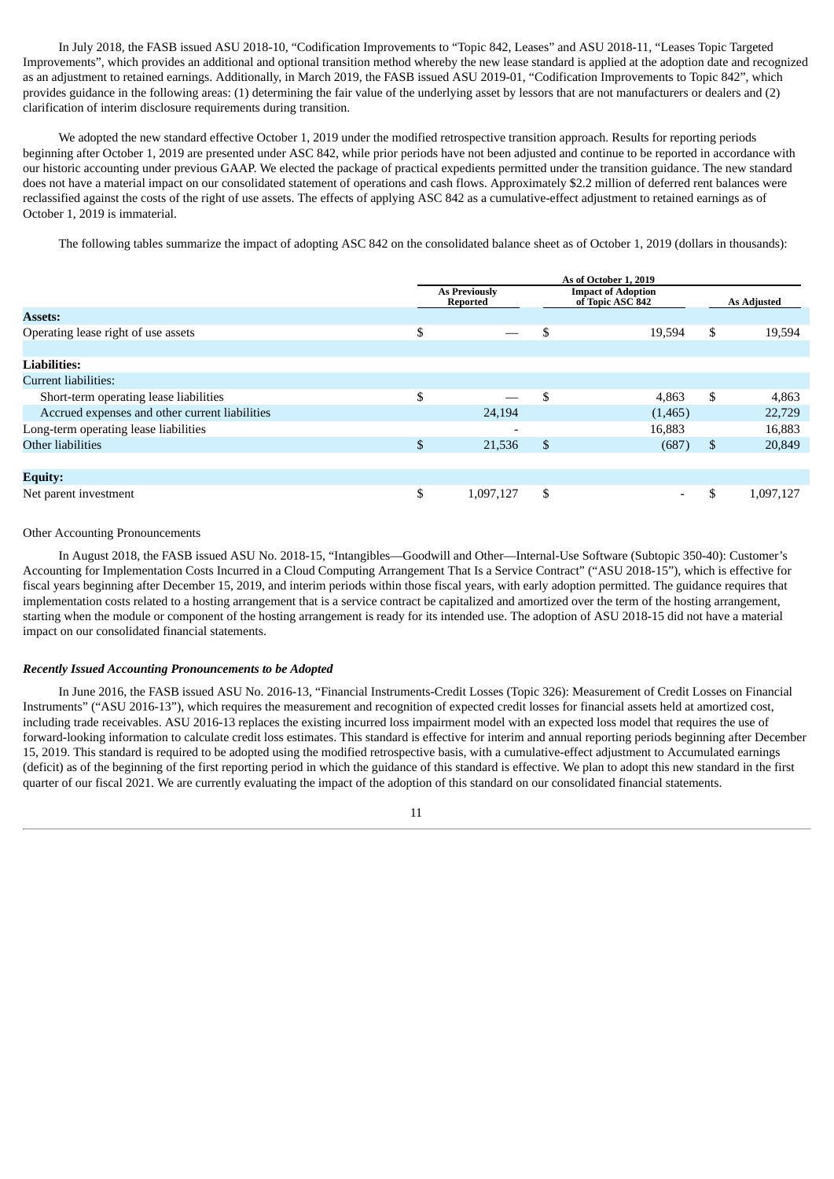In July 2018, the FASB issued ASU 2018-10, "Codification Improvements to "Topic 842, Leases" and ASU 2018-11, "Leases Topic Targeted Improvements", which provides an additional and optional transition method whereby the new lease standard is applied at the adoption date and recognized as an adjustment to retained earnings. Additionally, in March 2019, the FASB issued ASU 2019-01, "Codification Improvements to Topic 842", which provides guidance in the following areas: (1) determining the fair value of the underlying asset by lessors that are not manufacturers or dealers and (2) clarification of interim disclosure requirements during transition.

We adopted the new standard effective October 1, 2019 under the modified retrospective transition approach. Results for reporting periods beginning after October 1, 2019 are presented under ASC 842, while prior periods have not been adjusted and continue to be reported in accordance with our historic accounting under previous GAAP. We elected the package of practical expedients permitted under the transition guidance. The new standard does not have a material impact on our consolidated statement of operations and cash flows. Approximately $2.2 million of deferred rent balances were reclassified against the costs of the right of use assets. The effects of applying ASC 842 as a cumulative-effect adjustment to retained earnings as of October 1, 2019 is immaterial.

The following tables summarize the impact of adopting ASC 842 on the consolidated balance sheet as of October 1, 2019 (dollars in thousands):

| | As of October 1, 2019 | | |
|---|---|---|---|
| | As Previously Reported | Impact of Adoption of Topic ASC 842 | As Adjusted |
| **Assets:** | | | |
| Operating lease right of use assets | $ — | $ 19,594 | $ 19,594 |
| | | | |
| **Liabilities:** | | | |
| Current liabilities: | | | |
| Short-term operating lease liabilities | $ — | $ 4,863 | $ 4,863 |
| Accrued expenses and other current liabilities | 24,194 | (1,465) | 22,729 |
| Long-term operating lease liabilities | - | 16,883 | 16,883 |
| Other liabilities | $ 21,536 | $ (687) | $ 20,849 |
| | | | |
| **Equity:** | | | |
| Net parent investment | $ 1,097,127 | $ - | $ 1,097,127 |

Other Accounting Pronouncements

In August 2018, the FASB issued ASU No. 2018-15, "Intangibles—Goodwill and Other—Internal-Use Software (Subtopic 350-40): Customer's Accounting for Implementation Costs Incurred in a Cloud Computing Arrangement That Is a Service Contract" ("ASU 2018-15"), which is effective for fiscal years beginning after December 15, 2019, and interim periods within those fiscal years, with early adoption permitted. The guidance requires that implementation costs related to a hosting arrangement that is a service contract be capitalized and amortized over the term of the hosting arrangement, starting when the module or component of the hosting arrangement is ready for its intended use. The adoption of ASU 2018-15 did not have a material impact on our consolidated financial statements.

***Recently Issued Accounting Pronouncements to be Adopted***

In June 2016, the FASB issued ASU No. 2016-13, "Financial Instruments-Credit Losses (Topic 326): Measurement of Credit Losses on Financial Instruments" ("ASU 2016-13"), which requires the measurement and recognition of expected credit losses for financial assets held at amortized cost, including trade receivables. ASU 2016-13 replaces the existing incurred loss impairment model with an expected loss model that requires the use of forward-looking information to calculate credit loss estimates. This standard is effective for interim and annual reporting periods beginning after December 15, 2019. This standard is required to be adopted using the modified retrospective basis, with a cumulative-effect adjustment to Accumulated earnings (deficit) as of the beginning of the first reporting period in which the guidance of this standard is effective. We plan to adopt this new standard in the first quarter of our fiscal 2021. We are currently evaluating the impact of the adoption of this standard on our consolidated financial statements.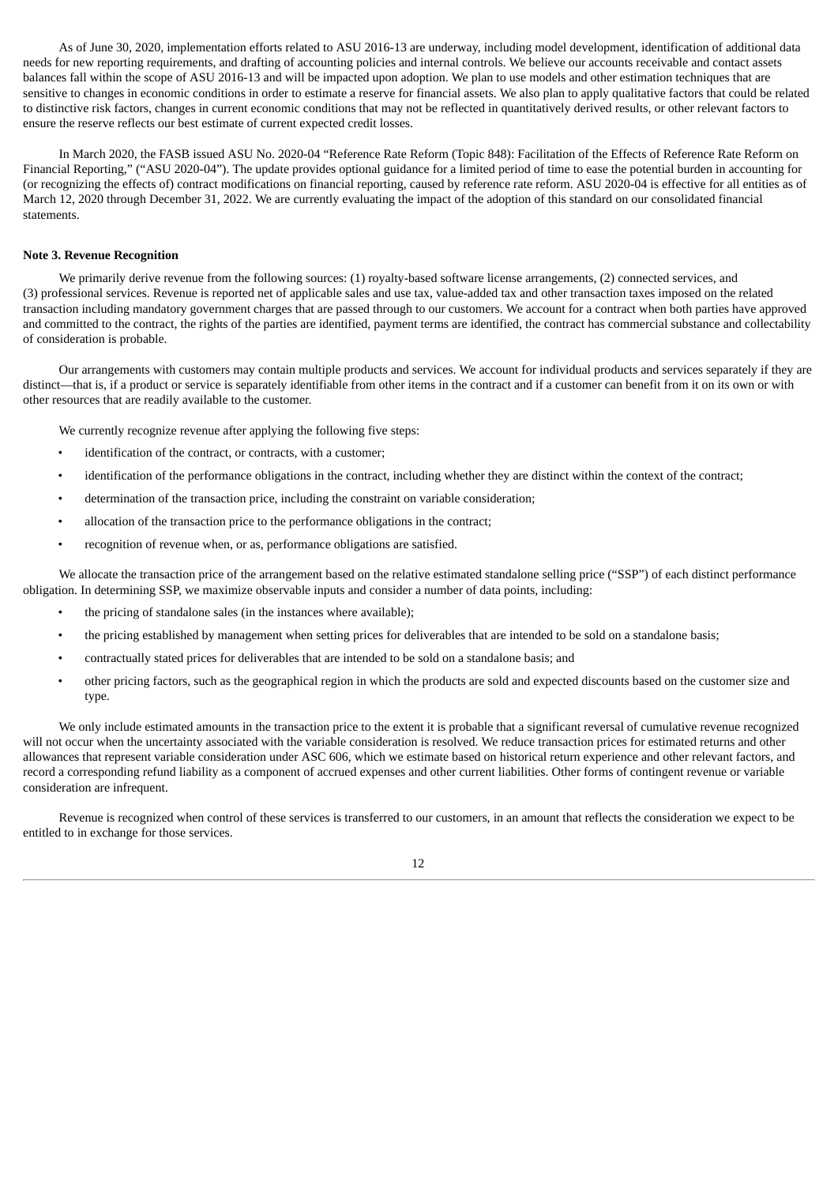As of June 30, 2020, implementation efforts related to ASU 2016-13 are underway, including model development, identification of additional data needs for new reporting requirements, and drafting of accounting policies and internal controls. We believe our accounts receivable and contact assets balances fall within the scope of ASU 2016-13 and will be impacted upon adoption. We plan to use models and other estimation techniques that are sensitive to changes in economic conditions in order to estimate a reserve for financial assets. We also plan to apply qualitative factors that could be related to distinctive risk factors, changes in current economic conditions that may not be reflected in quantitatively derived results, or other relevant factors to ensure the reserve reflects our best estimate of current expected credit losses.

In March 2020, the FASB issued ASU No. 2020-04 "Reference Rate Reform (Topic 848): Facilitation of the Effects of Reference Rate Reform on Financial Reporting," ("ASU 2020-04"). The update provides optional guidance for a limited period of time to ease the potential burden in accounting for (or recognizing the effects of) contract modifications on financial reporting, caused by reference rate reform. ASU 2020-04 is effective for all entities as of March 12, 2020 through December 31, 2022. We are currently evaluating the impact of the adoption of this standard on our consolidated financial statements.

**Note 3. Revenue Recognition**

We primarily derive revenue from the following sources: (1) royalty-based software license arrangements, (2) connected services, and (3) professional services. Revenue is reported net of applicable sales and use tax, value-added tax and other transaction taxes imposed on the related transaction including mandatory government charges that are passed through to our customers. We account for a contract when both parties have approved and committed to the contract, the rights of the parties are identified, payment terms are identified, the contract has commercial substance and collectability of consideration is probable.

Our arrangements with customers may contain multiple products and services. We account for individual products and services separately if they are distinct—that is, if a product or service is separately identifiable from other items in the contract and if a customer can benefit from it on its own or with other resources that are readily available to the customer.

We currently recognize revenue after applying the following five steps:

- identification of the contract, or contracts, with a customer;
- identification of the performance obligations in the contract, including whether they are distinct within the context of the contract;
- determination of the transaction price, including the constraint on variable consideration;
- allocation of the transaction price to the performance obligations in the contract;
- recognition of revenue when, or as, performance obligations are satisfied.

We allocate the transaction price of the arrangement based on the relative estimated standalone selling price ("SSP") of each distinct performance obligation. In determining SSP, we maximize observable inputs and consider a number of data points, including:

- the pricing of standalone sales (in the instances where available);
- the pricing established by management when setting prices for deliverables that are intended to be sold on a standalone basis;
- contractually stated prices for deliverables that are intended to be sold on a standalone basis; and
- other pricing factors, such as the geographical region in which the products are sold and expected discounts based on the customer size and type.

We only include estimated amounts in the transaction price to the extent it is probable that a significant reversal of cumulative revenue recognized will not occur when the uncertainty associated with the variable consideration is resolved. We reduce transaction prices for estimated returns and other allowances that represent variable consideration under ASC 606, which we estimate based on historical return experience and other relevant factors, and record a corresponding refund liability as a component of accrued expenses and other current liabilities. Other forms of contingent revenue or variable consideration are infrequent.

Revenue is recognized when control of these services is transferred to our customers, in an amount that reflects the consideration we expect to be entitled to in exchange for those services.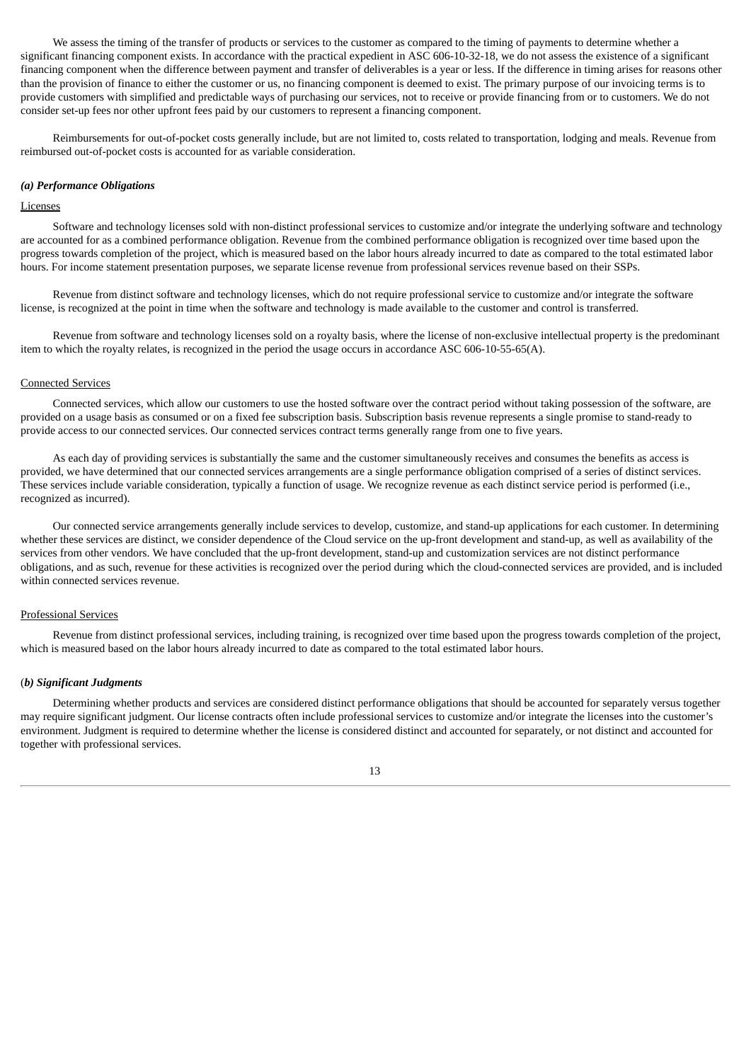We assess the timing of the transfer of products or services to the customer as compared to the timing of payments to determine whether a significant financing component exists. In accordance with the practical expedient in ASC 606-10-32-18, we do not assess the existence of a significant financing component when the difference between payment and transfer of deliverables is a year or less. If the difference in timing arises for reasons other than the provision of finance to either the customer or us, no financing component is deemed to exist. The primary purpose of our invoicing terms is to provide customers with simplified and predictable ways of purchasing our services, not to receive or provide financing from or to customers. We do not consider set-up fees nor other upfront fees paid by our customers to represent a financing component.

Reimbursements for out-of-pocket costs generally include, but are not limited to, costs related to transportation, lodging and meals. Revenue from reimbursed out-of-pocket costs is accounted for as variable consideration.

***(a) Performance Obligations***

Licenses

Software and technology licenses sold with non-distinct professional services to customize and/or integrate the underlying software and technology are accounted for as a combined performance obligation. Revenue from the combined performance obligation is recognized over time based upon the progress towards completion of the project, which is measured based on the labor hours already incurred to date as compared to the total estimated labor hours. For income statement presentation purposes, we separate license revenue from professional services revenue based on their SSPs.

Revenue from distinct software and technology licenses, which do not require professional service to customize and/or integrate the software license, is recognized at the point in time when the software and technology is made available to the customer and control is transferred.

Revenue from software and technology licenses sold on a royalty basis, where the license of non-exclusive intellectual property is the predominant item to which the royalty relates, is recognized in the period the usage occurs in accordance ASC 606-10-55-65(A).

Connected Services

Connected services, which allow our customers to use the hosted software over the contract period without taking possession of the software, are provided on a usage basis as consumed or on a fixed fee subscription basis. Subscription basis revenue represents a single promise to stand-ready to provide access to our connected services. Our connected services contract terms generally range from one to five years.

As each day of providing services is substantially the same and the customer simultaneously receives and consumes the benefits as access is provided, we have determined that our connected services arrangements are a single performance obligation comprised of a series of distinct services. These services include variable consideration, typically a function of usage. We recognize revenue as each distinct service period is performed (i.e., recognized as incurred).

Our connected service arrangements generally include services to develop, customize, and stand-up applications for each customer. In determining whether these services are distinct, we consider dependence of the Cloud service on the up-front development and stand-up, as well as availability of the services from other vendors. We have concluded that the up-front development, stand-up and customization services are not distinct performance obligations, and as such, revenue for these activities is recognized over the period during which the cloud-connected services are provided, and is included within connected services revenue.

Professional Services

Revenue from distinct professional services, including training, is recognized over time based upon the progress towards completion of the project, which is measured based on the labor hours already incurred to date as compared to the total estimated labor hours.

(***b) Significant Judgments***

Determining whether products and services are considered distinct performance obligations that should be accounted for separately versus together may require significant judgment. Our license contracts often include professional services to customize and/or integrate the licenses into the customer's environment. Judgment is required to determine whether the license is considered distinct and accounted for separately, or not distinct and accounted for together with professional services.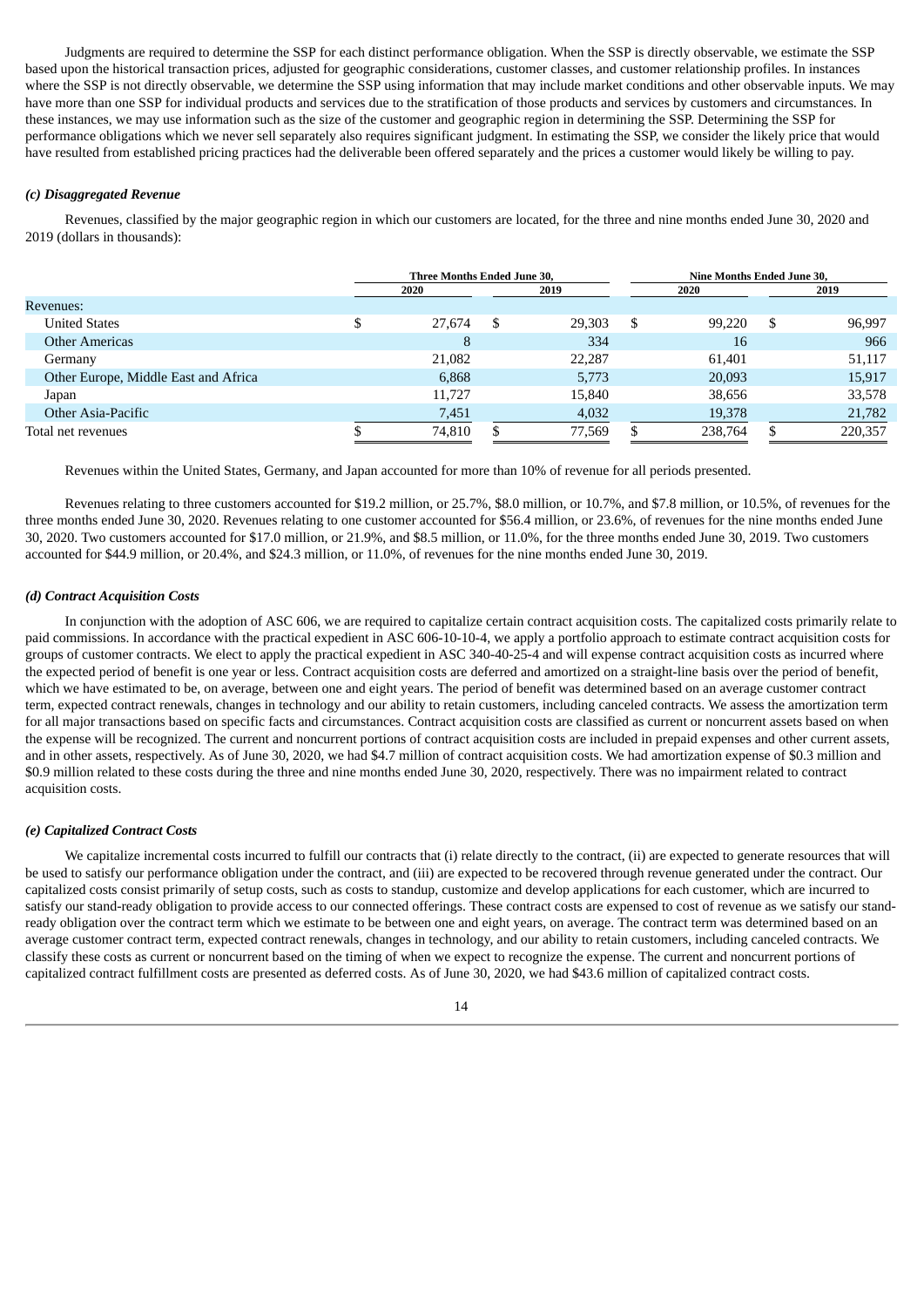Judgments are required to determine the SSP for each distinct performance obligation. When the SSP is directly observable, we estimate the SSP based upon the historical transaction prices, adjusted for geographic considerations, customer classes, and customer relationship profiles. In instances where the SSP is not directly observable, we determine the SSP using information that may include market conditions and other observable inputs. We may have more than one SSP for individual products and services due to the stratification of those products and services by customers and circumstances. In these instances, we may use information such as the size of the customer and geographic region in determining the SSP. Determining the SSP for performance obligations which we never sell separately also requires significant judgment. In estimating the SSP, we consider the likely price that would have resulted from established pricing practices had the deliverable been offered separately and the prices a customer would likely be willing to pay.

***(c) Disaggregated Revenue***

Revenues, classified by the major geographic region in which our customers are located, for the three and nine months ended June 30, 2020 and 2019 (dollars in thousands):

| | Three Months Ended June 30, | | Nine Months Ended June 30, | |
|---|---|---|---|---|
| | 2020 | 2019 | 2020 | 2019 |
| Revenues: | | | | |
| United States | $ 27,674 | $ 29,303 | $ 99,220 | $ 96,997 |
| Other Americas | 8 | 334 | 16 | 966 |
| Germany | 21,082 | 22,287 | 61,401 | 51,117 |
| Other Europe, Middle East and Africa | 6,868 | 5,773 | 20,093 | 15,917 |
| Japan | 11,727 | 15,840 | 38,656 | 33,578 |
| Other Asia-Pacific | 7,451 | 4,032 | 19,378 | 21,782 |
| Total net revenues | $ 74,810 | $ 77,569 | $ 238,764 | $ 220,357 |

Revenues within the United States, Germany, and Japan accounted for more than 10% of revenue for all periods presented.

Revenues relating to three customers accounted for $19.2 million, or 25.7%, $8.0 million, or 10.7%, and $7.8 million, or 10.5%, of revenues for the three months ended June 30, 2020. Revenues relating to one customer accounted for $56.4 million, or 23.6%, of revenues for the nine months ended June 30, 2020. Two customers accounted for $17.0 million, or 21.9%, and $8.5 million, or 11.0%, for the three months ended June 30, 2019. Two customers accounted for $44.9 million, or 20.4%, and $24.3 million, or 11.0%, of revenues for the nine months ended June 30, 2019.

***(d) Contract Acquisition Costs***

In conjunction with the adoption of ASC 606, we are required to capitalize certain contract acquisition costs. The capitalized costs primarily relate to paid commissions. In accordance with the practical expedient in ASC 606-10-10-4, we apply a portfolio approach to estimate contract acquisition costs for groups of customer contracts. We elect to apply the practical expedient in ASC 340-40-25-4 and will expense contract acquisition costs as incurred where the expected period of benefit is one year or less. Contract acquisition costs are deferred and amortized on a straight-line basis over the period of benefit, which we have estimated to be, on average, between one and eight years. The period of benefit was determined based on an average customer contract term, expected contract renewals, changes in technology and our ability to retain customers, including canceled contracts. We assess the amortization term for all major transactions based on specific facts and circumstances. Contract acquisition costs are classified as current or noncurrent assets based on when the expense will be recognized. The current and noncurrent portions of contract acquisition costs are included in prepaid expenses and other current assets, and in other assets, respectively. As of June 30, 2020, we had $4.7 million of contract acquisition costs. We had amortization expense of $0.3 million and $0.9 million related to these costs during the three and nine months ended June 30, 2020, respectively. There was no impairment related to contract acquisition costs.

***(e) Capitalized Contract Costs***

We capitalize incremental costs incurred to fulfill our contracts that (i) relate directly to the contract, (ii) are expected to generate resources that will be used to satisfy our performance obligation under the contract, and (iii) are expected to be recovered through revenue generated under the contract. Our capitalized costs consist primarily of setup costs, such as costs to standup, customize and develop applications for each customer, which are incurred to satisfy our stand-ready obligation to provide access to our connected offerings. These contract costs are expensed to cost of revenue as we satisfy our stand-ready obligation over the contract term which we estimate to be between one and eight years, on average. The contract term was determined based on an average customer contract term, expected contract renewals, changes in technology, and our ability to retain customers, including canceled contracts. We classify these costs as current or noncurrent based on the timing of when we expect to recognize the expense. The current and noncurrent portions of capitalized contract fulfillment costs are presented as deferred costs. As of June 30, 2020, we had $43.6 million of capitalized contract costs.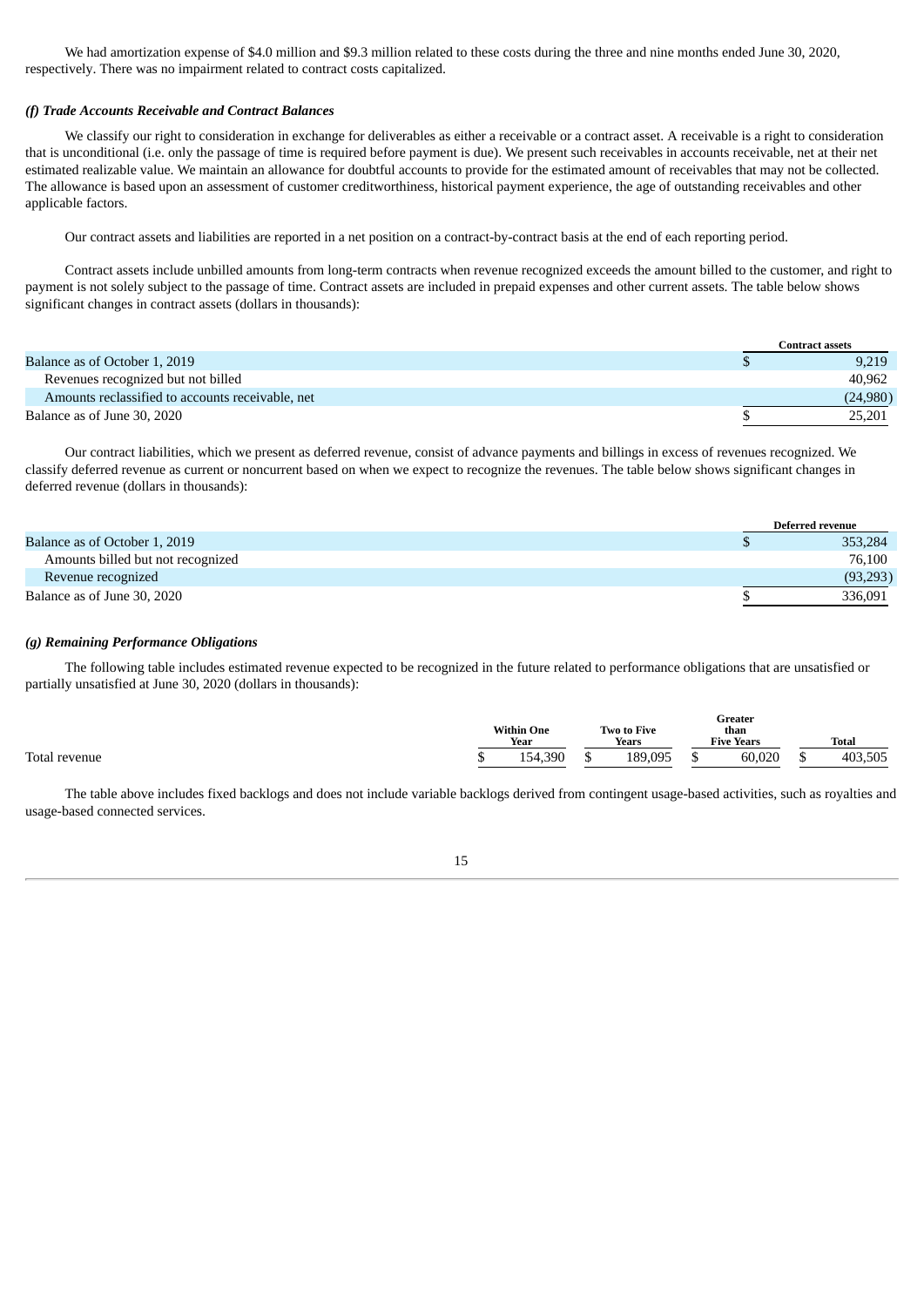We had amortization expense of $4.0 million and $9.3 million related to these costs during the three and nine months ended June 30, 2020, respectively. There was no impairment related to contract costs capitalized.

***(f) Trade Accounts Receivable and Contract Balances***

We classify our right to consideration in exchange for deliverables as either a receivable or a contract asset. A receivable is a right to consideration that is unconditional (i.e. only the passage of time is required before payment is due). We present such receivables in accounts receivable, net at their net estimated realizable value. We maintain an allowance for doubtful accounts to provide for the estimated amount of receivables that may not be collected. The allowance is based upon an assessment of customer creditworthiness, historical payment experience, the age of outstanding receivables and other applicable factors.

Our contract assets and liabilities are reported in a net position on a contract-by-contract basis at the end of each reporting period.

Contract assets include unbilled amounts from long-term contracts when revenue recognized exceeds the amount billed to the customer, and right to payment is not solely subject to the passage of time. Contract assets are included in prepaid expenses and other current assets. The table below shows significant changes in contract assets (dollars in thousands):

| | Contract assets |
|---|---|
| Balance as of October 1, 2019 | $ 9,219 |
| Revenues recognized but not billed | 40,962 |
| Amounts reclassified to accounts receivable, net | (24,980) |
| Balance as of June 30, 2020 | $ 25,201 |

Our contract liabilities, which we present as deferred revenue, consist of advance payments and billings in excess of revenues recognized. We classify deferred revenue as current or noncurrent based on when we expect to recognize the revenues. The table below shows significant changes in deferred revenue (dollars in thousands):

| | Deferred revenue |
|---|---|
| Balance as of October 1, 2019 | $ 353,284 |
| Amounts billed but not recognized | 76,100 |
| Revenue recognized | (93,293) |
| Balance as of June 30, 2020 | $ 336,091 |

***(g) Remaining Performance Obligations***

The following table includes estimated revenue expected to be recognized in the future related to performance obligations that are unsatisfied or partially unsatisfied at June 30, 2020 (dollars in thousands):

| | Within One Year | Two to Five Years | Greater than Five Years | Total |
|---|---|---|---|---|
| Total revenue | $ 154,390 | $ 189,095 | $ 60,020 | $ 403,505 |

The table above includes fixed backlogs and does not include variable backlogs derived from contingent usage-based activities, such as royalties and usage-based connected services.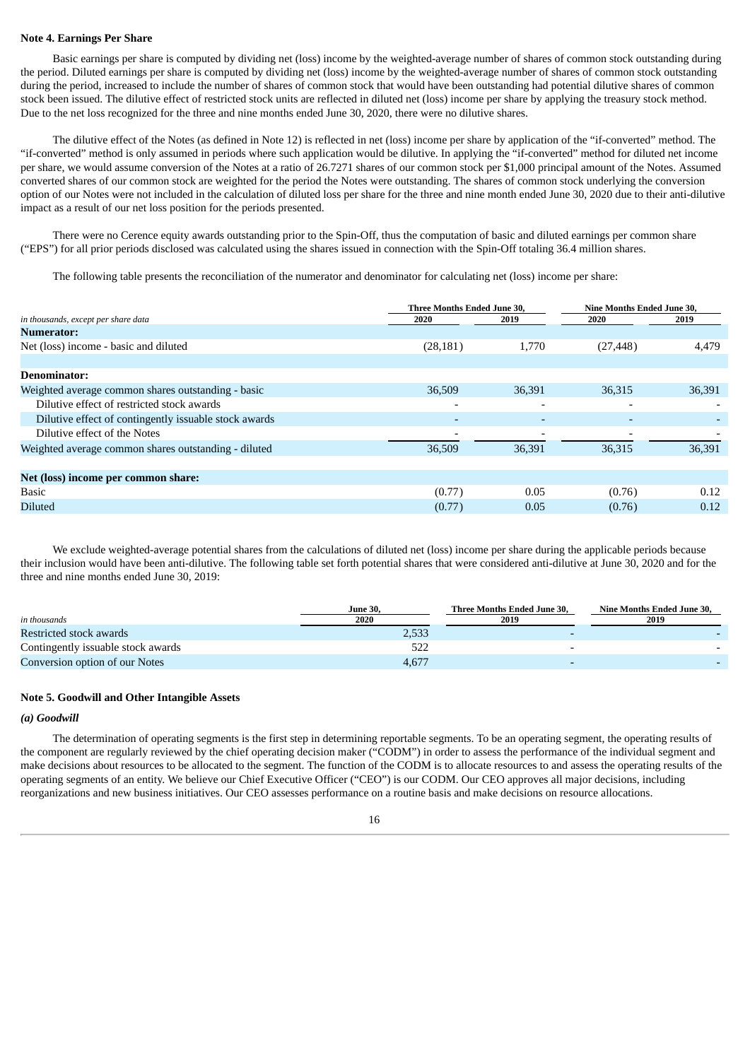**Note 4. Earnings Per Share**

Basic earnings per share is computed by dividing net (loss) income by the weighted-average number of shares of common stock outstanding during the period. Diluted earnings per share is computed by dividing net (loss) income by the weighted-average number of shares of common stock outstanding during the period, increased to include the number of shares of common stock that would have been outstanding had potential dilutive shares of common stock been issued. The dilutive effect of restricted stock units are reflected in diluted net (loss) income per share by applying the treasury stock method. Due to the net loss recognized for the three and nine months ended June 30, 2020, there were no dilutive shares.

The dilutive effect of the Notes (as defined in Note 12) is reflected in net (loss) income per share by application of the "if-converted" method. The "if-converted" method is only assumed in periods where such application would be dilutive. In applying the "if-converted" method for diluted net income per share, we would assume conversion of the Notes at a ratio of 26.7271 shares of our common stock per $1,000 principal amount of the Notes. Assumed converted shares of our common stock are weighted for the period the Notes were outstanding. The shares of common stock underlying the conversion option of our Notes were not included in the calculation of diluted loss per share for the three and nine month ended June 30, 2020 due to their anti-dilutive impact as a result of our net loss position for the periods presented.

There were no Cerence equity awards outstanding prior to the Spin-Off, thus the computation of basic and diluted earnings per common share ("EPS") for all prior periods disclosed was calculated using the shares issued in connection with the Spin-Off totaling 36.4 million shares.

The following table presents the reconciliation of the numerator and denominator for calculating net (loss) income per share:

| *in thousands, except per share data* | Three Months Ended June 30, 2020 | Three Months Ended June 30, 2019 | Nine Months Ended June 30, 2020 | Nine Months Ended June 30, 2019 |
|---|---|---|---|---|
| **Numerator:** | | | | |
| Net (loss) income - basic and diluted | (28,181) | 1,770 | (27,448) | 4,479 |
| | | | | |
| **Denominator:** | | | | |
| Weighted average common shares outstanding - basic | 36,509 | 36,391 | 36,315 | 36,391 |
| Dilutive effect of restricted stock awards | - | - | - | - |
| Dilutive effect of contingently issuable stock awards | - | - | - | - |
| Dilutive effect of the Notes | - | - | - | - |
| Weighted average common shares outstanding - diluted | 36,509 | 36,391 | 36,315 | 36,391 |
| | | | | |
| **Net (loss) income per common share:** | | | | |
| Basic | (0.77) | 0.05 | (0.76) | 0.12 |
| Diluted | (0.77) | 0.05 | (0.76) | 0.12 |

We exclude weighted-average potential shares from the calculations of diluted net (loss) income per share during the applicable periods because their inclusion would have been anti-dilutive. The following table set forth potential shares that were considered anti-dilutive at June 30, 2020 and for the three and nine months ended June 30, 2019:

| *in thousands* | June 30, 2020 | Three Months Ended June 30, 2019 | Nine Months Ended June 30, 2019 |
|---|---|---|---|
| Restricted stock awards | 2,533 | - | - |
| Contingently issuable stock awards | 522 | - | - |
| Conversion option of our Notes | 4,677 | - | - |

**Note 5. Goodwill and Other Intangible Assets**

***(a) Goodwill***

The determination of operating segments is the first step in determining reportable segments. To be an operating segment, the operating results of the component are regularly reviewed by the chief operating decision maker ("CODM") in order to assess the performance of the individual segment and make decisions about resources to be allocated to the segment. The function of the CODM is to allocate resources to and assess the operating results of the operating segments of an entity. We believe our Chief Executive Officer ("CEO") is our CODM. Our CEO approves all major decisions, including reorganizations and new business initiatives. Our CEO assesses performance on a routine basis and make decisions on resource allocations.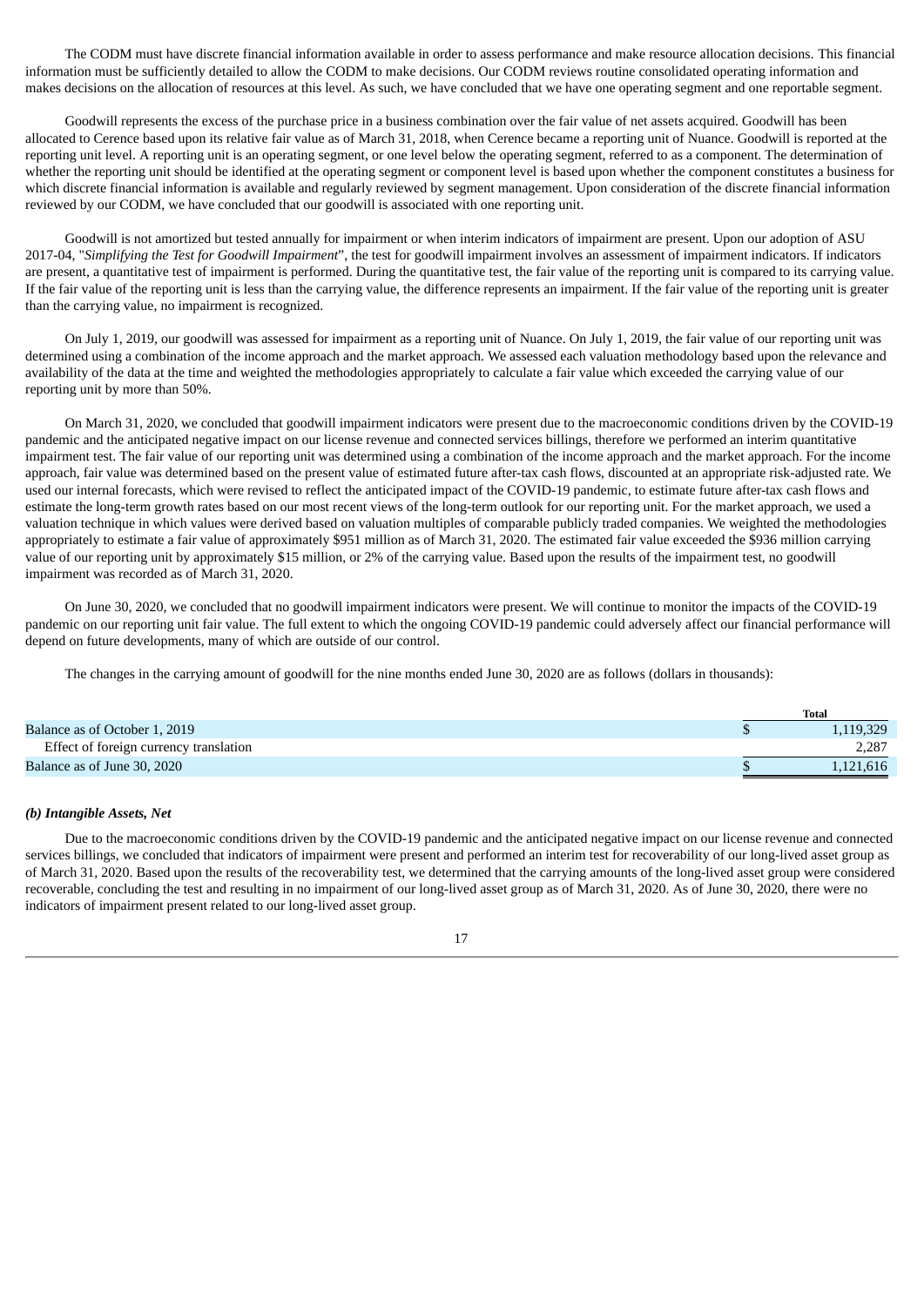The CODM must have discrete financial information available in order to assess performance and make resource allocation decisions. This financial information must be sufficiently detailed to allow the CODM to make decisions. Our CODM reviews routine consolidated operating information and makes decisions on the allocation of resources at this level. As such, we have concluded that we have one operating segment and one reportable segment.

Goodwill represents the excess of the purchase price in a business combination over the fair value of net assets acquired. Goodwill has been allocated to Cerence based upon its relative fair value as of March 31, 2018, when Cerence became a reporting unit of Nuance. Goodwill is reported at the reporting unit level. A reporting unit is an operating segment, or one level below the operating segment, referred to as a component. The determination of whether the reporting unit should be identified at the operating segment or component level is based upon whether the component constitutes a business for which discrete financial information is available and regularly reviewed by segment management. Upon consideration of the discrete financial information reviewed by our CODM, we have concluded that our goodwill is associated with one reporting unit.

Goodwill is not amortized but tested annually for impairment or when interim indicators of impairment are present. Upon our adoption of ASU 2017-04, "*Simplifying the Test for Goodwill Impairment*", the test for goodwill impairment involves an assessment of impairment indicators. If indicators are present, a quantitative test of impairment is performed. During the quantitative test, the fair value of the reporting unit is compared to its carrying value. If the fair value of the reporting unit is less than the carrying value, the difference represents an impairment. If the fair value of the reporting unit is greater than the carrying value, no impairment is recognized.

On July 1, 2019, our goodwill was assessed for impairment as a reporting unit of Nuance. On July 1, 2019, the fair value of our reporting unit was determined using a combination of the income approach and the market approach. We assessed each valuation methodology based upon the relevance and availability of the data at the time and weighted the methodologies appropriately to calculate a fair value which exceeded the carrying value of our reporting unit by more than 50%.

On March 31, 2020, we concluded that goodwill impairment indicators were present due to the macroeconomic conditions driven by the COVID-19 pandemic and the anticipated negative impact on our license revenue and connected services billings, therefore we performed an interim quantitative impairment test. The fair value of our reporting unit was determined using a combination of the income approach and the market approach. For the income approach, fair value was determined based on the present value of estimated future after-tax cash flows, discounted at an appropriate risk-adjusted rate. We used our internal forecasts, which were revised to reflect the anticipated impact of the COVID-19 pandemic, to estimate future after-tax cash flows and estimate the long-term growth rates based on our most recent views of the long-term outlook for our reporting unit. For the market approach, we used a valuation technique in which values were derived based on valuation multiples of comparable publicly traded companies. We weighted the methodologies appropriately to estimate a fair value of approximately $951 million as of March 31, 2020. The estimated fair value exceeded the $936 million carrying value of our reporting unit by approximately $15 million, or 2% of the carrying value. Based upon the results of the impairment test, no goodwill impairment was recorded as of March 31, 2020.

On June 30, 2020, we concluded that no goodwill impairment indicators were present. We will continue to monitor the impacts of the COVID-19 pandemic on our reporting unit fair value. The full extent to which the ongoing COVID-19 pandemic could adversely affect our financial performance will depend on future developments, many of which are outside of our control.

The changes in the carrying amount of goodwill for the nine months ended June 30, 2020 are as follows (dollars in thousands):

| | Total |
|---|---|
| Balance as of October 1, 2019 | $ 1,119,329 |
| Effect of foreign currency translation | 2,287 |
| Balance as of June 30, 2020 | $ 1,121,616 |

***(b) Intangible Assets, Net***

Due to the macroeconomic conditions driven by the COVID-19 pandemic and the anticipated negative impact on our license revenue and connected services billings, we concluded that indicators of impairment were present and performed an interim test for recoverability of our long-lived asset group as of March 31, 2020. Based upon the results of the recoverability test, we determined that the carrying amounts of the long-lived asset group were considered recoverable, concluding the test and resulting in no impairment of our long-lived asset group as of March 31, 2020. As of June 30, 2020, there were no indicators of impairment present related to our long-lived asset group.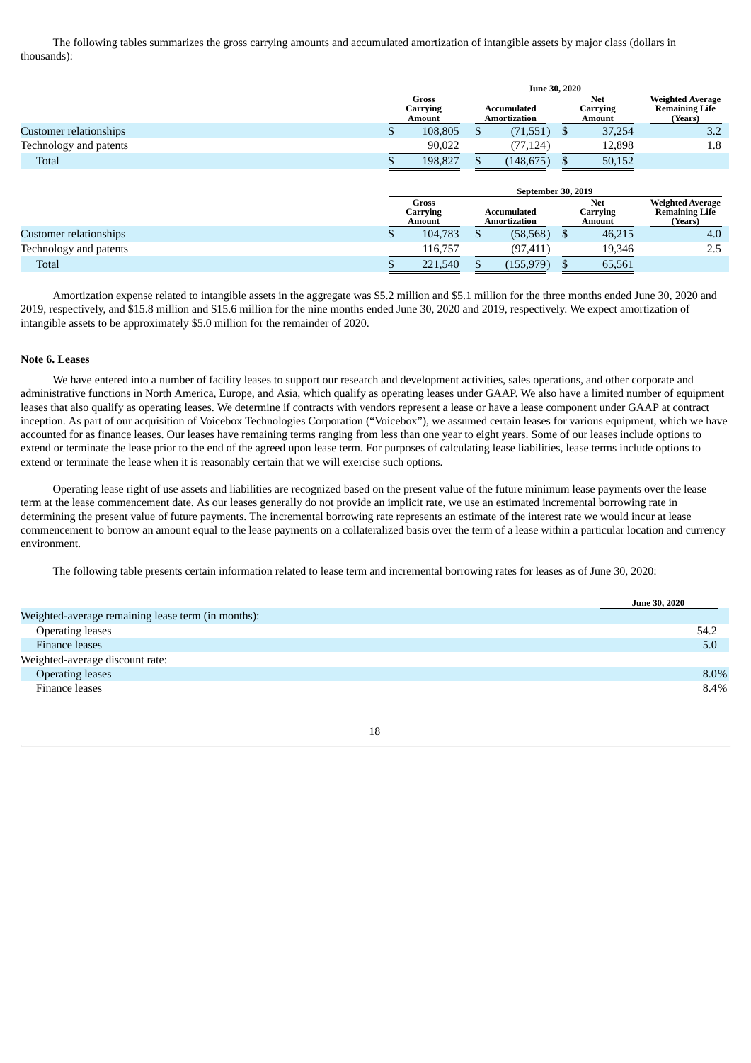The following tables summarizes the gross carrying amounts and accumulated amortization of intangible assets by major class (dollars in thousands):

| | June 30, 2020 | | | |
|---|---|---|---|---|
| | Gross Carrying Amount | Accumulated Amortization | Net Carrying Amount | Weighted Average Remaining Life (Years) |
| Customer relationships | $ 108,805 | $ (71,551) | $ 37,254 | 3.2 |
| Technology and patents | 90,022 | (77,124) | 12,898 | 1.8 |
| Total | $ 198,827 | $ (148,675) | $ 50,152 | |

| | September 30, 2019 | | | |
|---|---|---|---|---|
| | Gross Carrying Amount | Accumulated Amortization | Net Carrying Amount | Weighted Average Remaining Life (Years) |
| Customer relationships | $ 104,783 | $ (58,568) | $ 46,215 | 4.0 |
| Technology and patents | 116,757 | (97,411) | 19,346 | 2.5 |
| Total | $ 221,540 | $ (155,979) | $ 65,561 | |

Amortization expense related to intangible assets in the aggregate was $5.2 million and $5.1 million for the three months ended June 30, 2020 and 2019, respectively, and $15.8 million and $15.6 million for the nine months ended June 30, 2020 and 2019, respectively. We expect amortization of intangible assets to be approximately $5.0 million for the remainder of 2020.

### Note 6. Leases

We have entered into a number of facility leases to support our research and development activities, sales operations, and other corporate and administrative functions in North America, Europe, and Asia, which qualify as operating leases under GAAP. We also have a limited number of equipment leases that also qualify as operating leases. We determine if contracts with vendors represent a lease or have a lease component under GAAP at contract inception. As part of our acquisition of Voicebox Technologies Corporation ("Voicebox"), we assumed certain leases for various equipment, which we have accounted for as finance leases. Our leases have remaining terms ranging from less than one year to eight years. Some of our leases include options to extend or terminate the lease prior to the end of the agreed upon lease term. For purposes of calculating lease liabilities, lease terms include options to extend or terminate the lease when it is reasonably certain that we will exercise such options.

Operating lease right of use assets and liabilities are recognized based on the present value of the future minimum lease payments over the lease term at the lease commencement date. As our leases generally do not provide an implicit rate, we use an estimated incremental borrowing rate in determining the present value of future payments. The incremental borrowing rate represents an estimate of the interest rate we would incur at lease commencement to borrow an amount equal to the lease payments on a collateralized basis over the term of a lease within a particular location and currency environment.

The following table presents certain information related to lease term and incremental borrowing rates for leases as of June 30, 2020:

| | June 30, 2020 |
|---|---|
| Weighted-average remaining lease term (in months): | |
| Operating leases | 54.2 |
| Finance leases | 5.0 |
| Weighted-average discount rate: | |
| Operating leases | 8.0% |
| Finance leases | 8.4% |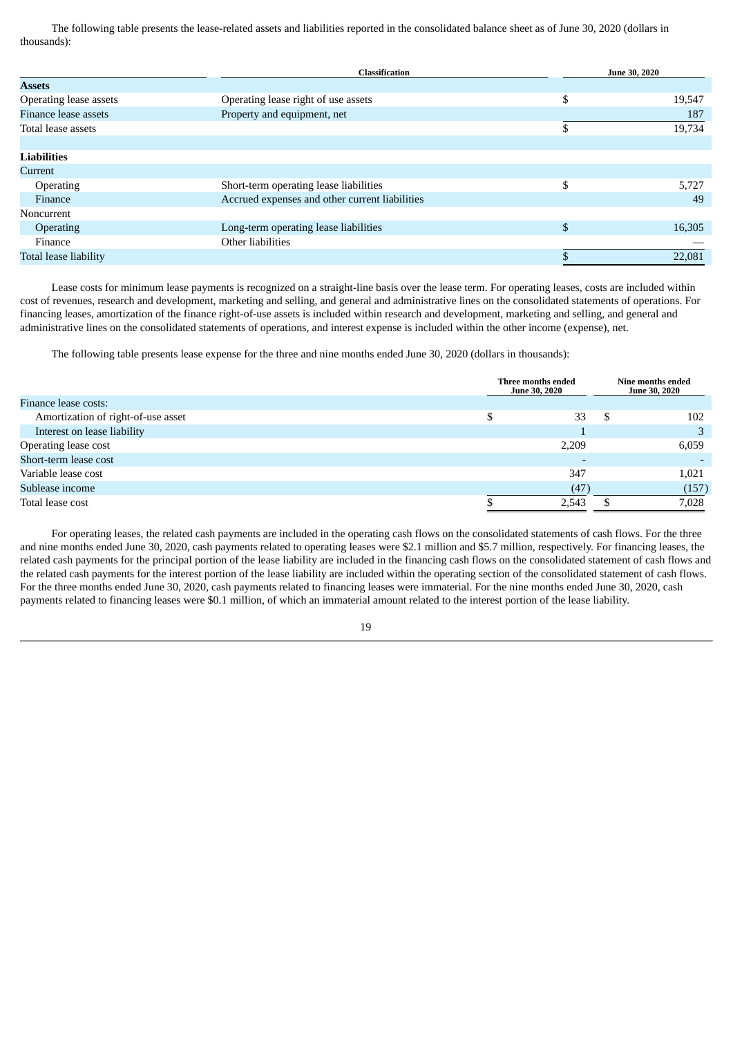The following table presents the lease-related assets and liabilities reported in the consolidated balance sheet as of June 30, 2020 (dollars in thousands):

| | Classification | June 30, 2020 |
|---|---|---|
| **Assets** | | |
| Operating lease assets | Operating lease right of use assets | $ 19,547 |
| Finance lease assets | Property and equipment, net | 187 |
| Total lease assets | | $ 19,734 |
| | | |
| **Liabilities** | | |
| Current | | |
| Operating | Short-term operating lease liabilities | $ 5,727 |
| Finance | Accrued expenses and other current liabilities | 49 |
| Noncurrent | | |
| Operating | Long-term operating lease liabilities | $ 16,305 |
| Finance | Other liabilities | — |
| Total lease liability | | $ 22,081 |

Lease costs for minimum lease payments is recognized on a straight-line basis over the lease term. For operating leases, costs are included within cost of revenues, research and development, marketing and selling, and general and administrative lines on the consolidated statements of operations. For financing leases, amortization of the finance right-of-use assets is included within research and development, marketing and selling, and general and administrative lines on the consolidated statements of operations, and interest expense is included within the other income (expense), net.

The following table presents lease expense for the three and nine months ended June 30, 2020 (dollars in thousands):

| | Three months ended June 30, 2020 | Nine months ended June 30, 2020 |
|---|---|---|
| Finance lease costs: | | |
| Amortization of right-of-use asset | $ 33 | $ 102 |
| Interest on lease liability | 1 | 3 |
| Operating lease cost | 2,209 | 6,059 |
| Short-term lease cost | - | - |
| Variable lease cost | 347 | 1,021 |
| Sublease income | (47) | (157) |
| Total lease cost | $ 2,543 | $ 7,028 |

For operating leases, the related cash payments are included in the operating cash flows on the consolidated statements of cash flows. For the three and nine months ended June 30, 2020, cash payments related to operating leases were $2.1 million and $5.7 million, respectively. For financing leases, the related cash payments for the principal portion of the lease liability are included in the financing cash flows on the consolidated statement of cash flows and the related cash payments for the interest portion of the lease liability are included within the operating section of the consolidated statement of cash flows. For the three months ended June 30, 2020, cash payments related to financing leases were immaterial. For the nine months ended June 30, 2020, cash payments related to financing leases were $0.1 million, of which an immaterial amount related to the interest portion of the lease liability.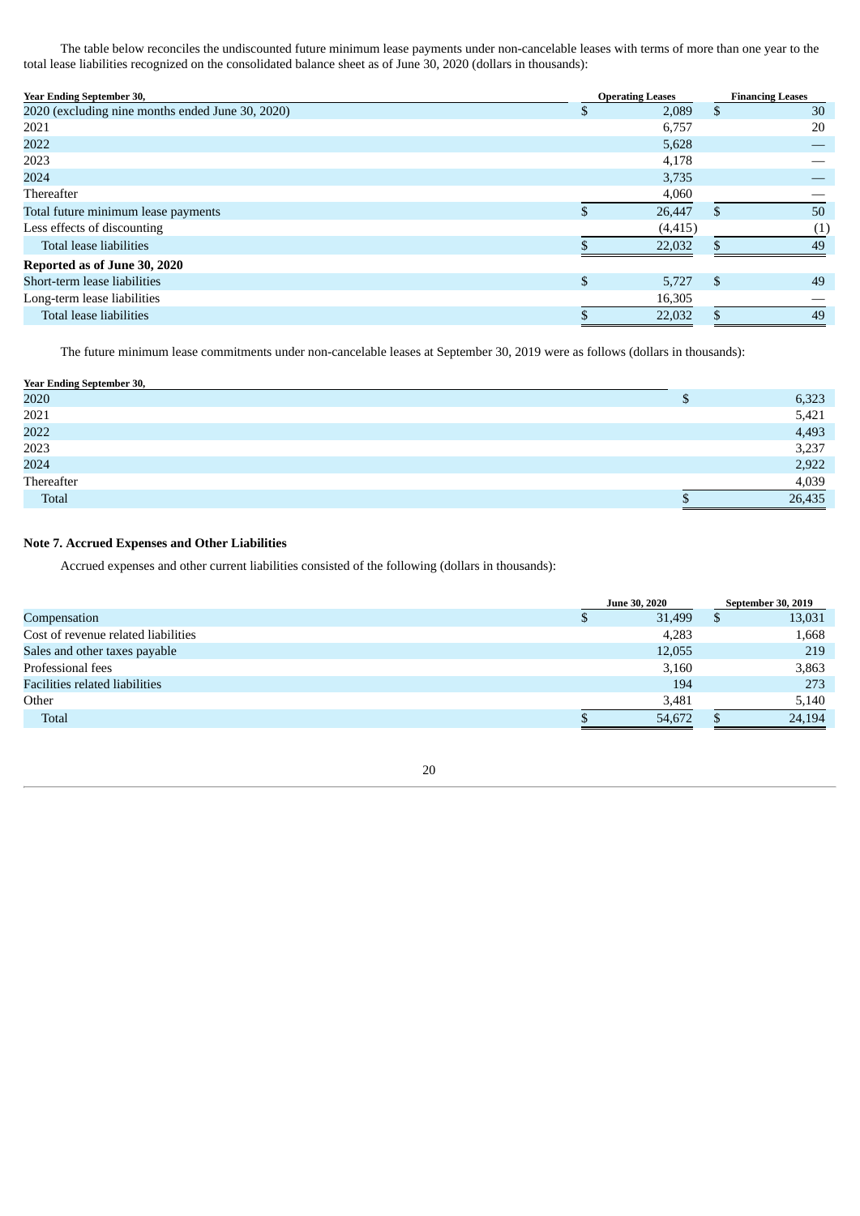The table below reconciles the undiscounted future minimum lease payments under non-cancelable leases with terms of more than one year to the total lease liabilities recognized on the consolidated balance sheet as of June 30, 2020 (dollars in thousands):

| Year Ending September 30, | Operating Leases | Financing Leases |
|---|---|---|
| 2020 (excluding nine months ended June 30, 2020) | $ 2,089 | $ 30 |
| 2021 | 6,757 | 20 |
| 2022 | 5,628 | — |
| 2023 | 4,178 | — |
| 2024 | 3,735 | — |
| Thereafter | 4,060 | — |
| Total future minimum lease payments | $ 26,447 | $ 50 |
| Less effects of discounting | (4,415) | (1) |
| Total lease liabilities | $ 22,032 | $ 49 |
| **Reported as of June 30, 2020** | | |
| Short-term lease liabilities | $ 5,727 | $ 49 |
| Long-term lease liabilities | 16,305 | — |
| Total lease liabilities | $ 22,032 | $ 49 |

The future minimum lease commitments under non-cancelable leases at September 30, 2019 were as follows (dollars in thousands):

| Year Ending September 30, | |
|---|---|
| 2020 | $ 6,323 |
| 2021 | 5,421 |
| 2022 | 4,493 |
| 2023 | 3,237 |
| 2024 | 2,922 |
| Thereafter | 4,039 |
| Total | $ 26,435 |

**Note 7. Accrued Expenses and Other Liabilities**

Accrued expenses and other current liabilities consisted of the following (dollars in thousands):

| | June 30, 2020 | September 30, 2019 |
|---|---|---|
| Compensation | $ 31,499 | $ 13,031 |
| Cost of revenue related liabilities | 4,283 | 1,668 |
| Sales and other taxes payable | 12,055 | 219 |
| Professional fees | 3,160 | 3,863 |
| Facilities related liabilities | 194 | 273 |
| Other | 3,481 | 5,140 |
| Total | $ 54,672 | $ 24,194 |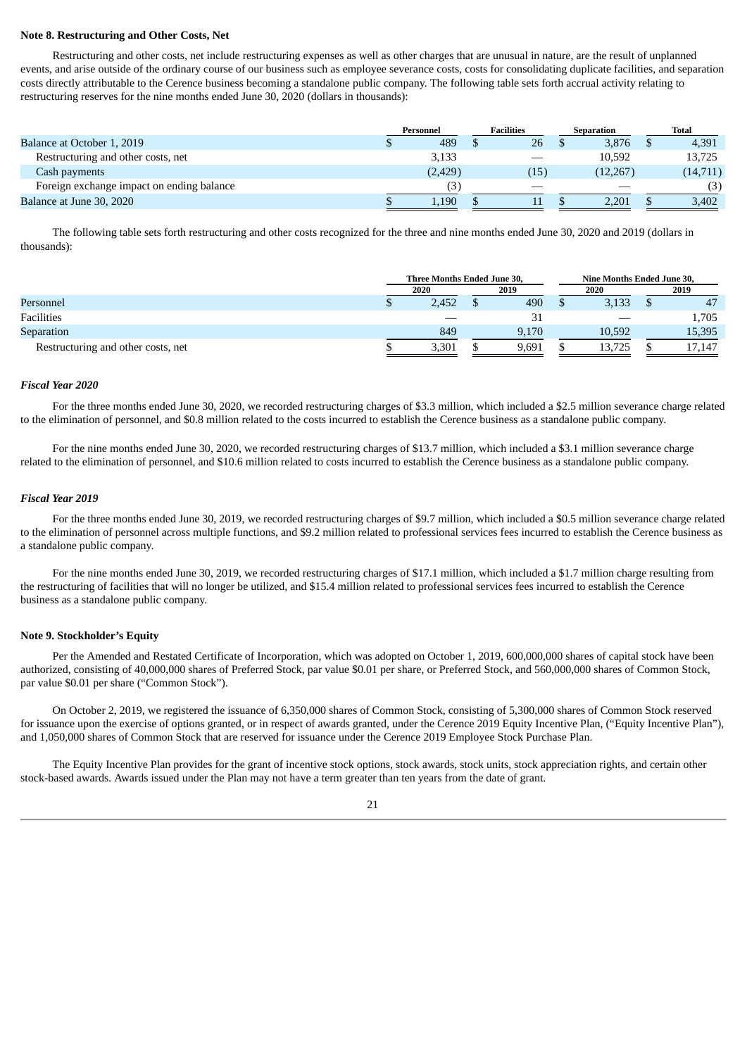**Note 8. Restructuring and Other Costs, Net**

Restructuring and other costs, net include restructuring expenses as well as other charges that are unusual in nature, are the result of unplanned events, and arise outside of the ordinary course of our business such as employee severance costs, costs for consolidating duplicate facilities, and separation costs directly attributable to the Cerence business becoming a standalone public company. The following table sets forth accrual activity relating to restructuring reserves for the nine months ended June 30, 2020 (dollars in thousands):

| | Personnel | Facilities | Separation | Total |
|---|---|---|---|---|
| Balance at October 1, 2019 | $ 489 | $ 26 | $ 3,876 | $ 4,391 |
| Restructuring and other costs, net | 3,133 | — | 10,592 | 13,725 |
| Cash payments | (2,429) | (15) | (12,267) | (14,711) |
| Foreign exchange impact on ending balance | (3) | — | — | (3) |
| Balance at June 30, 2020 | $ 1,190 | $ 11 | $ 2,201 | $ 3,402 |

The following table sets forth restructuring and other costs recognized for the three and nine months ended June 30, 2020 and 2019 (dollars in thousands):

| | Three Months Ended June 30, | | Nine Months Ended June 30, | |
|---|---|---|---|---|
| | 2020 | 2019 | 2020 | 2019 |
| Personnel | $ 2,452 | $ 490 | $ 3,133 | $ 47 |
| Facilities | — | 31 | — | 1,705 |
| Separation | 849 | 9,170 | 10,592 | 15,395 |
| Restructuring and other costs, net | $ 3,301 | $ 9,691 | $ 13,725 | $ 17,147 |

***Fiscal Year 2020***

For the three months ended June 30, 2020, we recorded restructuring charges of $3.3 million, which included a $2.5 million severance charge related to the elimination of personnel, and $0.8 million related to the costs incurred to establish the Cerence business as a standalone public company.

For the nine months ended June 30, 2020, we recorded restructuring charges of $13.7 million, which included a $3.1 million severance charge related to the elimination of personnel, and $10.6 million related to costs incurred to establish the Cerence business as a standalone public company.

***Fiscal Year 2019***

For the three months ended June 30, 2019, we recorded restructuring charges of $9.7 million, which included a $0.5 million severance charge related to the elimination of personnel across multiple functions, and $9.2 million related to professional services fees incurred to establish the Cerence business as a standalone public company.

For the nine months ended June 30, 2019, we recorded restructuring charges of $17.1 million, which included a $1.7 million charge resulting from the restructuring of facilities that will no longer be utilized, and $15.4 million related to professional services fees incurred to establish the Cerence business as a standalone public company.

**Note 9. Stockholder's Equity**

Per the Amended and Restated Certificate of Incorporation, which was adopted on October 1, 2019, 600,000,000 shares of capital stock have been authorized, consisting of 40,000,000 shares of Preferred Stock, par value $0.01 per share, or Preferred Stock, and 560,000,000 shares of Common Stock, par value $0.01 per share ("Common Stock").

On October 2, 2019, we registered the issuance of 6,350,000 shares of Common Stock, consisting of 5,300,000 shares of Common Stock reserved for issuance upon the exercise of options granted, or in respect of awards granted, under the Cerence 2019 Equity Incentive Plan, ("Equity Incentive Plan"), and 1,050,000 shares of Common Stock that are reserved for issuance under the Cerence 2019 Employee Stock Purchase Plan.

The Equity Incentive Plan provides for the grant of incentive stock options, stock awards, stock units, stock appreciation rights, and certain other stock-based awards. Awards issued under the Plan may not have a term greater than ten years from the date of grant.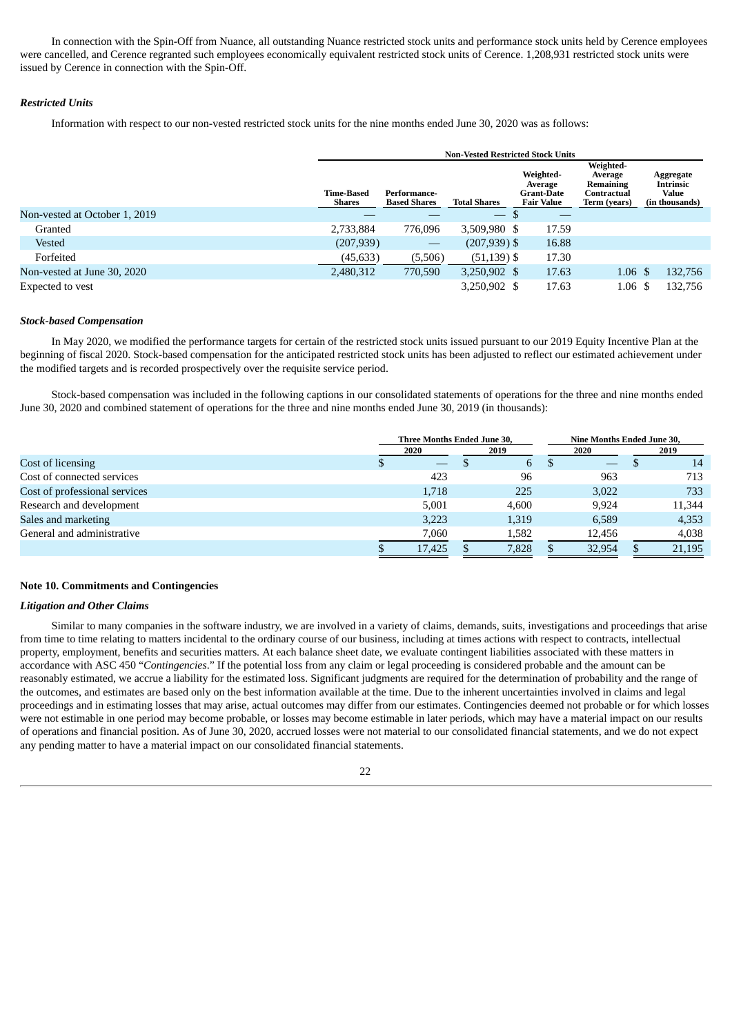In connection with the Spin-Off from Nuance, all outstanding Nuance restricted stock units and performance stock units held by Cerence employees were cancelled, and Cerence regranted such employees economically equivalent restricted stock units of Cerence. 1,208,931 restricted stock units were issued by Cerence in connection with the Spin-Off.

***Restricted Units***

Information with respect to our non-vested restricted stock units for the nine months ended June 30, 2020 was as follows:

| | Non-Vested Restricted Stock Units | | | | | |
|---|---|---|---|---|---|---|
| | Time-Based Shares | Performance-Based Shares | Total Shares | Weighted-Average Grant-Date Fair Value | Weighted-Average Remaining Contractual Term (years) | Aggregate Intrinsic Value (in thousands) |
| Non-vested at October 1, 2019 | — | — | — | $ — | | |
| Granted | 2,733,884 | 776,096 | 3,509,980 | $ 17.59 | | |
| Vested | (207,939) | — | (207,939) | $ 16.88 | | |
| Forfeited | (45,633) | (5,506) | (51,139) | $ 17.30 | | |
| Non-vested at June 30, 2020 | 2,480,312 | 770,590 | 3,250,902 | $ 17.63 | 1.06 | $ 132,756 |
| Expected to vest | | | 3,250,902 | $ 17.63 | 1.06 | $ 132,756 |

***Stock-based Compensation***

In May 2020, we modified the performance targets for certain of the restricted stock units issued pursuant to our 2019 Equity Incentive Plan at the beginning of fiscal 2020. Stock-based compensation for the anticipated restricted stock units has been adjusted to reflect our estimated achievement under the modified targets and is recorded prospectively over the requisite service period.

Stock-based compensation was included in the following captions in our consolidated statements of operations for the three and nine months ended June 30, 2020 and combined statement of operations for the three and nine months ended June 30, 2019 (in thousands):

| | Three Months Ended June 30, | | Nine Months Ended June 30, | |
|---|---|---|---|---|
| | 2020 | 2019 | 2020 | 2019 |
| Cost of licensing | $ — | $ 6 | $ — | $ 14 |
| Cost of connected services | 423 | 96 | 963 | 713 |
| Cost of professional services | 1,718 | 225 | 3,022 | 733 |
| Research and development | 5,001 | 4,600 | 9,924 | 11,344 |
| Sales and marketing | 3,223 | 1,319 | 6,589 | 4,353 |
| General and administrative | 7,060 | 1,582 | 12,456 | 4,038 |
| | $ 17,425 | $ 7,828 | $ 32,954 | $ 21,195 |

**Note 10. Commitments and Contingencies**

***Litigation and Other Claims***

Similar to many companies in the software industry, we are involved in a variety of claims, demands, suits, investigations and proceedings that arise from time to time relating to matters incidental to the ordinary course of our business, including at times actions with respect to contracts, intellectual property, employment, benefits and securities matters. At each balance sheet date, we evaluate contingent liabilities associated with these matters in accordance with ASC 450 "*Contingencies*." If the potential loss from any claim or legal proceeding is considered probable and the amount can be reasonably estimated, we accrue a liability for the estimated loss. Significant judgments are required for the determination of probability and the range of the outcomes, and estimates are based only on the best information available at the time. Due to the inherent uncertainties involved in claims and legal proceedings and in estimating losses that may arise, actual outcomes may differ from our estimates. Contingencies deemed not probable or for which losses were not estimable in one period may become probable, or losses may become estimable in later periods, which may have a material impact on our results of operations and financial position. As of June 30, 2020, accrued losses were not material to our consolidated financial statements, and we do not expect any pending matter to have a material impact on our consolidated financial statements.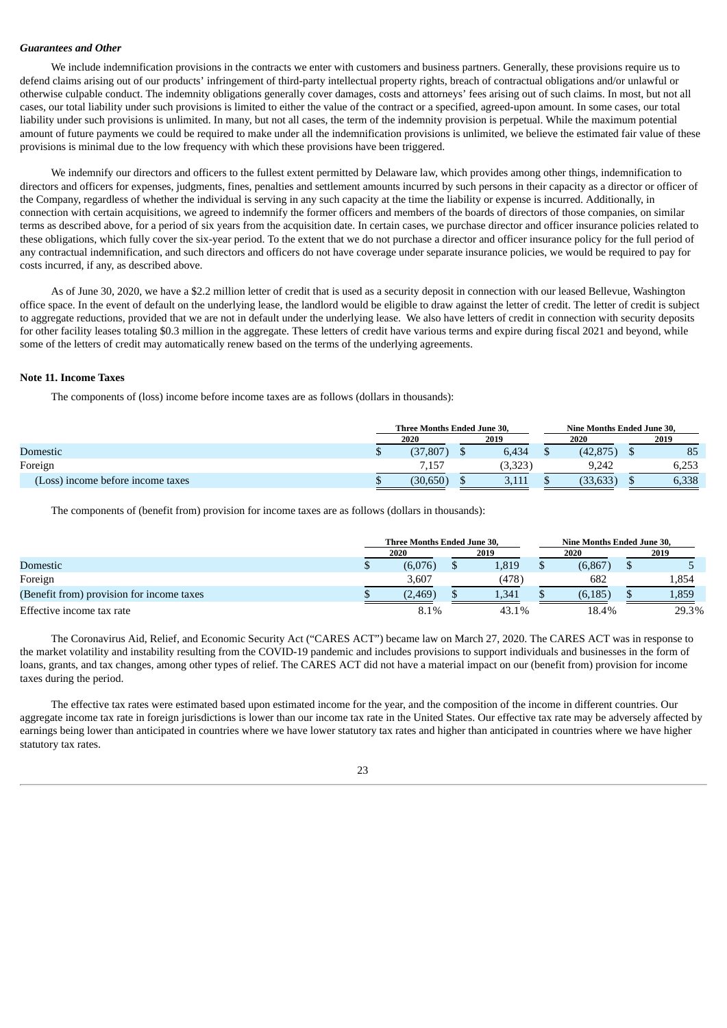***Guarantees and Other***

We include indemnification provisions in the contracts we enter with customers and business partners. Generally, these provisions require us to defend claims arising out of our products' infringement of third-party intellectual property rights, breach of contractual obligations and/or unlawful or otherwise culpable conduct. The indemnity obligations generally cover damages, costs and attorneys' fees arising out of such claims. In most, but not all cases, our total liability under such provisions is limited to either the value of the contract or a specified, agreed-upon amount. In some cases, our total liability under such provisions is unlimited. In many, but not all cases, the term of the indemnity provision is perpetual. While the maximum potential amount of future payments we could be required to make under all the indemnification provisions is unlimited, we believe the estimated fair value of these provisions is minimal due to the low frequency with which these provisions have been triggered.

We indemnify our directors and officers to the fullest extent permitted by Delaware law, which provides among other things, indemnification to directors and officers for expenses, judgments, fines, penalties and settlement amounts incurred by such persons in their capacity as a director or officer of the Company, regardless of whether the individual is serving in any such capacity at the time the liability or expense is incurred. Additionally, in connection with certain acquisitions, we agreed to indemnify the former officers and members of the boards of directors of those companies, on similar terms as described above, for a period of six years from the acquisition date. In certain cases, we purchase director and officer insurance policies related to these obligations, which fully cover the six-year period. To the extent that we do not purchase a director and officer insurance policy for the full period of any contractual indemnification, and such directors and officers do not have coverage under separate insurance policies, we would be required to pay for costs incurred, if any, as described above.

As of June 30, 2020, we have a $2.2 million letter of credit that is used as a security deposit in connection with our leased Bellevue, Washington office space. In the event of default on the underlying lease, the landlord would be eligible to draw against the letter of credit. The letter of credit is subject to aggregate reductions, provided that we are not in default under the underlying lease. We also have letters of credit in connection with security deposits for other facility leases totaling $0.3 million in the aggregate. These letters of credit have various terms and expire during fiscal 2021 and beyond, while some of the letters of credit may automatically renew based on the terms of the underlying agreements.

**Note 11. Income Taxes**

The components of (loss) income before income taxes are as follows (dollars in thousands):

| | Three Months Ended June 30, | | Nine Months Ended June 30, | |
|---|---|---|---|---|
| | 2020 | 2019 | 2020 | 2019 |
| Domestic | $ (37,807) | $ 6,434 | $ (42,875) | $ 85 |
| Foreign | 7,157 | (3,323) | 9,242 | 6,253 |
| (Loss) income before income taxes | $ (30,650) | $ 3,111 | $ (33,633) | $ 6,338 |

The components of (benefit from) provision for income taxes are as follows (dollars in thousands):

| | Three Months Ended June 30, | | Nine Months Ended June 30, | |
|---|---|---|---|---|
| | 2020 | 2019 | 2020 | 2019 |
| Domestic | $ (6,076) | $ 1,819 | $ (6,867) | $ 5 |
| Foreign | 3,607 | (478) | 682 | 1,854 |
| (Benefit from) provision for income taxes | $ (2,469) | $ 1,341 | $ (6,185) | $ 1,859 |
| Effective income tax rate | 8.1% | 43.1% | 18.4% | 29.3% |

The Coronavirus Aid, Relief, and Economic Security Act ("CARES ACT") became law on March 27, 2020. The CARES ACT was in response to the market volatility and instability resulting from the COVID-19 pandemic and includes provisions to support individuals and businesses in the form of loans, grants, and tax changes, among other types of relief. The CARES ACT did not have a material impact on our (benefit from) provision for income taxes during the period.

The effective tax rates were estimated based upon estimated income for the year, and the composition of the income in different countries. Our aggregate income tax rate in foreign jurisdictions is lower than our income tax rate in the United States. Our effective tax rate may be adversely affected by earnings being lower than anticipated in countries where we have lower statutory tax rates and higher than anticipated in countries where we have higher statutory tax rates.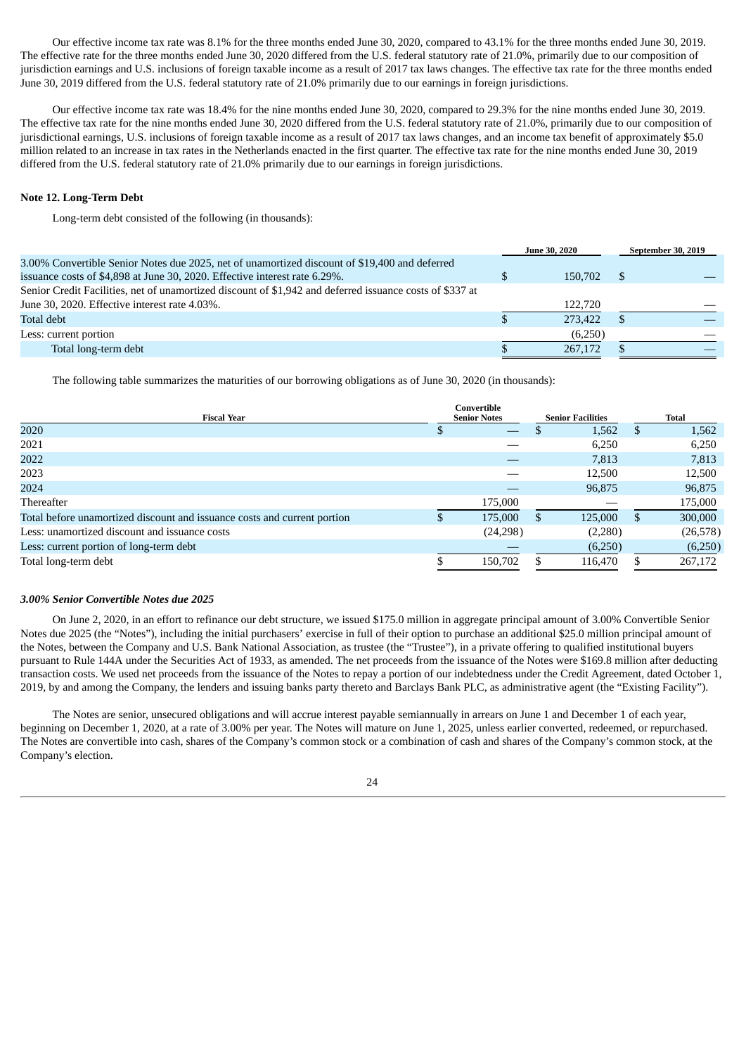Our effective income tax rate was 8.1% for the three months ended June 30, 2020, compared to 43.1% for the three months ended June 30, 2019. The effective rate for the three months ended June 30, 2020 differed from the U.S. federal statutory rate of 21.0%, primarily due to our composition of jurisdiction earnings and U.S. inclusions of foreign taxable income as a result of 2017 tax laws changes. The effective tax rate for the three months ended June 30, 2019 differed from the U.S. federal statutory rate of 21.0% primarily due to our earnings in foreign jurisdictions.

Our effective income tax rate was 18.4% for the nine months ended June 30, 2020, compared to 29.3% for the nine months ended June 30, 2019. The effective tax rate for the nine months ended June 30, 2020 differed from the U.S. federal statutory rate of 21.0%, primarily due to our composition of jurisdictional earnings, U.S. inclusions of foreign taxable income as a result of 2017 tax laws changes, and an income tax benefit of approximately $5.0 million related to an increase in tax rates in the Netherlands enacted in the first quarter. The effective tax rate for the nine months ended June 30, 2019 differed from the U.S. federal statutory rate of 21.0% primarily due to our earnings in foreign jurisdictions.

**Note 12. Long-Term Debt**

Long-term debt consisted of the following (in thousands):

| | June 30, 2020 | September 30, 2019 |
|---|---|---|
| 3.00% Convertible Senior Notes due 2025, net of unamortized discount of $19,400 and deferred issuance costs of $4,898 at June 30, 2020. Effective interest rate 6.29%. | $ 150,702 | $ — |
| Senior Credit Facilities, net of unamortized discount of $1,942 and deferred issuance costs of $337 at June 30, 2020. Effective interest rate 4.03%. | 122,720 | — |
| Total debt | $ 273,422 | $ — |
| Less: current portion | (6,250) | — |
| Total long-term debt | $ 267,172 | $ — |

The following table summarizes the maturities of our borrowing obligations as of June 30, 2020 (in thousands):

| Fiscal Year | Convertible Senior Notes | Senior Facilities | Total |
|---|---|---|---|
| 2020 | $ — | $ 1,562 | $ 1,562 |
| 2021 | — | 6,250 | 6,250 |
| 2022 | — | 7,813 | 7,813 |
| 2023 | — | 12,500 | 12,500 |
| 2024 | — | 96,875 | 96,875 |
| Thereafter | 175,000 | — | 175,000 |
| Total before unamortized discount and issuance costs and current portion | $ 175,000 | $ 125,000 | $ 300,000 |
| Less: unamortized discount and issuance costs | (24,298) | (2,280) | (26,578) |
| Less: current portion of long-term debt | — | (6,250) | (6,250) |
| Total long-term debt | $ 150,702 | $ 116,470 | $ 267,172 |

***3.00% Senior Convertible Notes due 2025***

On June 2, 2020, in an effort to refinance our debt structure, we issued $175.0 million in aggregate principal amount of 3.00% Convertible Senior Notes due 2025 (the "Notes"), including the initial purchasers' exercise in full of their option to purchase an additional $25.0 million principal amount of the Notes, between the Company and U.S. Bank National Association, as trustee (the "Trustee"), in a private offering to qualified institutional buyers pursuant to Rule 144A under the Securities Act of 1933, as amended. The net proceeds from the issuance of the Notes were $169.8 million after deducting transaction costs. We used net proceeds from the issuance of the Notes to repay a portion of our indebtedness under the Credit Agreement, dated October 1, 2019, by and among the Company, the lenders and issuing banks party thereto and Barclays Bank PLC, as administrative agent (the "Existing Facility").

The Notes are senior, unsecured obligations and will accrue interest payable semiannually in arrears on June 1 and December 1 of each year, beginning on December 1, 2020, at a rate of 3.00% per year. The Notes will mature on June 1, 2025, unless earlier converted, redeemed, or repurchased. The Notes are convertible into cash, shares of the Company's common stock or a combination of cash and shares of the Company's common stock, at the Company's election.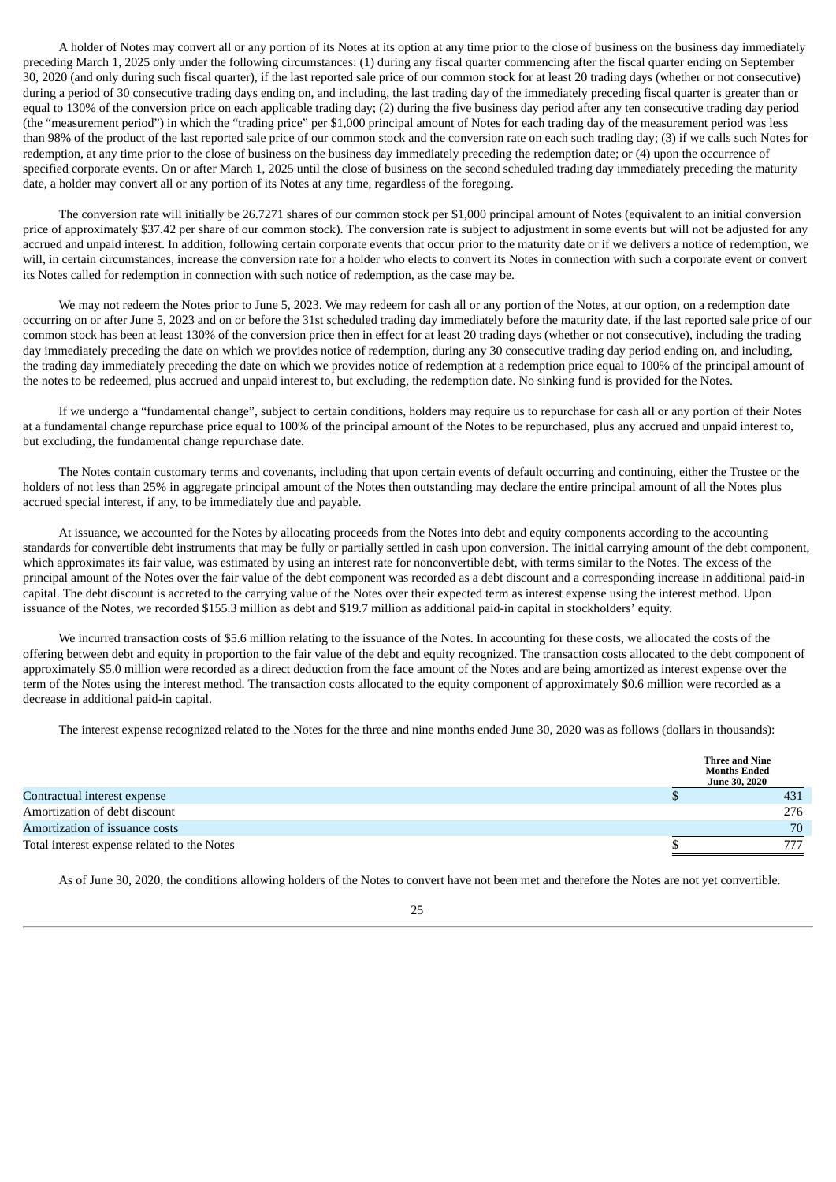A holder of Notes may convert all or any portion of its Notes at its option at any time prior to the close of business on the business day immediately preceding March 1, 2025 only under the following circumstances: (1) during any fiscal quarter commencing after the fiscal quarter ending on September 30, 2020 (and only during such fiscal quarter), if the last reported sale price of our common stock for at least 20 trading days (whether or not consecutive) during a period of 30 consecutive trading days ending on, and including, the last trading day of the immediately preceding fiscal quarter is greater than or equal to 130% of the conversion price on each applicable trading day; (2) during the five business day period after any ten consecutive trading day period (the "measurement period") in which the "trading price" per $1,000 principal amount of Notes for each trading day of the measurement period was less than 98% of the product of the last reported sale price of our common stock and the conversion rate on each such trading day; (3) if we calls such Notes for redemption, at any time prior to the close of business on the business day immediately preceding the redemption date; or (4) upon the occurrence of specified corporate events. On or after March 1, 2025 until the close of business on the second scheduled trading day immediately preceding the maturity date, a holder may convert all or any portion of its Notes at any time, regardless of the foregoing.

The conversion rate will initially be 26.7271 shares of our common stock per $1,000 principal amount of Notes (equivalent to an initial conversion price of approximately $37.42 per share of our common stock). The conversion rate is subject to adjustment in some events but will not be adjusted for any accrued and unpaid interest. In addition, following certain corporate events that occur prior to the maturity date or if we delivers a notice of redemption, we will, in certain circumstances, increase the conversion rate for a holder who elects to convert its Notes in connection with such a corporate event or convert its Notes called for redemption in connection with such notice of redemption, as the case may be.

We may not redeem the Notes prior to June 5, 2023. We may redeem for cash all or any portion of the Notes, at our option, on a redemption date occurring on or after June 5, 2023 and on or before the 31st scheduled trading day immediately before the maturity date, if the last reported sale price of our common stock has been at least 130% of the conversion price then in effect for at least 20 trading days (whether or not consecutive), including the trading day immediately preceding the date on which we provides notice of redemption, during any 30 consecutive trading day period ending on, and including, the trading day immediately preceding the date on which we provides notice of redemption at a redemption price equal to 100% of the principal amount of the notes to be redeemed, plus accrued and unpaid interest to, but excluding, the redemption date. No sinking fund is provided for the Notes.

If we undergo a "fundamental change", subject to certain conditions, holders may require us to repurchase for cash all or any portion of their Notes at a fundamental change repurchase price equal to 100% of the principal amount of the Notes to be repurchased, plus any accrued and unpaid interest to, but excluding, the fundamental change repurchase date.

The Notes contain customary terms and covenants, including that upon certain events of default occurring and continuing, either the Trustee or the holders of not less than 25% in aggregate principal amount of the Notes then outstanding may declare the entire principal amount of all the Notes plus accrued special interest, if any, to be immediately due and payable.

At issuance, we accounted for the Notes by allocating proceeds from the Notes into debt and equity components according to the accounting standards for convertible debt instruments that may be fully or partially settled in cash upon conversion. The initial carrying amount of the debt component, which approximates its fair value, was estimated by using an interest rate for nonconvertible debt, with terms similar to the Notes. The excess of the principal amount of the Notes over the fair value of the debt component was recorded as a debt discount and a corresponding increase in additional paid-in capital. The debt discount is accreted to the carrying value of the Notes over their expected term as interest expense using the interest method. Upon issuance of the Notes, we recorded $155.3 million as debt and $19.7 million as additional paid-in capital in stockholders' equity.

We incurred transaction costs of $5.6 million relating to the issuance of the Notes. In accounting for these costs, we allocated the costs of the offering between debt and equity in proportion to the fair value of the debt and equity recognized. The transaction costs allocated to the debt component of approximately $5.0 million were recorded as a direct deduction from the face amount of the Notes and are being amortized as interest expense over the term of the Notes using the interest method. The transaction costs allocated to the equity component of approximately $0.6 million were recorded as a decrease in additional paid-in capital.

The interest expense recognized related to the Notes for the three and nine months ended June 30, 2020 was as follows (dollars in thousands):

| | Three and Nine Months Ended June 30, 2020 |
|---|---|
| Contractual interest expense | $ 431 |
| Amortization of debt discount | 276 |
| Amortization of issuance costs | 70 |
| Total interest expense related to the Notes | $ 777 |

As of June 30, 2020, the conditions allowing holders of the Notes to convert have not been met and therefore the Notes are not yet convertible.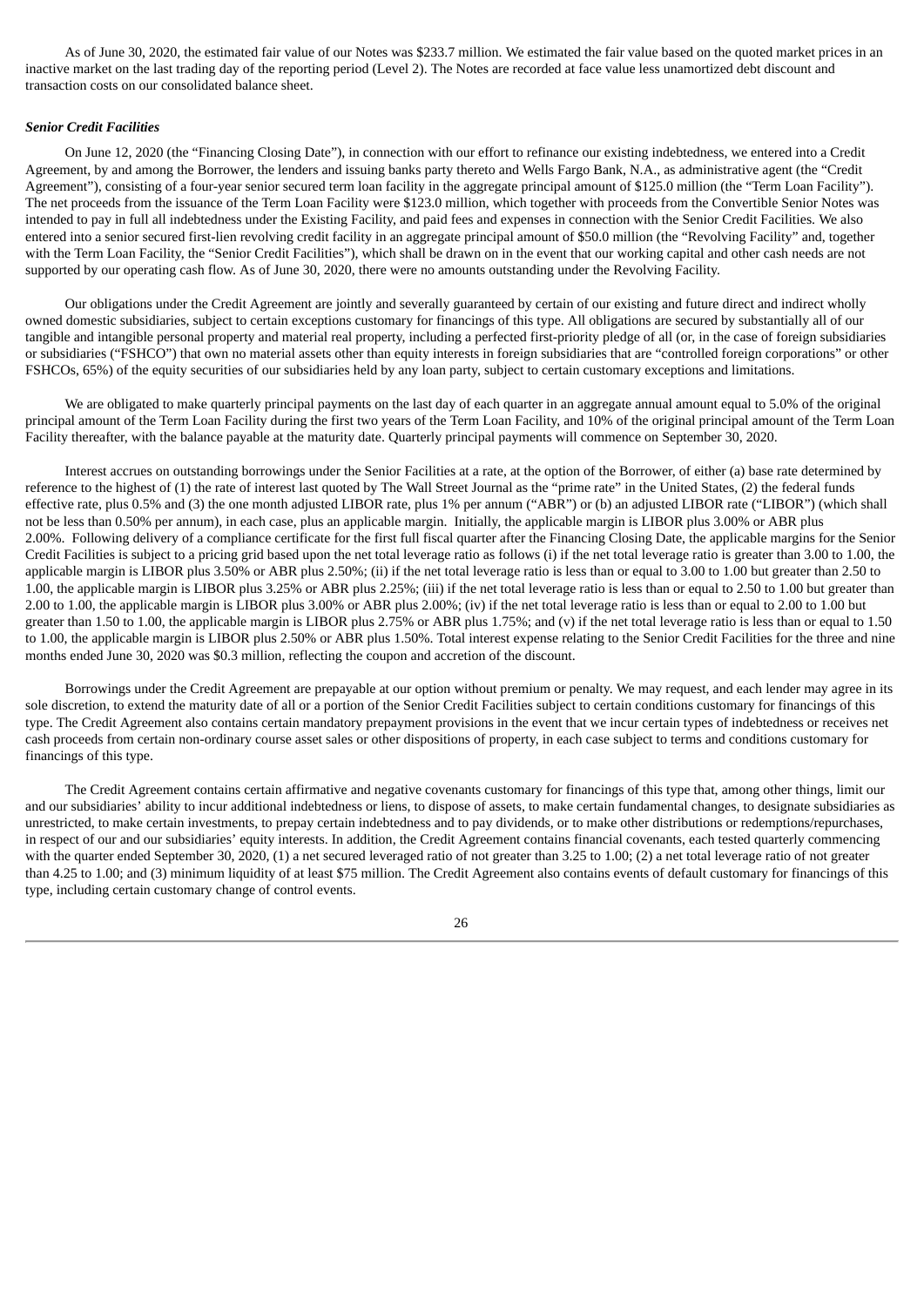As of June 30, 2020, the estimated fair value of our Notes was $233.7 million. We estimated the fair value based on the quoted market prices in an inactive market on the last trading day of the reporting period (Level 2). The Notes are recorded at face value less unamortized debt discount and transaction costs on our consolidated balance sheet.

***Senior Credit Facilities***

On June 12, 2020 (the "Financing Closing Date"), in connection with our effort to refinance our existing indebtedness, we entered into a Credit Agreement, by and among the Borrower, the lenders and issuing banks party thereto and Wells Fargo Bank, N.A., as administrative agent (the "Credit Agreement"), consisting of a four-year senior secured term loan facility in the aggregate principal amount of $125.0 million (the "Term Loan Facility"). The net proceeds from the issuance of the Term Loan Facility were $123.0 million, which together with proceeds from the Convertible Senior Notes was intended to pay in full all indebtedness under the Existing Facility, and paid fees and expenses in connection with the Senior Credit Facilities. We also entered into a senior secured first-lien revolving credit facility in an aggregate principal amount of $50.0 million (the "Revolving Facility" and, together with the Term Loan Facility, the "Senior Credit Facilities"), which shall be drawn on in the event that our working capital and other cash needs are not supported by our operating cash flow. As of June 30, 2020, there were no amounts outstanding under the Revolving Facility.

Our obligations under the Credit Agreement are jointly and severally guaranteed by certain of our existing and future direct and indirect wholly owned domestic subsidiaries, subject to certain exceptions customary for financings of this type. All obligations are secured by substantially all of our tangible and intangible personal property and material real property, including a perfected first-priority pledge of all (or, in the case of foreign subsidiaries or subsidiaries ("FSHCO") that own no material assets other than equity interests in foreign subsidiaries that are "controlled foreign corporations" or other FSHCOs, 65%) of the equity securities of our subsidiaries held by any loan party, subject to certain customary exceptions and limitations.

We are obligated to make quarterly principal payments on the last day of each quarter in an aggregate annual amount equal to 5.0% of the original principal amount of the Term Loan Facility during the first two years of the Term Loan Facility, and 10% of the original principal amount of the Term Loan Facility thereafter, with the balance payable at the maturity date. Quarterly principal payments will commence on September 30, 2020.

Interest accrues on outstanding borrowings under the Senior Facilities at a rate, at the option of the Borrower, of either (a) base rate determined by reference to the highest of (1) the rate of interest last quoted by The Wall Street Journal as the "prime rate" in the United States, (2) the federal funds effective rate, plus 0.5% and (3) the one month adjusted LIBOR rate, plus 1% per annum ("ABR") or (b) an adjusted LIBOR rate ("LIBOR") (which shall not be less than 0.50% per annum), in each case, plus an applicable margin. Initially, the applicable margin is LIBOR plus 3.00% or ABR plus 2.00%. Following delivery of a compliance certificate for the first full fiscal quarter after the Financing Closing Date, the applicable margins for the Senior Credit Facilities is subject to a pricing grid based upon the net total leverage ratio as follows (i) if the net total leverage ratio is greater than 3.00 to 1.00, the applicable margin is LIBOR plus 3.50% or ABR plus 2.50%; (ii) if the net total leverage ratio is less than or equal to 3.00 to 1.00 but greater than 2.50 to 1.00, the applicable margin is LIBOR plus 3.25% or ABR plus 2.25%; (iii) if the net total leverage ratio is less than or equal to 2.50 to 1.00 but greater than 2.00 to 1.00, the applicable margin is LIBOR plus 3.00% or ABR plus 2.00%; (iv) if the net total leverage ratio is less than or equal to 2.00 to 1.00 but greater than 1.50 to 1.00, the applicable margin is LIBOR plus 2.75% or ABR plus 1.75%; and (v) if the net total leverage ratio is less than or equal to 1.50 to 1.00, the applicable margin is LIBOR plus 2.50% or ABR plus 1.50%. Total interest expense relating to the Senior Credit Facilities for the three and nine months ended June 30, 2020 was $0.3 million, reflecting the coupon and accretion of the discount.

Borrowings under the Credit Agreement are prepayable at our option without premium or penalty. We may request, and each lender may agree in its sole discretion, to extend the maturity date of all or a portion of the Senior Credit Facilities subject to certain conditions customary for financings of this type. The Credit Agreement also contains certain mandatory prepayment provisions in the event that we incur certain types of indebtedness or receives net cash proceeds from certain non-ordinary course asset sales or other dispositions of property, in each case subject to terms and conditions customary for financings of this type.

The Credit Agreement contains certain affirmative and negative covenants customary for financings of this type that, among other things, limit our and our subsidiaries' ability to incur additional indebtedness or liens, to dispose of assets, to make certain fundamental changes, to designate subsidiaries as unrestricted, to make certain investments, to prepay certain indebtedness and to pay dividends, or to make other distributions or redemptions/repurchases, in respect of our and our subsidiaries' equity interests. In addition, the Credit Agreement contains financial covenants, each tested quarterly commencing with the quarter ended September 30, 2020, (1) a net secured leveraged ratio of not greater than 3.25 to 1.00; (2) a net total leverage ratio of not greater than 4.25 to 1.00; and (3) minimum liquidity of at least $75 million. The Credit Agreement also contains events of default customary for financings of this type, including certain customary change of control events.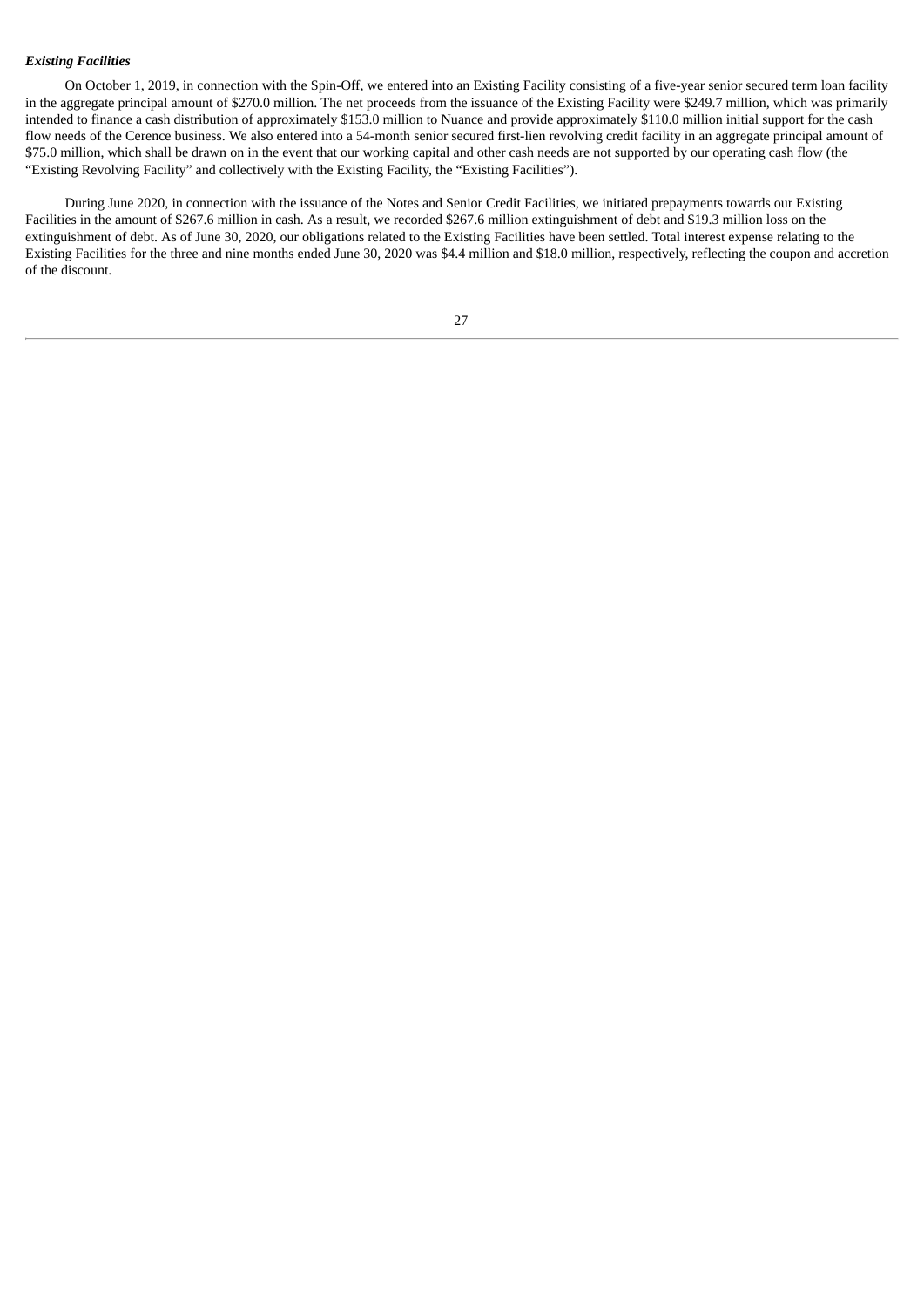***Existing Facilities***

On October 1, 2019, in connection with the Spin-Off, we entered into an Existing Facility consisting of a five-year senior secured term loan facility in the aggregate principal amount of $270.0 million. The net proceeds from the issuance of the Existing Facility were $249.7 million, which was primarily intended to finance a cash distribution of approximately $153.0 million to Nuance and provide approximately $110.0 million initial support for the cash flow needs of the Cerence business. We also entered into a 54-month senior secured first-lien revolving credit facility in an aggregate principal amount of $75.0 million, which shall be drawn on in the event that our working capital and other cash needs are not supported by our operating cash flow (the "Existing Revolving Facility" and collectively with the Existing Facility, the "Existing Facilities").

During June 2020, in connection with the issuance of the Notes and Senior Credit Facilities, we initiated prepayments towards our Existing Facilities in the amount of $267.6 million in cash. As a result, we recorded $267.6 million extinguishment of debt and $19.3 million loss on the extinguishment of debt. As of June 30, 2020, our obligations related to the Existing Facilities have been settled. Total interest expense relating to the Existing Facilities for the three and nine months ended June 30, 2020 was $4.4 million and $18.0 million, respectively, reflecting the coupon and accretion of the discount.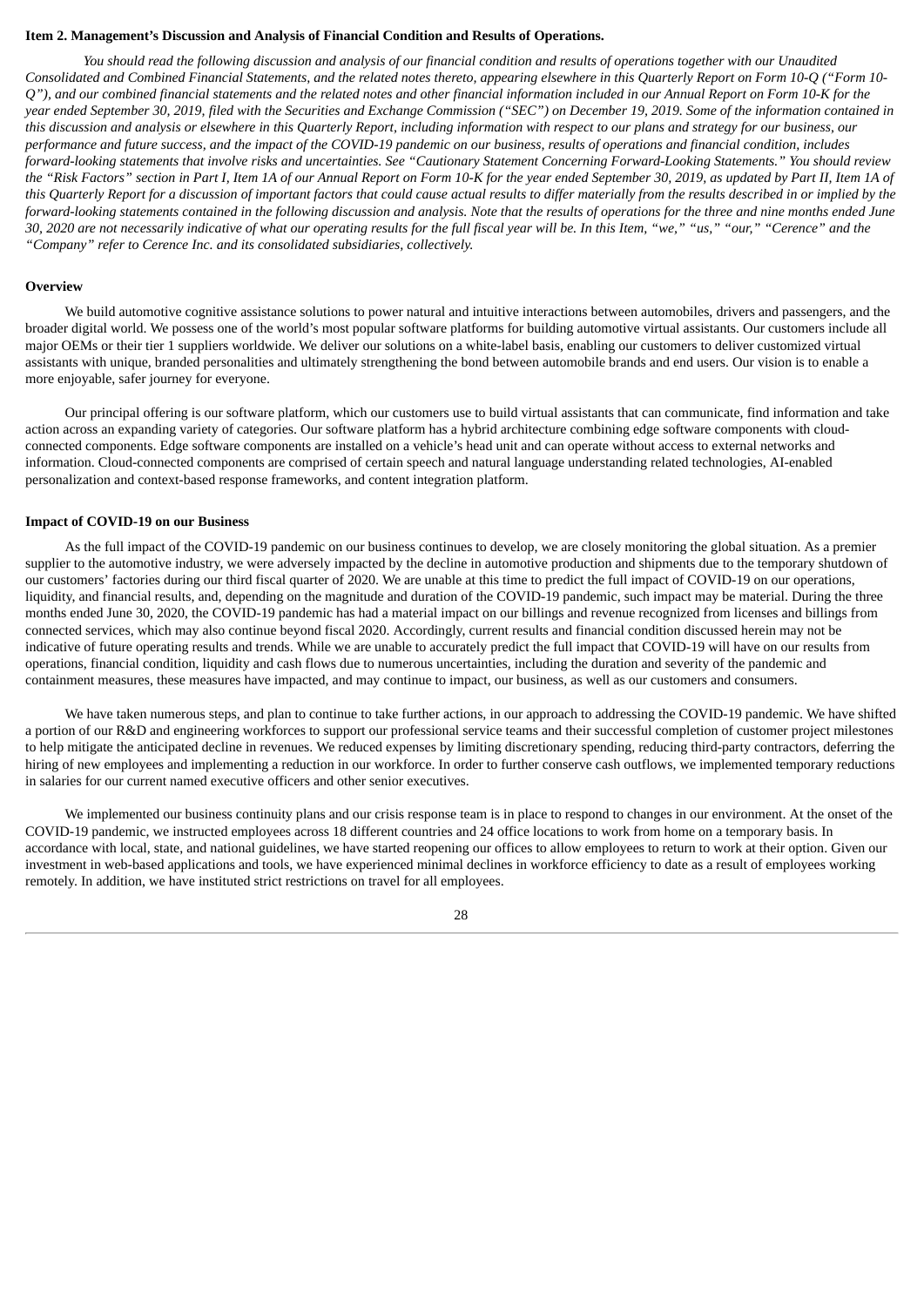**Item 2. Management's Discussion and Analysis of Financial Condition and Results of Operations.**

*You should read the following discussion and analysis of our financial condition and results of operations together with our Unaudited Consolidated and Combined Financial Statements, and the related notes thereto, appearing elsewhere in this Quarterly Report on Form 10-Q ("Form 10-Q"), and our combined financial statements and the related notes and other financial information included in our Annual Report on Form 10-K for the year ended September 30, 2019, filed with the Securities and Exchange Commission ("SEC") on December 19, 2019. Some of the information contained in this discussion and analysis or elsewhere in this Quarterly Report, including information with respect to our plans and strategy for our business, our performance and future success, and the impact of the COVID-19 pandemic on our business, results of operations and financial condition, includes forward-looking statements that involve risks and uncertainties. See "Cautionary Statement Concerning Forward-Looking Statements." You should review the "Risk Factors" section in Part I, Item 1A of our Annual Report on Form 10-K for the year ended September 30, 2019, as updated by Part II, Item 1A of this Quarterly Report for a discussion of important factors that could cause actual results to differ materially from the results described in or implied by the forward-looking statements contained in the following discussion and analysis. Note that the results of operations for the three and nine months ended June 30, 2020 are not necessarily indicative of what our operating results for the full fiscal year will be. In this Item, "we," "us," "our," "Cerence" and the "Company" refer to Cerence Inc. and its consolidated subsidiaries, collectively.*

**Overview**

We build automotive cognitive assistance solutions to power natural and intuitive interactions between automobiles, drivers and passengers, and the broader digital world. We possess one of the world's most popular software platforms for building automotive virtual assistants. Our customers include all major OEMs or their tier 1 suppliers worldwide. We deliver our solutions on a white-label basis, enabling our customers to deliver customized virtual assistants with unique, branded personalities and ultimately strengthening the bond between automobile brands and end users. Our vision is to enable a more enjoyable, safer journey for everyone.

Our principal offering is our software platform, which our customers use to build virtual assistants that can communicate, find information and take action across an expanding variety of categories. Our software platform has a hybrid architecture combining edge software components with cloud-connected components. Edge software components are installed on a vehicle's head unit and can operate without access to external networks and information. Cloud-connected components are comprised of certain speech and natural language understanding related technologies, AI-enabled personalization and context-based response frameworks, and content integration platform.

**Impact of COVID-19 on our Business**

As the full impact of the COVID-19 pandemic on our business continues to develop, we are closely monitoring the global situation. As a premier supplier to the automotive industry, we were adversely impacted by the decline in automotive production and shipments due to the temporary shutdown of our customers' factories during our third fiscal quarter of 2020. We are unable at this time to predict the full impact of COVID-19 on our operations, liquidity, and financial results, and, depending on the magnitude and duration of the COVID-19 pandemic, such impact may be material. During the three months ended June 30, 2020, the COVID-19 pandemic has had a material impact on our billings and revenue recognized from licenses and billings from connected services, which may also continue beyond fiscal 2020. Accordingly, current results and financial condition discussed herein may not be indicative of future operating results and trends. While we are unable to accurately predict the full impact that COVID-19 will have on our results from operations, financial condition, liquidity and cash flows due to numerous uncertainties, including the duration and severity of the pandemic and containment measures, these measures have impacted, and may continue to impact, our business, as well as our customers and consumers.

We have taken numerous steps, and plan to continue to take further actions, in our approach to addressing the COVID-19 pandemic. We have shifted a portion of our R&D and engineering workforces to support our professional service teams and their successful completion of customer project milestones to help mitigate the anticipated decline in revenues. We reduced expenses by limiting discretionary spending, reducing third-party contractors, deferring the hiring of new employees and implementing a reduction in our workforce. In order to further conserve cash outflows, we implemented temporary reductions in salaries for our current named executive officers and other senior executives.

We implemented our business continuity plans and our crisis response team is in place to respond to changes in our environment. At the onset of the COVID-19 pandemic, we instructed employees across 18 different countries and 24 office locations to work from home on a temporary basis. In accordance with local, state, and national guidelines, we have started reopening our offices to allow employees to return to work at their option. Given our investment in web-based applications and tools, we have experienced minimal declines in workforce efficiency to date as a result of employees working remotely. In addition, we have instituted strict restrictions on travel for all employees.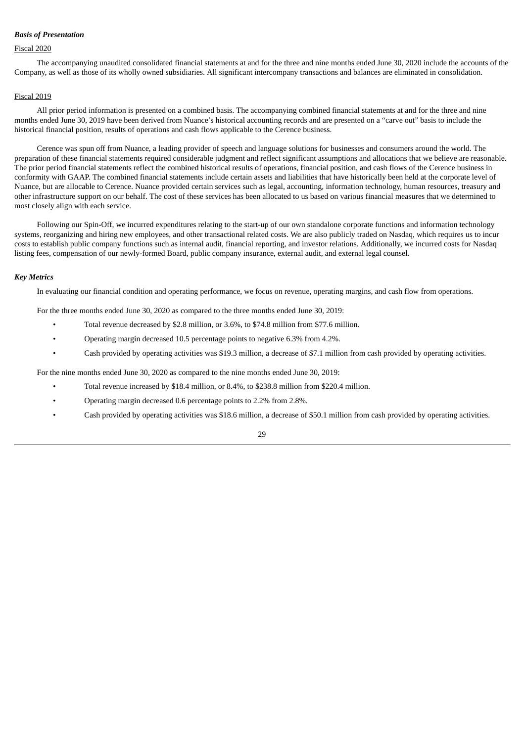### *Basis of Presentation*

Fiscal 2020

The accompanying unaudited consolidated financial statements at and for the three and nine months ended June 30, 2020 include the accounts of the Company, as well as those of its wholly owned subsidiaries. All significant intercompany transactions and balances are eliminated in consolidation.

Fiscal 2019

All prior period information is presented on a combined basis. The accompanying combined financial statements at and for the three and nine months ended June 30, 2019 have been derived from Nuance's historical accounting records and are presented on a "carve out" basis to include the historical financial position, results of operations and cash flows applicable to the Cerence business.

Cerence was spun off from Nuance, a leading provider of speech and language solutions for businesses and consumers around the world. The preparation of these financial statements required considerable judgment and reflect significant assumptions and allocations that we believe are reasonable. The prior period financial statements reflect the combined historical results of operations, financial position, and cash flows of the Cerence business in conformity with GAAP. The combined financial statements include certain assets and liabilities that have historically been held at the corporate level of Nuance, but are allocable to Cerence. Nuance provided certain services such as legal, accounting, information technology, human resources, treasury and other infrastructure support on our behalf. The cost of these services has been allocated to us based on various financial measures that we determined to most closely align with each service.

Following our Spin-Off, we incurred expenditures relating to the start-up of our own standalone corporate functions and information technology systems, reorganizing and hiring new employees, and other transactional related costs. We are also publicly traded on Nasdaq, which requires us to incur costs to establish public company functions such as internal audit, financial reporting, and investor relations. Additionally, we incurred costs for Nasdaq listing fees, compensation of our newly-formed Board, public company insurance, external audit, and external legal counsel.

### *Key Metrics*

In evaluating our financial condition and operating performance, we focus on revenue, operating margins, and cash flow from operations.

For the three months ended June 30, 2020 as compared to the three months ended June 30, 2019:

- Total revenue decreased by $2.8 million, or 3.6%, to $74.8 million from $77.6 million.
- Operating margin decreased 10.5 percentage points to negative 6.3% from 4.2%.
- Cash provided by operating activities was $19.3 million, a decrease of $7.1 million from cash provided by operating activities.

For the nine months ended June 30, 2020 as compared to the nine months ended June 30, 2019:

- Total revenue increased by $18.4 million, or 8.4%, to $238.8 million from $220.4 million.
- Operating margin decreased 0.6 percentage points to 2.2% from 2.8%.
- Cash provided by operating activities was $18.6 million, a decrease of $50.1 million from cash provided by operating activities.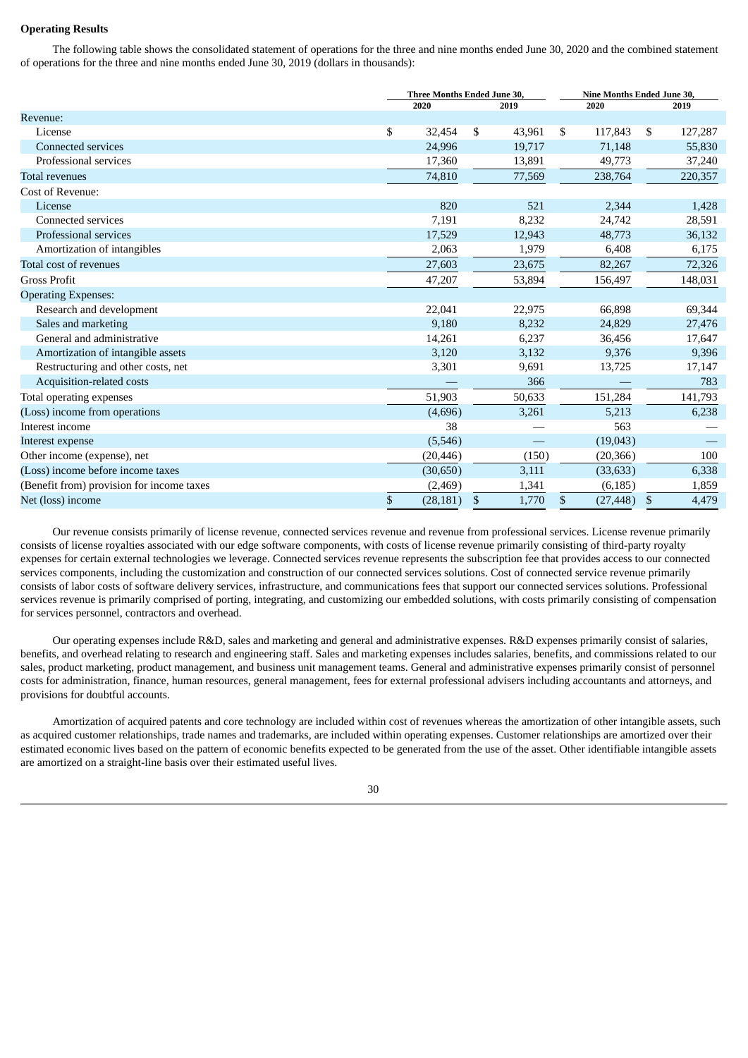**Operating Results**

The following table shows the consolidated statement of operations for the three and nine months ended June 30, 2020 and the combined statement of operations for the three and nine months ended June 30, 2019 (dollars in thousands):

| | Three Months Ended June 30, | | Nine Months Ended June 30, | |
|---|---|---|---|---|
| | 2020 | 2019 | 2020 | 2019 |
| Revenue: | | | | |
| License | $ 32,454 | $ 43,961 | $ 117,843 | $ 127,287 |
| Connected services | 24,996 | 19,717 | 71,148 | 55,830 |
| Professional services | 17,360 | 13,891 | 49,773 | 37,240 |
| Total revenues | 74,810 | 77,569 | 238,764 | 220,357 |
| Cost of Revenue: | | | | |
| License | 820 | 521 | 2,344 | 1,428 |
| Connected services | 7,191 | 8,232 | 24,742 | 28,591 |
| Professional services | 17,529 | 12,943 | 48,773 | 36,132 |
| Amortization of intangibles | 2,063 | 1,979 | 6,408 | 6,175 |
| Total cost of revenues | 27,603 | 23,675 | 82,267 | 72,326 |
| Gross Profit | 47,207 | 53,894 | 156,497 | 148,031 |
| Operating Expenses: | | | | |
| Research and development | 22,041 | 22,975 | 66,898 | 69,344 |
| Sales and marketing | 9,180 | 8,232 | 24,829 | 27,476 |
| General and administrative | 14,261 | 6,237 | 36,456 | 17,647 |
| Amortization of intangible assets | 3,120 | 3,132 | 9,376 | 9,396 |
| Restructuring and other costs, net | 3,301 | 9,691 | 13,725 | 17,147 |
| Acquisition-related costs | — | 366 | — | 783 |
| Total operating expenses | 51,903 | 50,633 | 151,284 | 141,793 |
| (Loss) income from operations | (4,696) | 3,261 | 5,213 | 6,238 |
| Interest income | 38 | — | 563 | — |
| Interest expense | (5,546) | — | (19,043) | — |
| Other income (expense), net | (20,446) | (150) | (20,366) | 100 |
| (Loss) income before income taxes | (30,650) | 3,111 | (33,633) | 6,338 |
| (Benefit from) provision for income taxes | (2,469) | 1,341 | (6,185) | 1,859 |
| Net (loss) income | $ (28,181) | $ 1,770 | $ (27,448) | $ 4,479 |

Our revenue consists primarily of license revenue, connected services revenue and revenue from professional services. License revenue primarily consists of license royalties associated with our edge software components, with costs of license revenue primarily consisting of third-party royalty expenses for certain external technologies we leverage. Connected services revenue represents the subscription fee that provides access to our connected services components, including the customization and construction of our connected services solutions. Cost of connected service revenue primarily consists of labor costs of software delivery services, infrastructure, and communications fees that support our connected services solutions. Professional services revenue is primarily comprised of porting, integrating, and customizing our embedded solutions, with costs primarily consisting of compensation for services personnel, contractors and overhead.

Our operating expenses include R&D, sales and marketing and general and administrative expenses. R&D expenses primarily consist of salaries, benefits, and overhead relating to research and engineering staff. Sales and marketing expenses includes salaries, benefits, and commissions related to our sales, product marketing, product management, and business unit management teams. General and administrative expenses primarily consist of personnel costs for administration, finance, human resources, general management, fees for external professional advisers including accountants and attorneys, and provisions for doubtful accounts.

Amortization of acquired patents and core technology are included within cost of revenues whereas the amortization of other intangible assets, such as acquired customer relationships, trade names and trademarks, are included within operating expenses. Customer relationships are amortized over their estimated economic lives based on the pattern of economic benefits expected to be generated from the use of the asset. Other identifiable intangible assets are amortized on a straight-line basis over their estimated useful lives.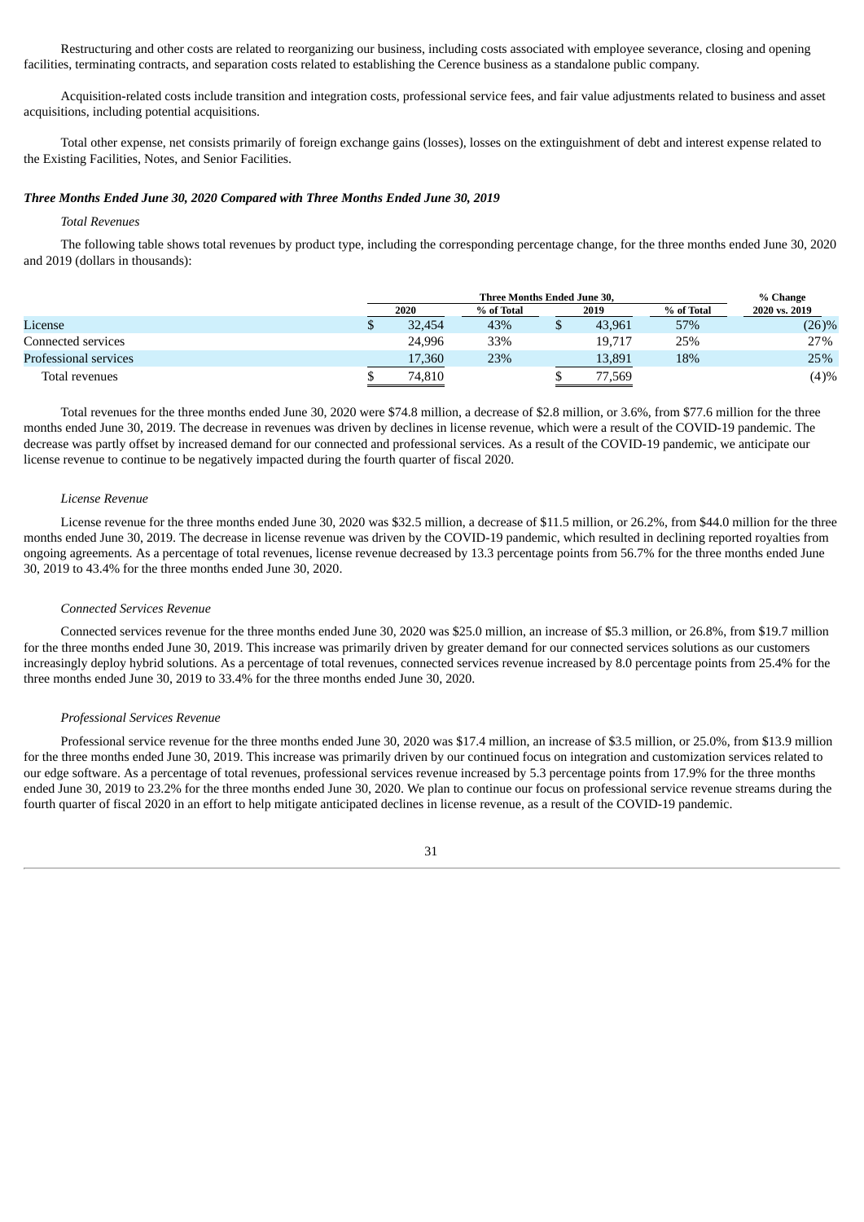Restructuring and other costs are related to reorganizing our business, including costs associated with employee severance, closing and opening facilities, terminating contracts, and separation costs related to establishing the Cerence business as a standalone public company.

Acquisition-related costs include transition and integration costs, professional service fees, and fair value adjustments related to business and asset acquisitions, including potential acquisitions.

Total other expense, net consists primarily of foreign exchange gains (losses), losses on the extinguishment of debt and interest expense related to the Existing Facilities, Notes, and Senior Facilities.

***Three Months Ended June 30, 2020 Compared with Three Months Ended June 30, 2019***

*Total Revenues*

The following table shows total revenues by product type, including the corresponding percentage change, for the three months ended June 30, 2020 and 2019 (dollars in thousands):

| | Three Months Ended June 30, | | | | % Change |
|---|---|---|---|---|---|
| | 2020 | % of Total | 2019 | % of Total | 2020 vs. 2019 |
| License | $ 32,454 | 43% | $ 43,961 | 57% | (26)% |
| Connected services | 24,996 | 33% | 19,717 | 25% | 27% |
| Professional services | 17,360 | 23% | 13,891 | 18% | 25% |
| Total revenues | $ 74,810 | | $ 77,569 | | (4)% |

Total revenues for the three months ended June 30, 2020 were $74.8 million, a decrease of $2.8 million, or 3.6%, from $77.6 million for the three months ended June 30, 2019. The decrease in revenues was driven by declines in license revenue, which were a result of the COVID-19 pandemic. The decrease was partly offset by increased demand for our connected and professional services. As a result of the COVID-19 pandemic, we anticipate our license revenue to continue to be negatively impacted during the fourth quarter of fiscal 2020.

*License Revenue*

License revenue for the three months ended June 30, 2020 was $32.5 million, a decrease of $11.5 million, or 26.2%, from $44.0 million for the three months ended June 30, 2019. The decrease in license revenue was driven by the COVID-19 pandemic, which resulted in declining reported royalties from ongoing agreements. As a percentage of total revenues, license revenue decreased by 13.3 percentage points from 56.7% for the three months ended June 30, 2019 to 43.4% for the three months ended June 30, 2020.

*Connected Services Revenue*

Connected services revenue for the three months ended June 30, 2020 was $25.0 million, an increase of $5.3 million, or 26.8%, from $19.7 million for the three months ended June 30, 2019. This increase was primarily driven by greater demand for our connected services solutions as our customers increasingly deploy hybrid solutions. As a percentage of total revenues, connected services revenue increased by 8.0 percentage points from 25.4% for the three months ended June 30, 2019 to 33.4% for the three months ended June 30, 2020.

*Professional Services Revenue*

Professional service revenue for the three months ended June 30, 2020 was $17.4 million, an increase of $3.5 million, or 25.0%, from $13.9 million for the three months ended June 30, 2019. This increase was primarily driven by our continued focus on integration and customization services related to our edge software. As a percentage of total revenues, professional services revenue increased by 5.3 percentage points from 17.9% for the three months ended June 30, 2019 to 23.2% for the three months ended June 30, 2020. We plan to continue our focus on professional service revenue streams during the fourth quarter of fiscal 2020 in an effort to help mitigate anticipated declines in license revenue, as a result of the COVID-19 pandemic.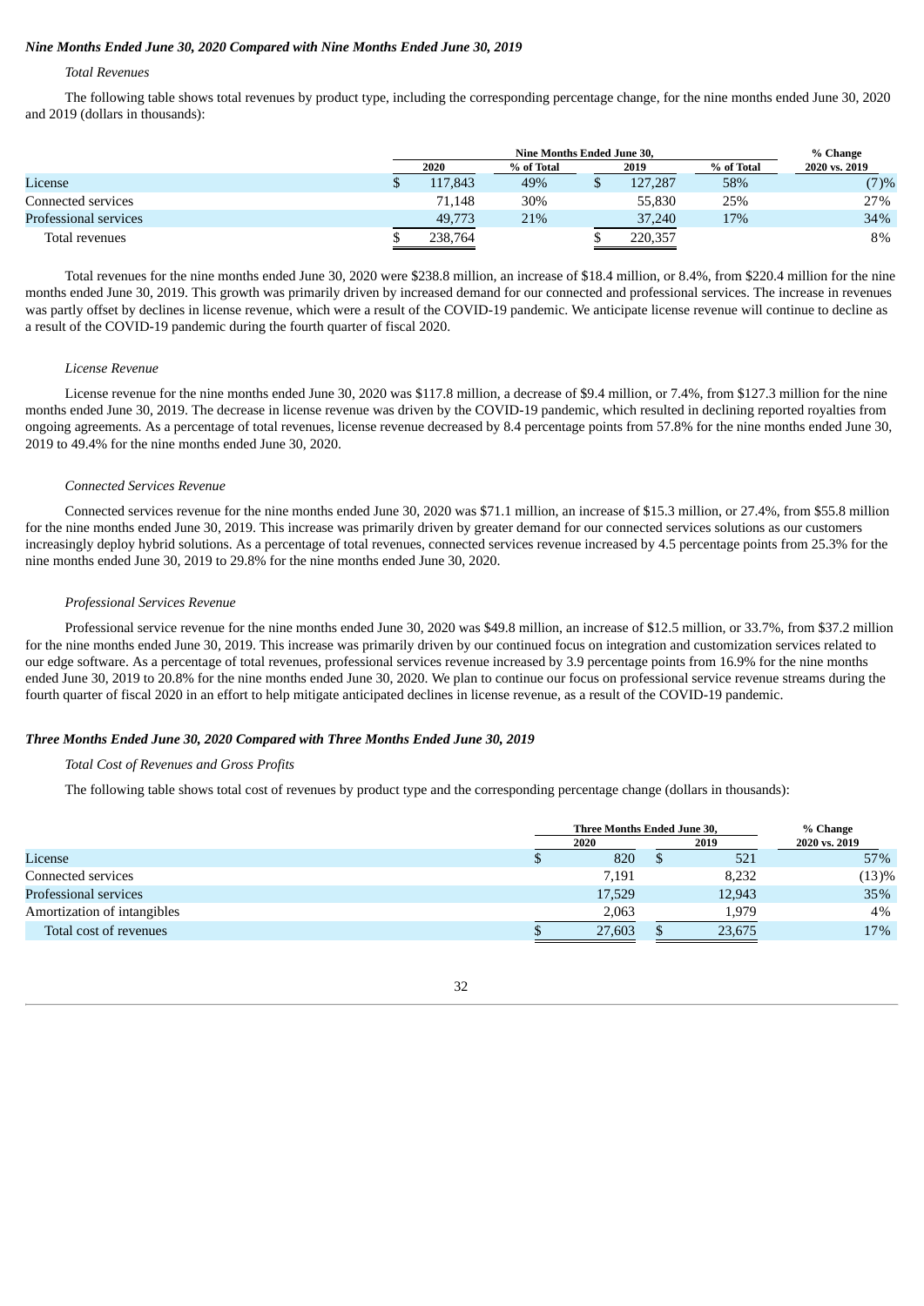### *Nine Months Ended June 30, 2020 Compared with Nine Months Ended June 30, 2019*

*Total Revenues*

The following table shows total revenues by product type, including the corresponding percentage change, for the nine months ended June 30, 2020 and 2019 (dollars in thousands):

| | Nine Months Ended June 30, | | | | % Change |
|---|---|---|---|---|---|
| | 2020 | % of Total | 2019 | % of Total | 2020 vs. 2019 |
| License | $ 117,843 | 49% | $ 127,287 | 58% | (7)% |
| Connected services | 71,148 | 30% | 55,830 | 25% | 27% |
| Professional services | 49,773 | 21% | 37,240 | 17% | 34% |
| Total revenues | $ 238,764 | | $ 220,357 | | 8% |

Total revenues for the nine months ended June 30, 2020 were $238.8 million, an increase of $18.4 million, or 8.4%, from $220.4 million for the nine months ended June 30, 2019. This growth was primarily driven by increased demand for our connected and professional services. The increase in revenues was partly offset by declines in license revenue, which were a result of the COVID-19 pandemic. We anticipate license revenue will continue to decline as a result of the COVID-19 pandemic during the fourth quarter of fiscal 2020.

*License Revenue*

License revenue for the nine months ended June 30, 2020 was $117.8 million, a decrease of $9.4 million, or 7.4%, from $127.3 million for the nine months ended June 30, 2019. The decrease in license revenue was driven by the COVID-19 pandemic, which resulted in declining reported royalties from ongoing agreements. As a percentage of total revenues, license revenue decreased by 8.4 percentage points from 57.8% for the nine months ended June 30, 2019 to 49.4% for the nine months ended June 30, 2020.

*Connected Services Revenue*

Connected services revenue for the nine months ended June 30, 2020 was $71.1 million, an increase of $15.3 million, or 27.4%, from $55.8 million for the nine months ended June 30, 2019. This increase was primarily driven by greater demand for our connected services solutions as our customers increasingly deploy hybrid solutions. As a percentage of total revenues, connected services revenue increased by 4.5 percentage points from 25.3% for the nine months ended June 30, 2019 to 29.8% for the nine months ended June 30, 2020.

*Professional Services Revenue*

Professional service revenue for the nine months ended June 30, 2020 was $49.8 million, an increase of $12.5 million, or 33.7%, from $37.2 million for the nine months ended June 30, 2019. This increase was primarily driven by our continued focus on integration and customization services related to our edge software. As a percentage of total revenues, professional services revenue increased by 3.9 percentage points from 16.9% for the nine months ended June 30, 2019 to 20.8% for the nine months ended June 30, 2020. We plan to continue our focus on professional service revenue streams during the fourth quarter of fiscal 2020 in an effort to help mitigate anticipated declines in license revenue, as a result of the COVID-19 pandemic.

### *Three Months Ended June 30, 2020 Compared with Three Months Ended June 30, 2019*

*Total Cost of Revenues and Gross Profits*

The following table shows total cost of revenues by product type and the corresponding percentage change (dollars in thousands):

| | Three Months Ended June 30, | | % Change |
|---|---|---|---|
| | 2020 | 2019 | 2020 vs. 2019 |
| License | $ 820 | $ 521 | 57% |
| Connected services | 7,191 | 8,232 | (13)% |
| Professional services | 17,529 | 12,943 | 35% |
| Amortization of intangibles | 2,063 | 1,979 | 4% |
| Total cost of revenues | $ 27,603 | $ 23,675 | 17% |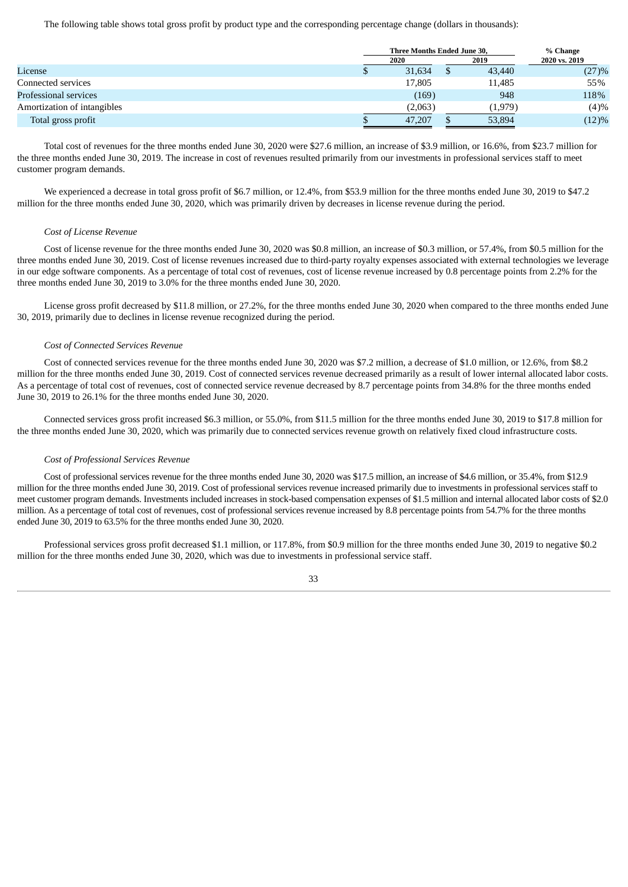The following table shows total gross profit by product type and the corresponding percentage change (dollars in thousands):

| | Three Months Ended June 30, | | % Change |
|---|---|---|---|
| | 2020 | 2019 | 2020 vs. 2019 |
| License | $ 31,634 | $ 43,440 | (27)% |
| Connected services | 17,805 | 11,485 | 55% |
| Professional services | (169) | 948 | 118% |
| Amortization of intangibles | (2,063) | (1,979) | (4)% |
| Total gross profit | $ 47,207 | $ 53,894 | (12)% |

Total cost of revenues for the three months ended June 30, 2020 were $27.6 million, an increase of $3.9 million, or 16.6%, from $23.7 million for the three months ended June 30, 2019. The increase in cost of revenues resulted primarily from our investments in professional services staff to meet customer program demands.

We experienced a decrease in total gross profit of $6.7 million, or 12.4%, from $53.9 million for the three months ended June 30, 2019 to $47.2 million for the three months ended June 30, 2020, which was primarily driven by decreases in license revenue during the period.

*Cost of License Revenue*

Cost of license revenue for the three months ended June 30, 2020 was $0.8 million, an increase of $0.3 million, or 57.4%, from $0.5 million for the three months ended June 30, 2019. Cost of license revenues increased due to third-party royalty expenses associated with external technologies we leverage in our edge software components. As a percentage of total cost of revenues, cost of license revenue increased by 0.8 percentage points from 2.2% for the three months ended June 30, 2019 to 3.0% for the three months ended June 30, 2020.

License gross profit decreased by $11.8 million, or 27.2%, for the three months ended June 30, 2020 when compared to the three months ended June 30, 2019, primarily due to declines in license revenue recognized during the period.

*Cost of Connected Services Revenue*

Cost of connected services revenue for the three months ended June 30, 2020 was $7.2 million, a decrease of $1.0 million, or 12.6%, from $8.2 million for the three months ended June 30, 2019. Cost of connected services revenue decreased primarily as a result of lower internal allocated labor costs. As a percentage of total cost of revenues, cost of connected service revenue decreased by 8.7 percentage points from 34.8% for the three months ended June 30, 2019 to 26.1% for the three months ended June 30, 2020.

Connected services gross profit increased $6.3 million, or 55.0%, from $11.5 million for the three months ended June 30, 2019 to $17.8 million for the three months ended June 30, 2020, which was primarily due to connected services revenue growth on relatively fixed cloud infrastructure costs.

*Cost of Professional Services Revenue*

Cost of professional services revenue for the three months ended June 30, 2020 was $17.5 million, an increase of $4.6 million, or 35.4%, from $12.9 million for the three months ended June 30, 2019. Cost of professional services revenue increased primarily due to investments in professional services staff to meet customer program demands. Investments included increases in stock-based compensation expenses of $1.5 million and internal allocated labor costs of $2.0 million. As a percentage of total cost of revenues, cost of professional services revenue increased by 8.8 percentage points from 54.7% for the three months ended June 30, 2019 to 63.5% for the three months ended June 30, 2020.

Professional services gross profit decreased $1.1 million, or 117.8%, from $0.9 million for the three months ended June 30, 2019 to negative $0.2 million for the three months ended June 30, 2020, which was due to investments in professional service staff.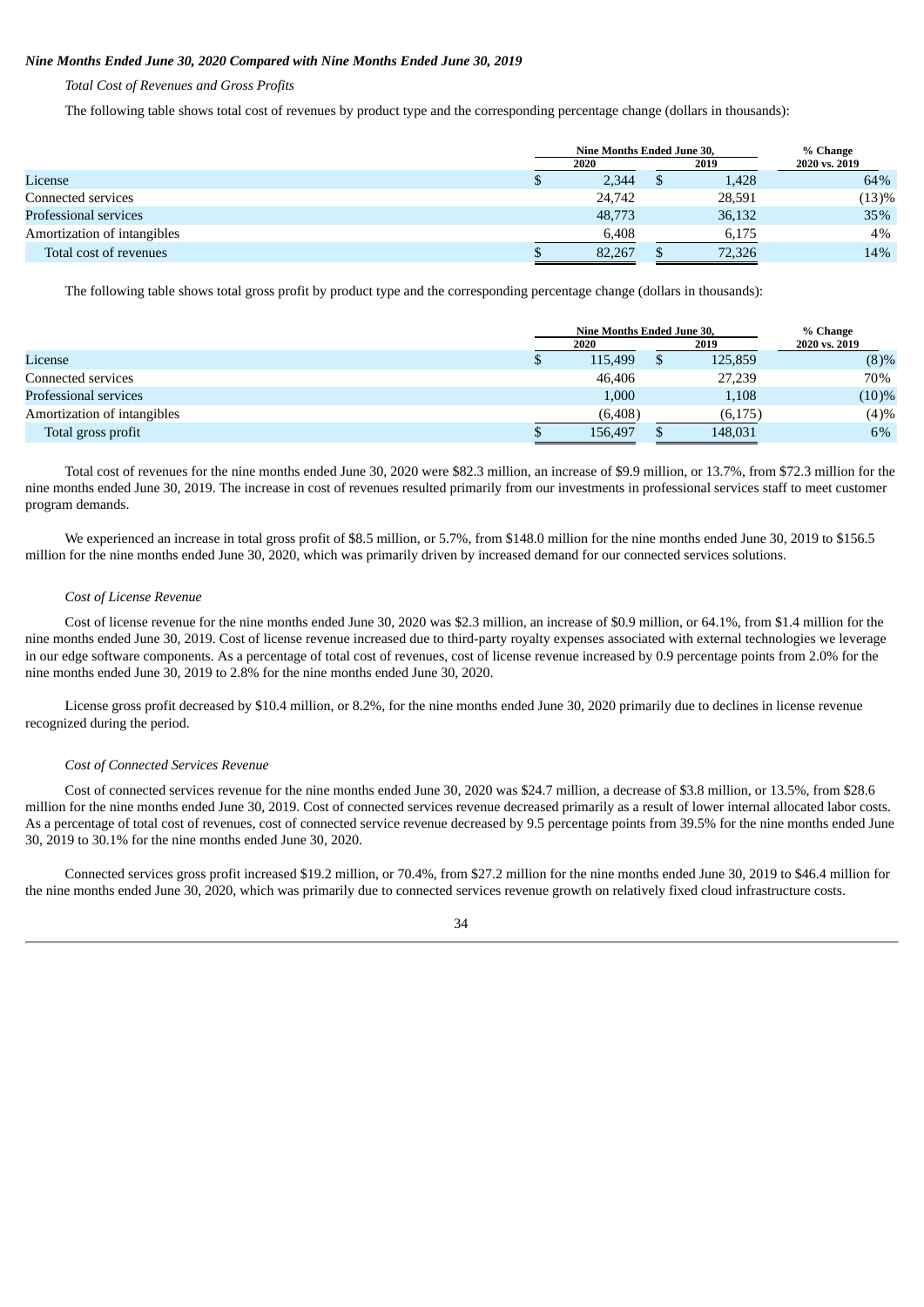***Nine Months Ended June 30, 2020 Compared with Nine Months Ended June 30, 2019***

*Total Cost of Revenues and Gross Profits*

The following table shows total cost of revenues by product type and the corresponding percentage change (dollars in thousands):

| | Nine Months Ended June 30, | | % Change |
|---|---|---|---|
| | 2020 | 2019 | 2020 vs. 2019 |
| License | $ 2,344 | $ 1,428 | 64% |
| Connected services | 24,742 | 28,591 | (13)% |
| Professional services | 48,773 | 36,132 | 35% |
| Amortization of intangibles | 6,408 | 6,175 | 4% |
| Total cost of revenues | $ 82,267 | $ 72,326 | 14% |

The following table shows total gross profit by product type and the corresponding percentage change (dollars in thousands):

| | Nine Months Ended June 30, | | % Change |
|---|---|---|---|
| | 2020 | 2019 | 2020 vs. 2019 |
| License | $ 115,499 | $ 125,859 | (8)% |
| Connected services | 46,406 | 27,239 | 70% |
| Professional services | 1,000 | 1,108 | (10)% |
| Amortization of intangibles | (6,408) | (6,175) | (4)% |
| Total gross profit | $ 156,497 | $ 148,031 | 6% |

Total cost of revenues for the nine months ended June 30, 2020 were $82.3 million, an increase of $9.9 million, or 13.7%, from $72.3 million for the nine months ended June 30, 2019. The increase in cost of revenues resulted primarily from our investments in professional services staff to meet customer program demands.

We experienced an increase in total gross profit of $8.5 million, or 5.7%, from $148.0 million for the nine months ended June 30, 2019 to $156.5 million for the nine months ended June 30, 2020, which was primarily driven by increased demand for our connected services solutions.

*Cost of License Revenue*

Cost of license revenue for the nine months ended June 30, 2020 was $2.3 million, an increase of $0.9 million, or 64.1%, from $1.4 million for the nine months ended June 30, 2019. Cost of license revenue increased due to third-party royalty expenses associated with external technologies we leverage in our edge software components. As a percentage of total cost of revenues, cost of license revenue increased by 0.9 percentage points from 2.0% for the nine months ended June 30, 2019 to 2.8% for the nine months ended June 30, 2020.

License gross profit decreased by $10.4 million, or 8.2%, for the nine months ended June 30, 2020 primarily due to declines in license revenue recognized during the period.

*Cost of Connected Services Revenue*

Cost of connected services revenue for the nine months ended June 30, 2020 was $24.7 million, a decrease of $3.8 million, or 13.5%, from $28.6 million for the nine months ended June 30, 2019. Cost of connected services revenue decreased primarily as a result of lower internal allocated labor costs. As a percentage of total cost of revenues, cost of connected service revenue decreased by 9.5 percentage points from 39.5% for the nine months ended June 30, 2019 to 30.1% for the nine months ended June 30, 2020.

Connected services gross profit increased $19.2 million, or 70.4%, from $27.2 million for the nine months ended June 30, 2019 to $46.4 million for the nine months ended June 30, 2020, which was primarily due to connected services revenue growth on relatively fixed cloud infrastructure costs.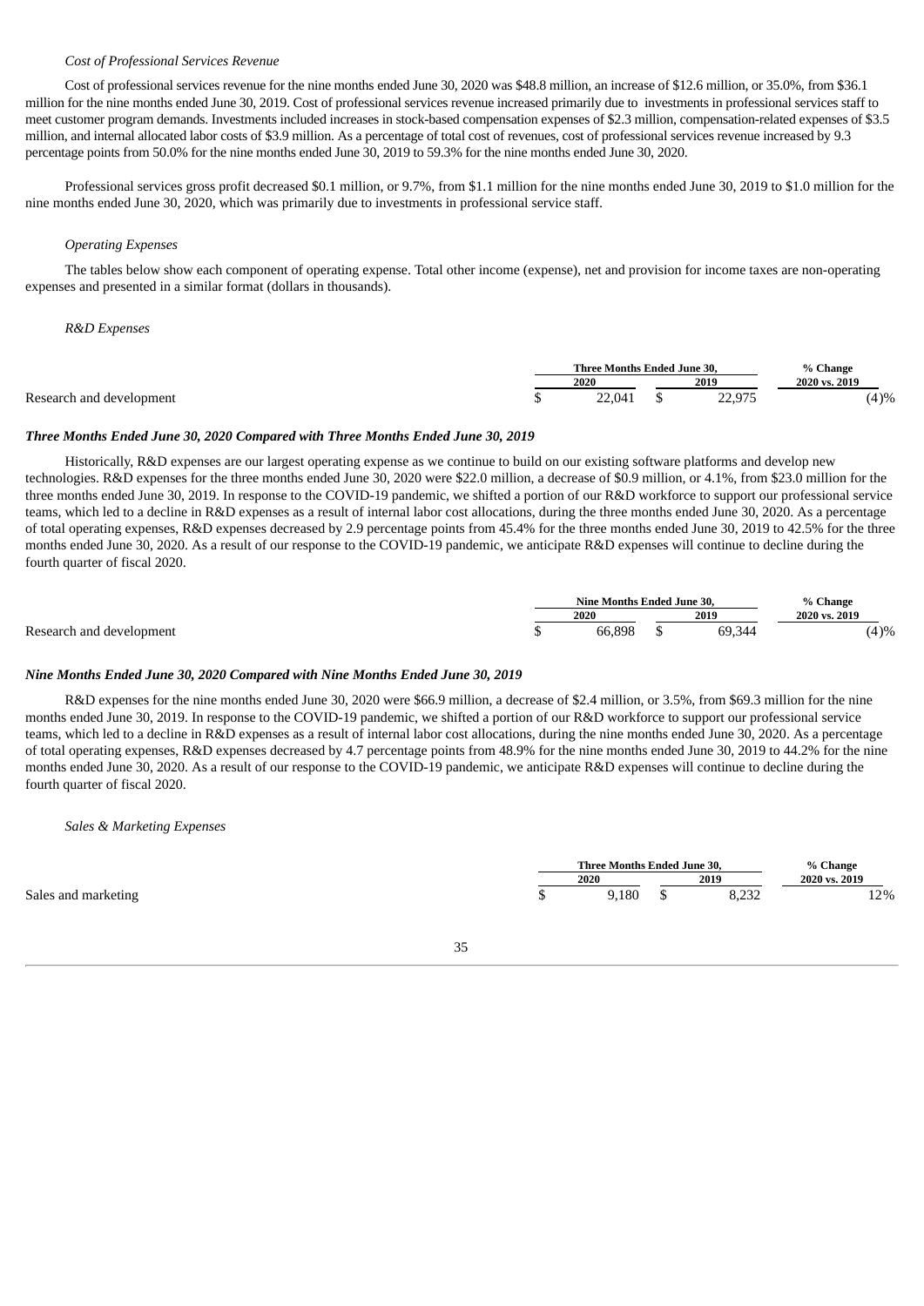*Cost of Professional Services Revenue*

Cost of professional services revenue for the nine months ended June 30, 2020 was $48.8 million, an increase of $12.6 million, or 35.0%, from $36.1 million for the nine months ended June 30, 2019. Cost of professional services revenue increased primarily due to investments in professional services staff to meet customer program demands. Investments included increases in stock-based compensation expenses of $2.3 million, compensation-related expenses of $3.5 million, and internal allocated labor costs of $3.9 million. As a percentage of total cost of revenues, cost of professional services revenue increased by 9.3 percentage points from 50.0% for the nine months ended June 30, 2019 to 59.3% for the nine months ended June 30, 2020.

Professional services gross profit decreased $0.1 million, or 9.7%, from $1.1 million for the nine months ended June 30, 2019 to $1.0 million for the nine months ended June 30, 2020, which was primarily due to investments in professional service staff.

*Operating Expenses*

The tables below show each component of operating expense. Total other income (expense), net and provision for income taxes are non-operating expenses and presented in a similar format (dollars in thousands).

*R&D Expenses*

| | Three Months Ended June 30, | | % Change |
|---|---|---|---|
| | 2020 | 2019 | 2020 vs. 2019 |
| Research and development | $ 22,041 | $ 22,975 | (4)% |

***Three Months Ended June 30, 2020 Compared with Three Months Ended June 30, 2019***

Historically, R&D expenses are our largest operating expense as we continue to build on our existing software platforms and develop new technologies. R&D expenses for the three months ended June 30, 2020 were $22.0 million, a decrease of $0.9 million, or 4.1%, from $23.0 million for the three months ended June 30, 2019. In response to the COVID-19 pandemic, we shifted a portion of our R&D workforce to support our professional service teams, which led to a decline in R&D expenses as a result of internal labor cost allocations, during the three months ended June 30, 2020. As a percentage of total operating expenses, R&D expenses decreased by 2.9 percentage points from 45.4% for the three months ended June 30, 2019 to 42.5% for the three months ended June 30, 2020. As a result of our response to the COVID-19 pandemic, we anticipate R&D expenses will continue to decline during the fourth quarter of fiscal 2020.

| | Nine Months Ended June 30, | | % Change |
|---|---|---|---|
| | 2020 | 2019 | 2020 vs. 2019 |
| Research and development | $ 66,898 | $ 69,344 | (4)% |

***Nine Months Ended June 30, 2020 Compared with Nine Months Ended June 30, 2019***

R&D expenses for the nine months ended June 30, 2020 were $66.9 million, a decrease of $2.4 million, or 3.5%, from $69.3 million for the nine months ended June 30, 2019. In response to the COVID-19 pandemic, we shifted a portion of our R&D workforce to support our professional service teams, which led to a decline in R&D expenses as a result of internal labor cost allocations, during the nine months ended June 30, 2020. As a percentage of total operating expenses, R&D expenses decreased by 4.7 percentage points from 48.9% for the nine months ended June 30, 2019 to 44.2% for the nine months ended June 30, 2020. As a result of our response to the COVID-19 pandemic, we anticipate R&D expenses will continue to decline during the fourth quarter of fiscal 2020.

*Sales & Marketing Expenses*

| | Three Months Ended June 30, | | % Change |
|---|---|---|---|
| | 2020 | 2019 | 2020 vs. 2019 |
| Sales and marketing | $ 9,180 | $ 8,232 | 12% |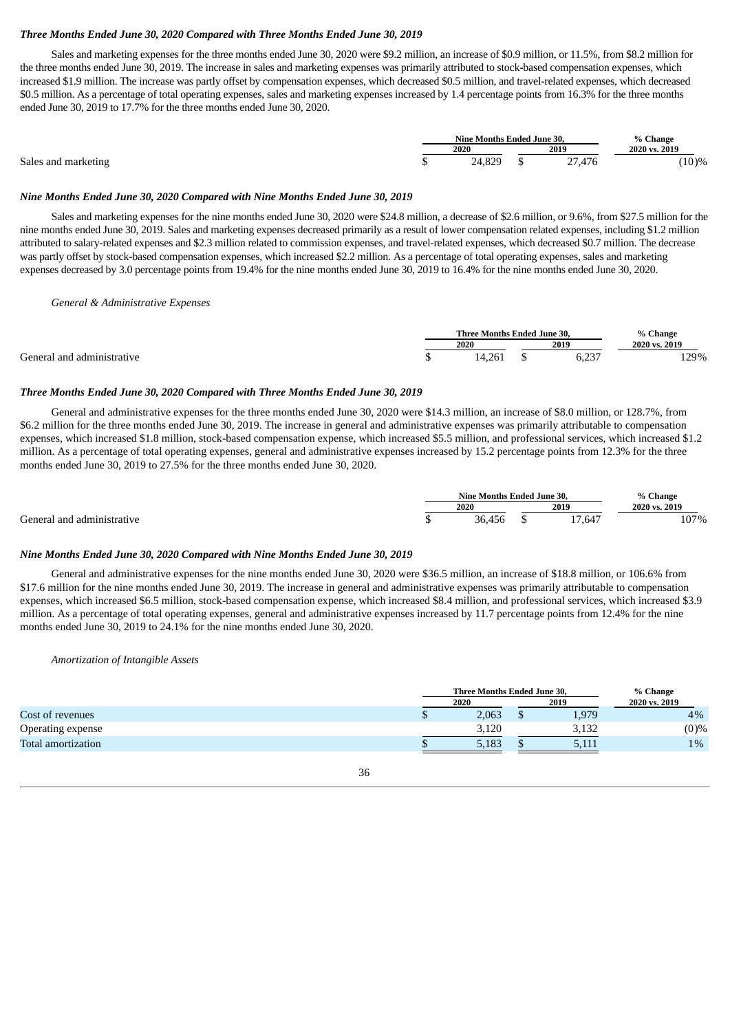***Three Months Ended June 30, 2020 Compared with Three Months Ended June 30, 2019***

Sales and marketing expenses for the three months ended June 30, 2020 were $9.2 million, an increase of $0.9 million, or 11.5%, from $8.2 million for the three months ended June 30, 2019. The increase in sales and marketing expenses was primarily attributed to stock-based compensation expenses, which increased $1.9 million. The increase was partly offset by compensation expenses, which decreased $0.5 million, and travel-related expenses, which decreased $0.5 million. As a percentage of total operating expenses, sales and marketing expenses increased by 1.4 percentage points from 16.3% for the three months ended June 30, 2019 to 17.7% for the three months ended June 30, 2020.

| | Nine Months Ended June 30, | | % Change |
|---|---|---|---|
| | 2020 | 2019 | 2020 vs. 2019 |
| Sales and marketing | $ 24,829 | $ 27,476 | (10)% |

***Nine Months Ended June 30, 2020 Compared with Nine Months Ended June 30, 2019***

Sales and marketing expenses for the nine months ended June 30, 2020 were $24.8 million, a decrease of $2.6 million, or 9.6%, from $27.5 million for the nine months ended June 30, 2019. Sales and marketing expenses decreased primarily as a result of lower compensation related expenses, including $1.2 million attributed to salary-related expenses and $2.3 million related to commission expenses, and travel-related expenses, which decreased $0.7 million. The decrease was partly offset by stock-based compensation expenses, which increased $2.2 million. As a percentage of total operating expenses, sales and marketing expenses decreased by 3.0 percentage points from 19.4% for the nine months ended June 30, 2019 to 16.4% for the nine months ended June 30, 2020.

*General & Administrative Expenses*

| | Three Months Ended June 30, | | % Change |
|---|---|---|---|
| | 2020 | 2019 | 2020 vs. 2019 |
| General and administrative | $ 14,261 | $ 6,237 | 129% |

***Three Months Ended June 30, 2020 Compared with Three Months Ended June 30, 2019***

General and administrative expenses for the three months ended June 30, 2020 were $14.3 million, an increase of $8.0 million, or 128.7%, from $6.2 million for the three months ended June 30, 2019. The increase in general and administrative expenses was primarily attributable to compensation expenses, which increased $1.8 million, stock-based compensation expense, which increased $5.5 million, and professional services, which increased $1.2 million. As a percentage of total operating expenses, general and administrative expenses increased by 15.2 percentage points from 12.3% for the three months ended June 30, 2019 to 27.5% for the three months ended June 30, 2020.

| | Nine Months Ended June 30, | | % Change |
|---|---|---|---|
| | 2020 | 2019 | 2020 vs. 2019 |
| General and administrative | $ 36,456 | $ 17,647 | 107% |

***Nine Months Ended June 30, 2020 Compared with Nine Months Ended June 30, 2019***

General and administrative expenses for the nine months ended June 30, 2020 were $36.5 million, an increase of $18.8 million, or 106.6% from $17.6 million for the nine months ended June 30, 2019. The increase in general and administrative expenses was primarily attributable to compensation expenses, which increased $6.5 million, stock-based compensation expense, which increased $8.4 million, and professional services, which increased $3.9 million. As a percentage of total operating expenses, general and administrative expenses increased by 11.7 percentage points from 12.4% for the nine months ended June 30, 2019 to 24.1% for the nine months ended June 30, 2020.

*Amortization of Intangible Assets*

| | Three Months Ended June 30, | | % Change |
|---|---|---|---|
| | 2020 | 2019 | 2020 vs. 2019 |
| Cost of revenues | $ 2,063 | $ 1,979 | 4% |
| Operating expense | 3,120 | 3,132 | (0)% |
| Total amortization | $ 5,183 | $ 5,111 | 1% |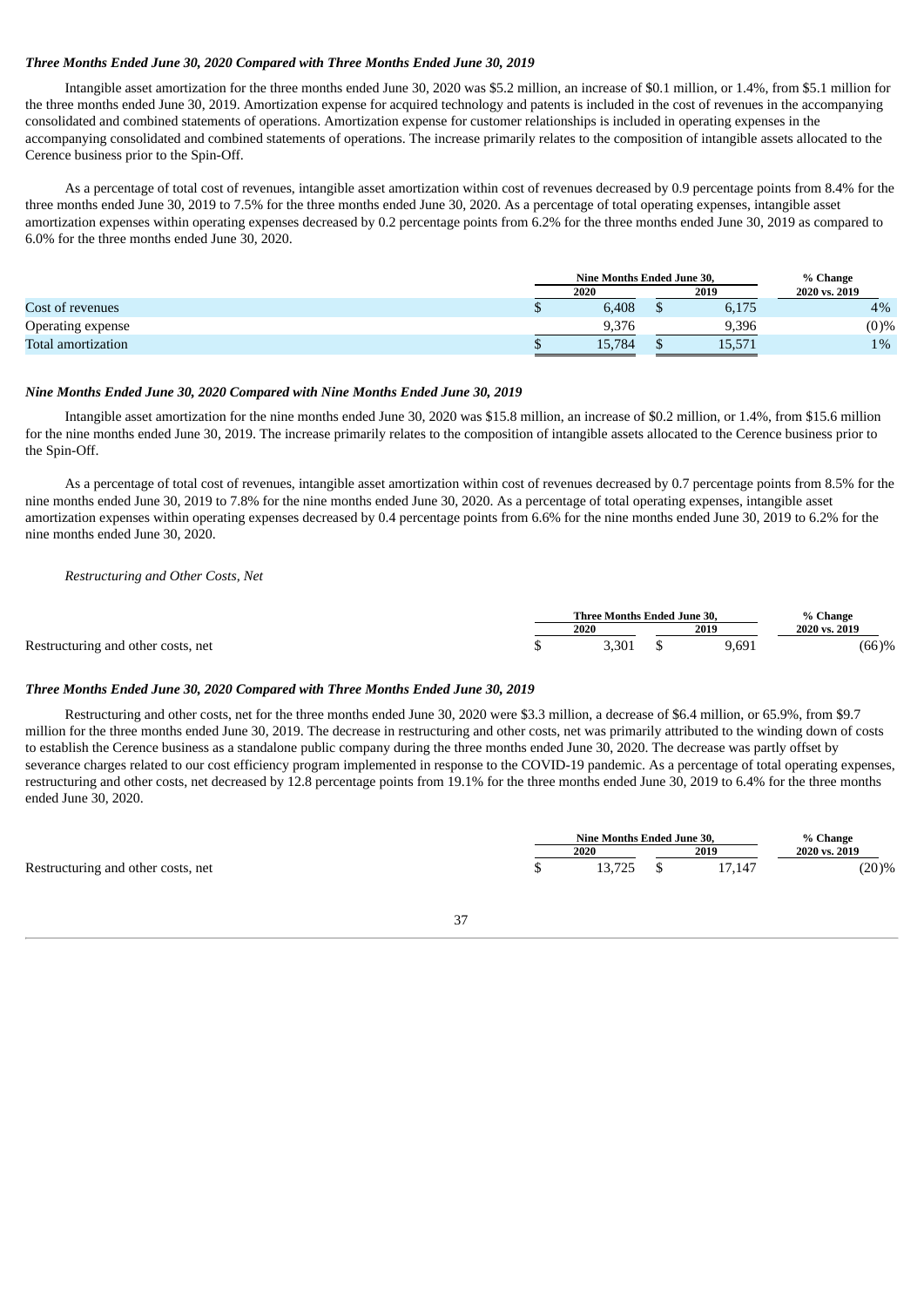***Three Months Ended June 30, 2020 Compared with Three Months Ended June 30, 2019***

Intangible asset amortization for the three months ended June 30, 2020 was $5.2 million, an increase of $0.1 million, or 1.4%, from $5.1 million for the three months ended June 30, 2019. Amortization expense for acquired technology and patents is included in the cost of revenues in the accompanying consolidated and combined statements of operations. Amortization expense for customer relationships is included in operating expenses in the accompanying consolidated and combined statements of operations. The increase primarily relates to the composition of intangible assets allocated to the Cerence business prior to the Spin-Off.

As a percentage of total cost of revenues, intangible asset amortization within cost of revenues decreased by 0.9 percentage points from 8.4% for the three months ended June 30, 2019 to 7.5% for the three months ended June 30, 2020. As a percentage of total operating expenses, intangible asset amortization expenses within operating expenses decreased by 0.2 percentage points from 6.2% for the three months ended June 30, 2019 as compared to 6.0% for the three months ended June 30, 2020.

| | Nine Months Ended June 30, | | % Change |
|---|---|---|---|
| | 2020 | 2019 | 2020 vs. 2019 |
| Cost of revenues | $ 6,408 | $ 6,175 | 4% |
| Operating expense | 9,376 | 9,396 | (0)% |
| Total amortization | $ 15,784 | $ 15,571 | 1% |

***Nine Months Ended June 30, 2020 Compared with Nine Months Ended June 30, 2019***

Intangible asset amortization for the nine months ended June 30, 2020 was $15.8 million, an increase of $0.2 million, or 1.4%, from $15.6 million for the nine months ended June 30, 2019. The increase primarily relates to the composition of intangible assets allocated to the Cerence business prior to the Spin-Off.

As a percentage of total cost of revenues, intangible asset amortization within cost of revenues decreased by 0.7 percentage points from 8.5% for the nine months ended June 30, 2019 to 7.8% for the nine months ended June 30, 2020. As a percentage of total operating expenses, intangible asset amortization expenses within operating expenses decreased by 0.4 percentage points from 6.6% for the nine months ended June 30, 2019 to 6.2% for the nine months ended June 30, 2020.

*Restructuring and Other Costs, Net*

| | Three Months Ended June 30, | | % Change |
|---|---|---|---|
| | 2020 | 2019 | 2020 vs. 2019 |
| Restructuring and other costs, net | $ 3,301 | $ 9,691 | (66)% |

***Three Months Ended June 30, 2020 Compared with Three Months Ended June 30, 2019***

Restructuring and other costs, net for the three months ended June 30, 2020 were $3.3 million, a decrease of $6.4 million, or 65.9%, from $9.7 million for the three months ended June 30, 2019. The decrease in restructuring and other costs, net was primarily attributed to the winding down of costs to establish the Cerence business as a standalone public company during the three months ended June 30, 2020. The decrease was partly offset by severance charges related to our cost efficiency program implemented in response to the COVID-19 pandemic. As a percentage of total operating expenses, restructuring and other costs, net decreased by 12.8 percentage points from 19.1% for the three months ended June 30, 2019 to 6.4% for the three months ended June 30, 2020.

| | Nine Months Ended June 30, | | % Change |
|---|---|---|---|
| | 2020 | 2019 | 2020 vs. 2019 |
| Restructuring and other costs, net | $ 13,725 | $ 17,147 | (20)% |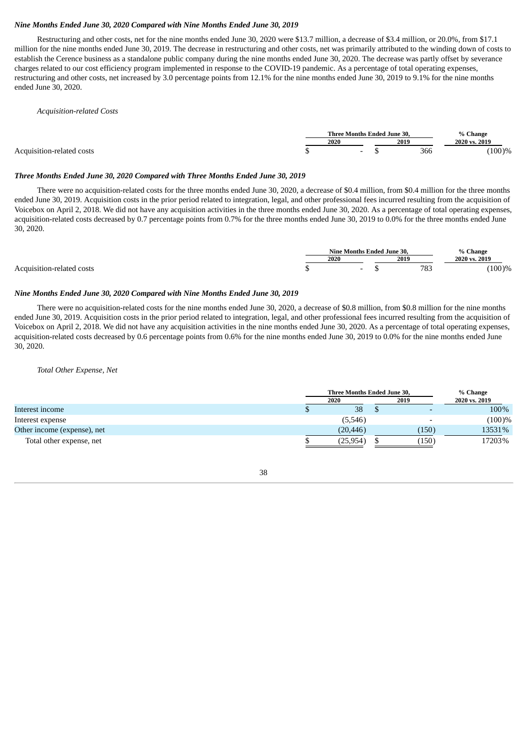### *Nine Months Ended June 30, 2020 Compared with Nine Months Ended June 30, 2019*

Restructuring and other costs, net for the nine months ended June 30, 2020 were $13.7 million, a decrease of $3.4 million, or 20.0%, from $17.1 million for the nine months ended June 30, 2019. The decrease in restructuring and other costs, net was primarily attributed to the winding down of costs to establish the Cerence business as a standalone public company during the nine months ended June 30, 2020. The decrease was partly offset by severance charges related to our cost efficiency program implemented in response to the COVID-19 pandemic. As a percentage of total operating expenses, restructuring and other costs, net increased by 3.0 percentage points from 12.1% for the nine months ended June 30, 2019 to 9.1% for the nine months ended June 30, 2020.

*Acquisition-related Costs*

| | Three Months Ended June 30, | | % Change |
|---|---|---|---|
| | 2020 | 2019 | 2020 vs. 2019 |
| Acquisition-related costs | $ - | $ 366 | (100)% |

### *Three Months Ended June 30, 2020 Compared with Three Months Ended June 30, 2019*

There were no acquisition-related costs for the three months ended June 30, 2020, a decrease of $0.4 million, from $0.4 million for the three months ended June 30, 2019. Acquisition costs in the prior period related to integration, legal, and other professional fees incurred resulting from the acquisition of Voicebox on April 2, 2018. We did not have any acquisition activities in the three months ended June 30, 2020. As a percentage of total operating expenses, acquisition-related costs decreased by 0.7 percentage points from 0.7% for the three months ended June 30, 2019 to 0.0% for the three months ended June 30, 2020.

| | Nine Months Ended June 30, | | % Change |
|---|---|---|---|
| | 2020 | 2019 | 2020 vs. 2019 |
| Acquisition-related costs | $ - | $ 783 | (100)% |

### *Nine Months Ended June 30, 2020 Compared with Nine Months Ended June 30, 2019*

There were no acquisition-related costs for the nine months ended June 30, 2020, a decrease of $0.8 million, from $0.8 million for the nine months ended June 30, 2019. Acquisition costs in the prior period related to integration, legal, and other professional fees incurred resulting from the acquisition of Voicebox on April 2, 2018. We did not have any acquisition activities in the nine months ended June 30, 2020. As a percentage of total operating expenses, acquisition-related costs decreased by 0.6 percentage points from 0.6% for the nine months ended June 30, 2019 to 0.0% for the nine months ended June 30, 2020.

*Total Other Expense, Net*

| | Three Months Ended June 30, | | % Change |
|---|---|---|---|
| | 2020 | 2019 | 2020 vs. 2019 |
| Interest income | $ 38 | $ - | 100% |
| Interest expense | (5,546) | - | (100)% |
| Other income (expense), net | (20,446) | (150) | 13531% |
| Total other expense, net | $ (25,954) | $ (150) | 17203% |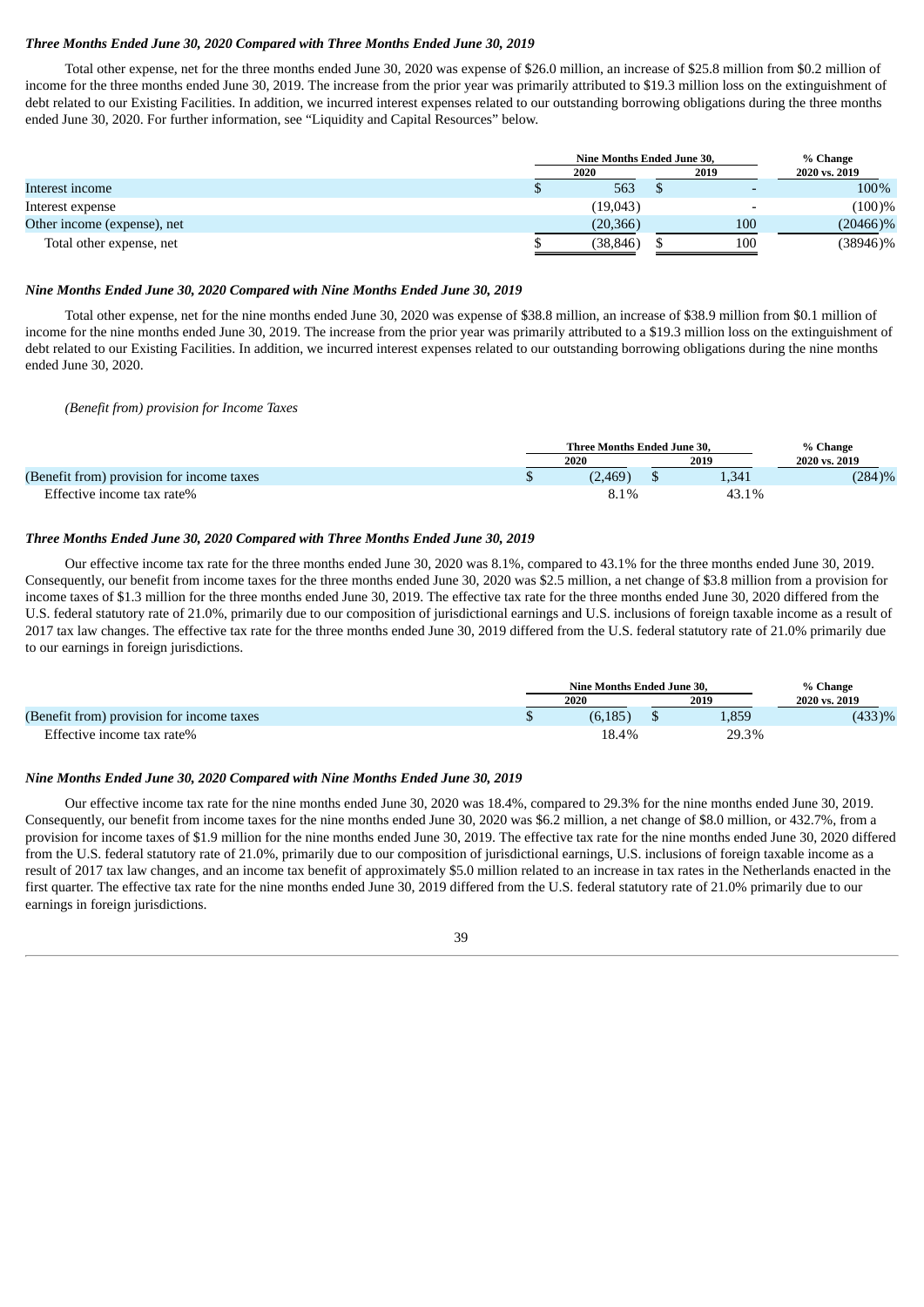***Three Months Ended June 30, 2020 Compared with Three Months Ended June 30, 2019***

Total other expense, net for the three months ended June 30, 2020 was expense of $26.0 million, an increase of $25.8 million from $0.2 million of income for the three months ended June 30, 2019. The increase from the prior year was primarily attributed to $19.3 million loss on the extinguishment of debt related to our Existing Facilities. In addition, we incurred interest expenses related to our outstanding borrowing obligations during the three months ended June 30, 2020. For further information, see "Liquidity and Capital Resources" below.

| | Nine Months Ended June 30, | | % Change |
|---|---|---|---|
| | 2020 | 2019 | 2020 vs. 2019 |
| Interest income | $ 563 | $ - | 100% |
| Interest expense | (19,043) | - | (100)% |
| Other income (expense), net | (20,366) | 100 | (20466)% |
| Total other expense, net | $ (38,846) | $ 100 | (38946)% |

***Nine Months Ended June 30, 2020 Compared with Nine Months Ended June 30, 2019***

Total other expense, net for the nine months ended June 30, 2020 was expense of $38.8 million, an increase of $38.9 million from $0.1 million of income for the nine months ended June 30, 2019. The increase from the prior year was primarily attributed to a $19.3 million loss on the extinguishment of debt related to our Existing Facilities. In addition, we incurred interest expenses related to our outstanding borrowing obligations during the nine months ended June 30, 2020.

*(Benefit from) provision for Income Taxes*

| | Three Months Ended June 30, | | % Change |
|---|---|---|---|
| | 2020 | 2019 | 2020 vs. 2019 |
| (Benefit from) provision for income taxes | $ (2,469) | $ 1,341 | (284)% |
| Effective income tax rate% | 8.1% | 43.1% | |

***Three Months Ended June 30, 2020 Compared with Three Months Ended June 30, 2019***

Our effective income tax rate for the three months ended June 30, 2020 was 8.1%, compared to 43.1% for the three months ended June 30, 2019. Consequently, our benefit from income taxes for the three months ended June 30, 2020 was $2.5 million, a net change of $3.8 million from a provision for income taxes of $1.3 million for the three months ended June 30, 2019. The effective tax rate for the three months ended June 30, 2020 differed from the U.S. federal statutory rate of 21.0%, primarily due to our composition of jurisdictional earnings and U.S. inclusions of foreign taxable income as a result of 2017 tax law changes. The effective tax rate for the three months ended June 30, 2019 differed from the U.S. federal statutory rate of 21.0% primarily due to our earnings in foreign jurisdictions.

| | Nine Months Ended June 30, | | % Change |
|---|---|---|---|
| | 2020 | 2019 | 2020 vs. 2019 |
| (Benefit from) provision for income taxes | $ (6,185) | $ 1,859 | (433)% |
| Effective income tax rate% | 18.4% | 29.3% | |

***Nine Months Ended June 30, 2020 Compared with Nine Months Ended June 30, 2019***

Our effective income tax rate for the nine months ended June 30, 2020 was 18.4%, compared to 29.3% for the nine months ended June 30, 2019. Consequently, our benefit from income taxes for the nine months ended June 30, 2020 was $6.2 million, a net change of $8.0 million, or 432.7%, from a provision for income taxes of $1.9 million for the nine months ended June 30, 2019. The effective tax rate for the nine months ended June 30, 2020 differed from the U.S. federal statutory rate of 21.0%, primarily due to our composition of jurisdictional earnings, U.S. inclusions of foreign taxable income as a result of 2017 tax law changes, and an income tax benefit of approximately $5.0 million related to an increase in tax rates in the Netherlands enacted in the first quarter. The effective tax rate for the nine months ended June 30, 2019 differed from the U.S. federal statutory rate of 21.0% primarily due to our earnings in foreign jurisdictions.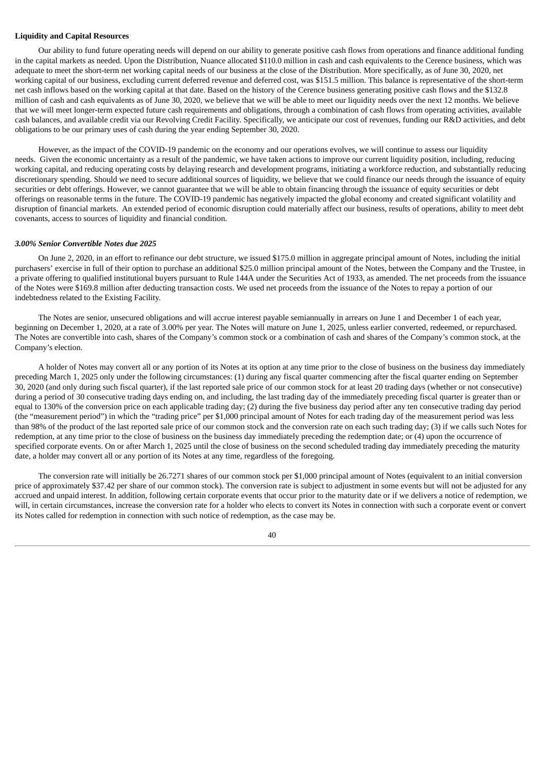**Liquidity and Capital Resources**

Our ability to fund future operating needs will depend on our ability to generate positive cash flows from operations and finance additional funding in the capital markets as needed. Upon the Distribution, Nuance allocated $110.0 million in cash and cash equivalents to the Cerence business, which was adequate to meet the short-term net working capital needs of our business at the close of the Distribution. More specifically, as of June 30, 2020, net working capital of our business, excluding current deferred revenue and deferred cost, was $151.5 million. This balance is representative of the short-term net cash inflows based on the working capital at that date. Based on the history of the Cerence business generating positive cash flows and the $132.8 million of cash and cash equivalents as of June 30, 2020, we believe that we will be able to meet our liquidity needs over the next 12 months. We believe that we will meet longer-term expected future cash requirements and obligations, through a combination of cash flows from operating activities, available cash balances, and available credit via our Revolving Credit Facility. Specifically, we anticipate our cost of revenues, funding our R&D activities, and debt obligations to be our primary uses of cash during the year ending September 30, 2020.

However, as the impact of the COVID-19 pandemic on the economy and our operations evolves, we will continue to assess our liquidity needs. Given the economic uncertainty as a result of the pandemic, we have taken actions to improve our current liquidity position, including, reducing working capital, and reducing operating costs by delaying research and development programs, initiating a workforce reduction, and substantially reducing discretionary spending. Should we need to secure additional sources of liquidity, we believe that we could finance our needs through the issuance of equity securities or debt offerings. However, we cannot guarantee that we will be able to obtain financing through the issuance of equity securities or debt offerings on reasonable terms in the future. The COVID-19 pandemic has negatively impacted the global economy and created significant volatility and disruption of financial markets. An extended period of economic disruption could materially affect our business, results of operations, ability to meet debt covenants, access to sources of liquidity and financial condition.

***3.00% Senior Convertible Notes due 2025***

On June 2, 2020, in an effort to refinance our debt structure, we issued $175.0 million in aggregate principal amount of Notes, including the initial purchasers' exercise in full of their option to purchase an additional $25.0 million principal amount of the Notes, between the Company and the Trustee, in a private offering to qualified institutional buyers pursuant to Rule 144A under the Securities Act of 1933, as amended. The net proceeds from the issuance of the Notes were $169.8 million after deducting transaction costs. We used net proceeds from the issuance of the Notes to repay a portion of our indebtedness related to the Existing Facility.

The Notes are senior, unsecured obligations and will accrue interest payable semiannually in arrears on June 1 and December 1 of each year, beginning on December 1, 2020, at a rate of 3.00% per year. The Notes will mature on June 1, 2025, unless earlier converted, redeemed, or repurchased. The Notes are convertible into cash, shares of the Company's common stock or a combination of cash and shares of the Company's common stock, at the Company's election.

A holder of Notes may convert all or any portion of its Notes at its option at any time prior to the close of business on the business day immediately preceding March 1, 2025 only under the following circumstances: (1) during any fiscal quarter commencing after the fiscal quarter ending on September 30, 2020 (and only during such fiscal quarter), if the last reported sale price of our common stock for at least 20 trading days (whether or not consecutive) during a period of 30 consecutive trading days ending on, and including, the last trading day of the immediately preceding fiscal quarter is greater than or equal to 130% of the conversion price on each applicable trading day; (2) during the five business day period after any ten consecutive trading day period (the "measurement period") in which the "trading price" per $1,000 principal amount of Notes for each trading day of the measurement period was less than 98% of the product of the last reported sale price of our common stock and the conversion rate on each such trading day; (3) if we calls such Notes for redemption, at any time prior to the close of business on the business day immediately preceding the redemption date; or (4) upon the occurrence of specified corporate events. On or after March 1, 2025 until the close of business on the second scheduled trading day immediately preceding the maturity date, a holder may convert all or any portion of its Notes at any time, regardless of the foregoing.

The conversion rate will initially be 26.7271 shares of our common stock per $1,000 principal amount of Notes (equivalent to an initial conversion price of approximately $37.42 per share of our common stock). The conversion rate is subject to adjustment in some events but will not be adjusted for any accrued and unpaid interest. In addition, following certain corporate events that occur prior to the maturity date or if we delivers a notice of redemption, we will, in certain circumstances, increase the conversion rate for a holder who elects to convert its Notes in connection with such a corporate event or convert its Notes called for redemption in connection with such notice of redemption, as the case may be.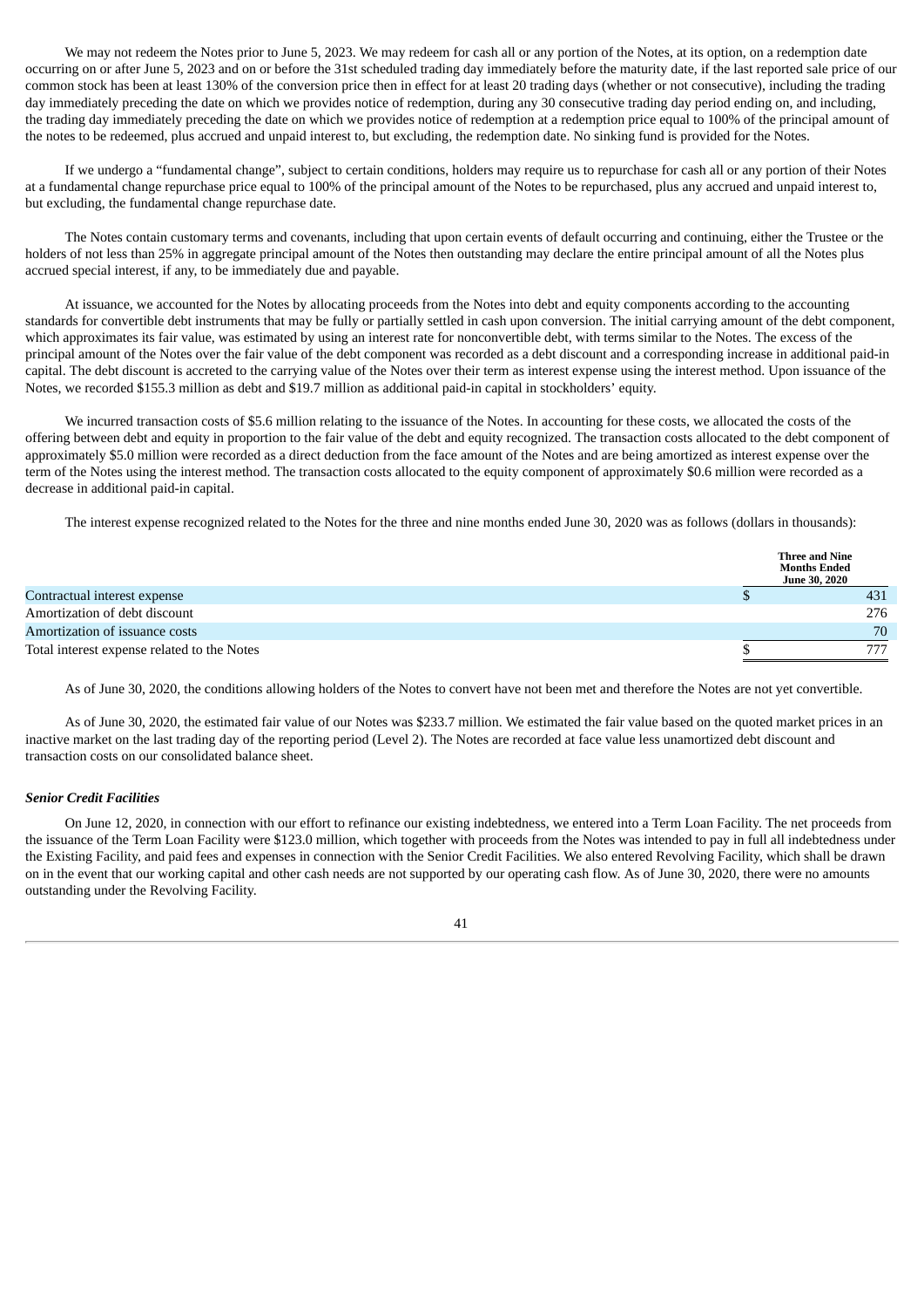We may not redeem the Notes prior to June 5, 2023. We may redeem for cash all or any portion of the Notes, at its option, on a redemption date occurring on or after June 5, 2023 and on or before the 31st scheduled trading day immediately before the maturity date, if the last reported sale price of our common stock has been at least 130% of the conversion price then in effect for at least 20 trading days (whether or not consecutive), including the trading day immediately preceding the date on which we provides notice of redemption, during any 30 consecutive trading day period ending on, and including, the trading day immediately preceding the date on which we provides notice of redemption at a redemption price equal to 100% of the principal amount of the notes to be redeemed, plus accrued and unpaid interest to, but excluding, the redemption date. No sinking fund is provided for the Notes.

If we undergo a "fundamental change", subject to certain conditions, holders may require us to repurchase for cash all or any portion of their Notes at a fundamental change repurchase price equal to 100% of the principal amount of the Notes to be repurchased, plus any accrued and unpaid interest to, but excluding, the fundamental change repurchase date.

The Notes contain customary terms and covenants, including that upon certain events of default occurring and continuing, either the Trustee or the holders of not less than 25% in aggregate principal amount of the Notes then outstanding may declare the entire principal amount of all the Notes plus accrued special interest, if any, to be immediately due and payable.

At issuance, we accounted for the Notes by allocating proceeds from the Notes into debt and equity components according to the accounting standards for convertible debt instruments that may be fully or partially settled in cash upon conversion. The initial carrying amount of the debt component, which approximates its fair value, was estimated by using an interest rate for nonconvertible debt, with terms similar to the Notes. The excess of the principal amount of the Notes over the fair value of the debt component was recorded as a debt discount and a corresponding increase in additional paid-in capital. The debt discount is accreted to the carrying value of the Notes over their term as interest expense using the interest method. Upon issuance of the Notes, we recorded $155.3 million as debt and $19.7 million as additional paid-in capital in stockholders' equity.

We incurred transaction costs of $5.6 million relating to the issuance of the Notes. In accounting for these costs, we allocated the costs of the offering between debt and equity in proportion to the fair value of the debt and equity recognized. The transaction costs allocated to the debt component of approximately $5.0 million were recorded as a direct deduction from the face amount of the Notes and are being amortized as interest expense over the term of the Notes using the interest method. The transaction costs allocated to the equity component of approximately $0.6 million were recorded as a decrease in additional paid-in capital.

The interest expense recognized related to the Notes for the three and nine months ended June 30, 2020 was as follows (dollars in thousands):

| | Three and Nine Months Ended June 30, 2020 |
|---|---|
| Contractual interest expense | $ 431 |
| Amortization of debt discount | 276 |
| Amortization of issuance costs | 70 |
| Total interest expense related to the Notes | $ 777 |

As of June 30, 2020, the conditions allowing holders of the Notes to convert have not been met and therefore the Notes are not yet convertible.

As of June 30, 2020, the estimated fair value of our Notes was $233.7 million. We estimated the fair value based on the quoted market prices in an inactive market on the last trading day of the reporting period (Level 2). The Notes are recorded at face value less unamortized debt discount and transaction costs on our consolidated balance sheet.

***Senior Credit Facilities***

On June 12, 2020, in connection with our effort to refinance our existing indebtedness, we entered into a Term Loan Facility. The net proceeds from the issuance of the Term Loan Facility were $123.0 million, which together with proceeds from the Notes was intended to pay in full all indebtedness under the Existing Facility, and paid fees and expenses in connection with the Senior Credit Facilities. We also entered Revolving Facility, which shall be drawn on in the event that our working capital and other cash needs are not supported by our operating cash flow. As of June 30, 2020, there were no amounts outstanding under the Revolving Facility.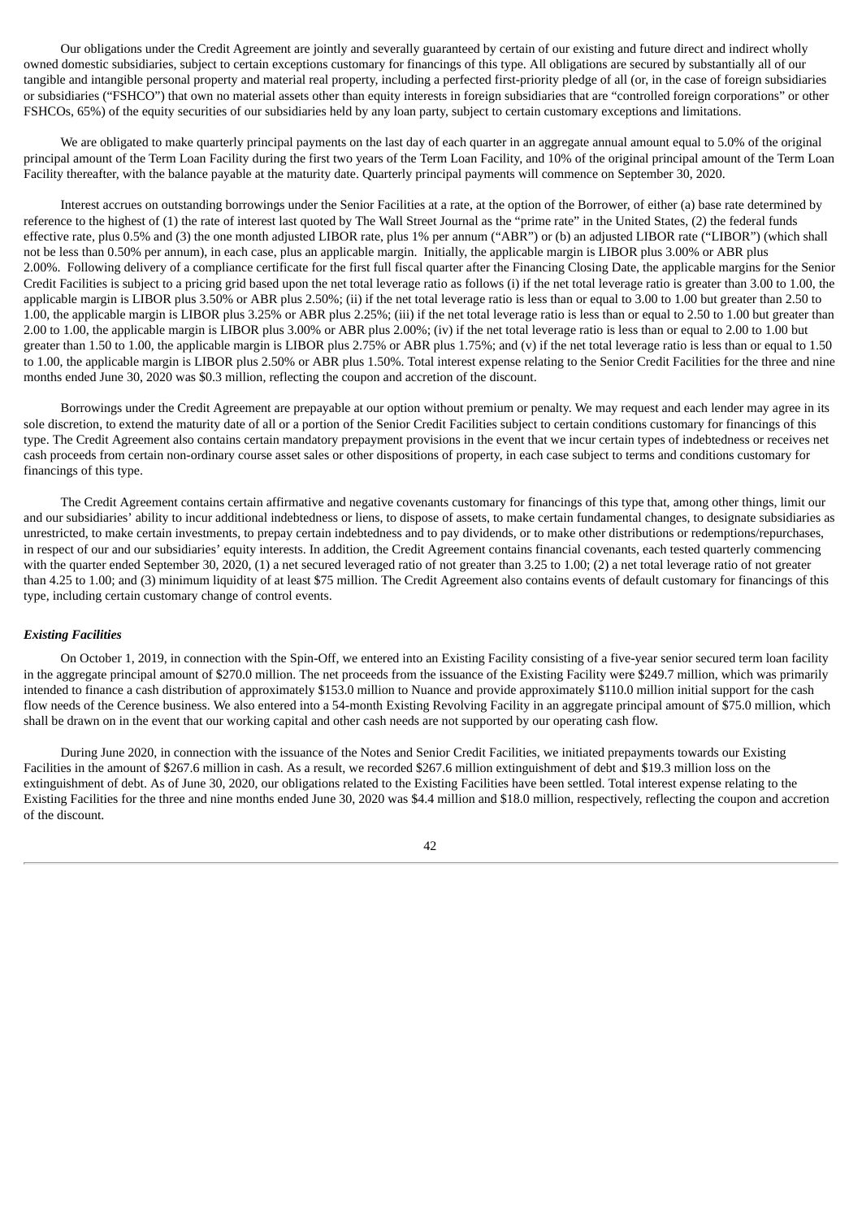Our obligations under the Credit Agreement are jointly and severally guaranteed by certain of our existing and future direct and indirect wholly owned domestic subsidiaries, subject to certain exceptions customary for financings of this type. All obligations are secured by substantially all of our tangible and intangible personal property and material real property, including a perfected first-priority pledge of all (or, in the case of foreign subsidiaries or subsidiaries ("FSHCO") that own no material assets other than equity interests in foreign subsidiaries that are "controlled foreign corporations" or other FSHCOs, 65%) of the equity securities of our subsidiaries held by any loan party, subject to certain customary exceptions and limitations.

We are obligated to make quarterly principal payments on the last day of each quarter in an aggregate annual amount equal to 5.0% of the original principal amount of the Term Loan Facility during the first two years of the Term Loan Facility, and 10% of the original principal amount of the Term Loan Facility thereafter, with the balance payable at the maturity date. Quarterly principal payments will commence on September 30, 2020.

Interest accrues on outstanding borrowings under the Senior Facilities at a rate, at the option of the Borrower, of either (a) base rate determined by reference to the highest of (1) the rate of interest last quoted by The Wall Street Journal as the "prime rate" in the United States, (2) the federal funds effective rate, plus 0.5% and (3) the one month adjusted LIBOR rate, plus 1% per annum ("ABR") or (b) an adjusted LIBOR rate ("LIBOR") (which shall not be less than 0.50% per annum), in each case, plus an applicable margin. Initially, the applicable margin is LIBOR plus 3.00% or ABR plus 2.00%. Following delivery of a compliance certificate for the first full fiscal quarter after the Financing Closing Date, the applicable margins for the Senior Credit Facilities is subject to a pricing grid based upon the net total leverage ratio as follows (i) if the net total leverage ratio is greater than 3.00 to 1.00, the applicable margin is LIBOR plus 3.50% or ABR plus 2.50%; (ii) if the net total leverage ratio is less than or equal to 3.00 to 1.00 but greater than 2.50 to 1.00, the applicable margin is LIBOR plus 3.25% or ABR plus 2.25%; (iii) if the net total leverage ratio is less than or equal to 2.50 to 1.00 but greater than 2.00 to 1.00, the applicable margin is LIBOR plus 3.00% or ABR plus 2.00%; (iv) if the net total leverage ratio is less than or equal to 2.00 to 1.00 but greater than 1.50 to 1.00, the applicable margin is LIBOR plus 2.75% or ABR plus 1.75%; and (v) if the net total leverage ratio is less than or equal to 1.50 to 1.00, the applicable margin is LIBOR plus 2.50% or ABR plus 1.50%. Total interest expense relating to the Senior Credit Facilities for the three and nine months ended June 30, 2020 was $0.3 million, reflecting the coupon and accretion of the discount.

Borrowings under the Credit Agreement are prepayable at our option without premium or penalty. We may request and each lender may agree in its sole discretion, to extend the maturity date of all or a portion of the Senior Credit Facilities subject to certain conditions customary for financings of this type. The Credit Agreement also contains certain mandatory prepayment provisions in the event that we incur certain types of indebtedness or receives net cash proceeds from certain non-ordinary course asset sales or other dispositions of property, in each case subject to terms and conditions customary for financings of this type.

The Credit Agreement contains certain affirmative and negative covenants customary for financings of this type that, among other things, limit our and our subsidiaries' ability to incur additional indebtedness or liens, to dispose of assets, to make certain fundamental changes, to designate subsidiaries as unrestricted, to make certain investments, to prepay certain indebtedness and to pay dividends, or to make other distributions or redemptions/repurchases, in respect of our and our subsidiaries' equity interests. In addition, the Credit Agreement contains financial covenants, each tested quarterly commencing with the quarter ended September 30, 2020, (1) a net secured leveraged ratio of not greater than 3.25 to 1.00; (2) a net total leverage ratio of not greater than 4.25 to 1.00; and (3) minimum liquidity of at least $75 million. The Credit Agreement also contains events of default customary for financings of this type, including certain customary change of control events.

***Existing Facilities***

On October 1, 2019, in connection with the Spin-Off, we entered into an Existing Facility consisting of a five-year senior secured term loan facility in the aggregate principal amount of $270.0 million. The net proceeds from the issuance of the Existing Facility were $249.7 million, which was primarily intended to finance a cash distribution of approximately $153.0 million to Nuance and provide approximately $110.0 million initial support for the cash flow needs of the Cerence business. We also entered into a 54-month Existing Revolving Facility in an aggregate principal amount of $75.0 million, which shall be drawn on in the event that our working capital and other cash needs are not supported by our operating cash flow.

During June 2020, in connection with the issuance of the Notes and Senior Credit Facilities, we initiated prepayments towards our Existing Facilities in the amount of $267.6 million in cash. As a result, we recorded $267.6 million extinguishment of debt and $19.3 million loss on the extinguishment of debt. As of June 30, 2020, our obligations related to the Existing Facilities have been settled. Total interest expense relating to the Existing Facilities for the three and nine months ended June 30, 2020 was $4.4 million and $18.0 million, respectively, reflecting the coupon and accretion of the discount.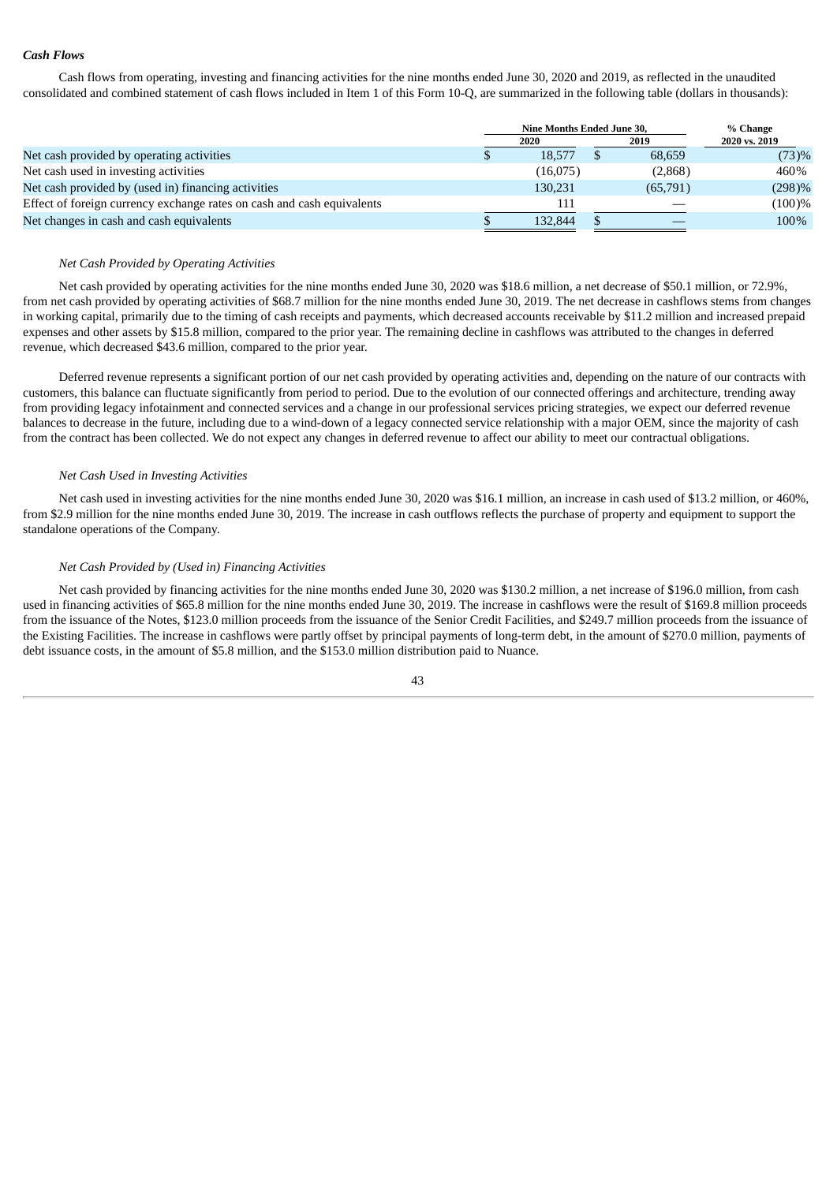### *Cash Flows*

Cash flows from operating, investing and financing activities for the nine months ended June 30, 2020 and 2019, as reflected in the unaudited consolidated and combined statement of cash flows included in Item 1 of this Form 10-Q, are summarized in the following table (dollars in thousands):

| | Nine Months Ended June 30, | | % Change |
|---|---|---|---|
| | 2020 | 2019 | 2020 vs. 2019 |
| Net cash provided by operating activities | $ 18,577 | $ 68,659 | (73)% |
| Net cash used in investing activities | (16,075) | (2,868) | 460% |
| Net cash provided by (used in) financing activities | 130,231 | (65,791) | (298)% |
| Effect of foreign currency exchange rates on cash and cash equivalents | 111 | — | (100)% |
| Net changes in cash and cash equivalents | $ 132,844 | $ — | 100% |

*Net Cash Provided by Operating Activities*

Net cash provided by operating activities for the nine months ended June 30, 2020 was $18.6 million, a net decrease of $50.1 million, or 72.9%, from net cash provided by operating activities of $68.7 million for the nine months ended June 30, 2019. The net decrease in cashflows stems from changes in working capital, primarily due to the timing of cash receipts and payments, which decreased accounts receivable by $11.2 million and increased prepaid expenses and other assets by $15.8 million, compared to the prior year. The remaining decline in cashflows was attributed to the changes in deferred revenue, which decreased $43.6 million, compared to the prior year.

Deferred revenue represents a significant portion of our net cash provided by operating activities and, depending on the nature of our contracts with customers, this balance can fluctuate significantly from period to period. Due to the evolution of our connected offerings and architecture, trending away from providing legacy infotainment and connected services and a change in our professional services pricing strategies, we expect our deferred revenue balances to decrease in the future, including due to a wind-down of a legacy connected service relationship with a major OEM, since the majority of cash from the contract has been collected. We do not expect any changes in deferred revenue to affect our ability to meet our contractual obligations.

*Net Cash Used in Investing Activities*

Net cash used in investing activities for the nine months ended June 30, 2020 was $16.1 million, an increase in cash used of $13.2 million, or 460%, from $2.9 million for the nine months ended June 30, 2019. The increase in cash outflows reflects the purchase of property and equipment to support the standalone operations of the Company.

*Net Cash Provided by (Used in) Financing Activities*

Net cash provided by financing activities for the nine months ended June 30, 2020 was $130.2 million, a net increase of $196.0 million, from cash used in financing activities of $65.8 million for the nine months ended June 30, 2019. The increase in cashflows were the result of $169.8 million proceeds from the issuance of the Notes, $123.0 million proceeds from the issuance of the Senior Credit Facilities, and $249.7 million proceeds from the issuance of the Existing Facilities. The increase in cashflows were partly offset by principal payments of long-term debt, in the amount of $270.0 million, payments of debt issuance costs, in the amount of $5.8 million, and the $153.0 million distribution paid to Nuance.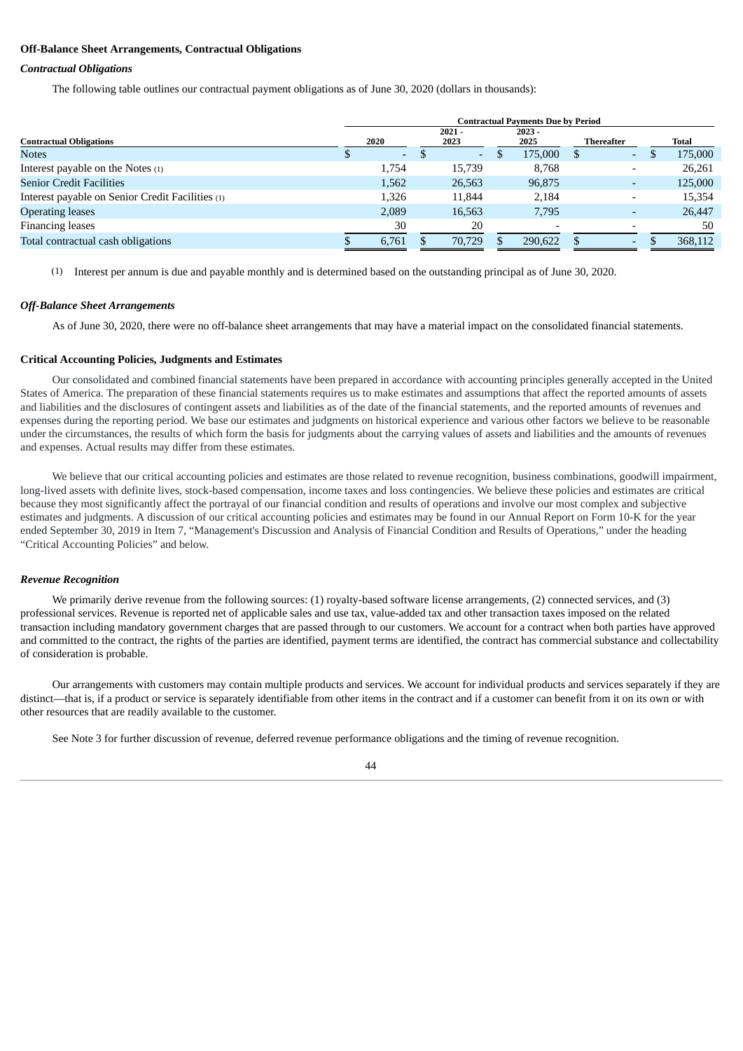**Off-Balance Sheet Arrangements, Contractual Obligations**

***Contractual Obligations***

The following table outlines our contractual payment obligations as of June 30, 2020 (dollars in thousands):

| | Contractual Payments Due by Period | | | | |
|---|---|---|---|---|---|
| **Contractual Obligations** | **2020** | **2021 - 2023** | **2023 - 2025** | **Thereafter** | **Total** |
| Notes | $ - | $ - | $ 175,000 | $ - | $ 175,000 |
| Interest payable on the Notes (1) | 1,754 | 15,739 | 8,768 | - | 26,261 |
| Senior Credit Facilities | 1,562 | 26,563 | 96,875 | - | 125,000 |
| Interest payable on Senior Credit Facilities (1) | 1,326 | 11,844 | 2,184 | - | 15,354 |
| Operating leases | 2,089 | 16,563 | 7,795 | - | 26,447 |
| Financing leases | 30 | 20 | - | - | 50 |
| Total contractual cash obligations | $ 6,761 | $ 70,729 | $ 290,622 | $ - | $ 368,112 |

(1) Interest per annum is due and payable monthly and is determined based on the outstanding principal as of June 30, 2020.

***Off-Balance Sheet Arrangements***

As of June 30, 2020, there were no off-balance sheet arrangements that may have a material impact on the consolidated financial statements.

**Critical Accounting Policies, Judgments and Estimates**

Our consolidated and combined financial statements have been prepared in accordance with accounting principles generally accepted in the United States of America. The preparation of these financial statements requires us to make estimates and assumptions that affect the reported amounts of assets and liabilities and the disclosures of contingent assets and liabilities as of the date of the financial statements, and the reported amounts of revenues and expenses during the reporting period. We base our estimates and judgments on historical experience and various other factors we believe to be reasonable under the circumstances, the results of which form the basis for judgments about the carrying values of assets and liabilities and the amounts of revenues and expenses. Actual results may differ from these estimates.

We believe that our critical accounting policies and estimates are those related to revenue recognition, business combinations, goodwill impairment, long-lived assets with definite lives, stock-based compensation, income taxes and loss contingencies. We believe these policies and estimates are critical because they most significantly affect the portrayal of our financial condition and results of operations and involve our most complex and subjective estimates and judgments. A discussion of our critical accounting policies and estimates may be found in our Annual Report on Form 10-K for the year ended September 30, 2019 in Item 7, "Management's Discussion and Analysis of Financial Condition and Results of Operations," under the heading "Critical Accounting Policies" and below.

***Revenue Recognition***

We primarily derive revenue from the following sources: (1) royalty-based software license arrangements, (2) connected services, and (3) professional services. Revenue is reported net of applicable sales and use tax, value-added tax and other transaction taxes imposed on the related transaction including mandatory government charges that are passed through to our customers. We account for a contract when both parties have approved and committed to the contract, the rights of the parties are identified, payment terms are identified, the contract has commercial substance and collectability of consideration is probable.

Our arrangements with customers may contain multiple products and services. We account for individual products and services separately if they are distinct—that is, if a product or service is separately identifiable from other items in the contract and if a customer can benefit from it on its own or with other resources that are readily available to the customer.

See Note 3 for further discussion of revenue, deferred revenue performance obligations and the timing of revenue recognition.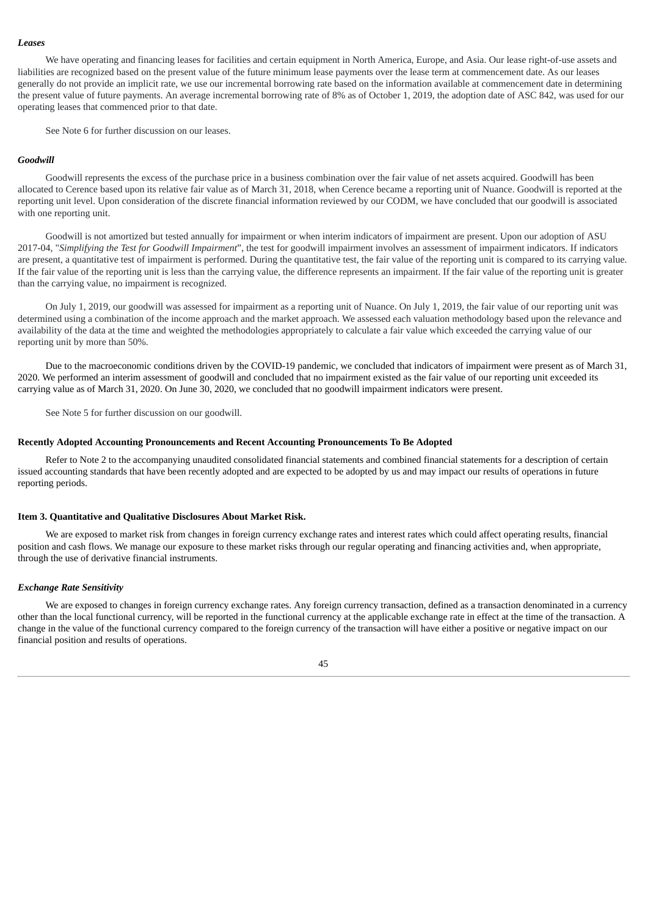***Leases***

We have operating and financing leases for facilities and certain equipment in North America, Europe, and Asia. Our lease right-of-use assets and liabilities are recognized based on the present value of the future minimum lease payments over the lease term at commencement date. As our leases generally do not provide an implicit rate, we use our incremental borrowing rate based on the information available at commencement date in determining the present value of future payments. An average incremental borrowing rate of 8% as of October 1, 2019, the adoption date of ASC 842, was used for our operating leases that commenced prior to that date.

See Note 6 for further discussion on our leases.

***Goodwill***

Goodwill represents the excess of the purchase price in a business combination over the fair value of net assets acquired. Goodwill has been allocated to Cerence based upon its relative fair value as of March 31, 2018, when Cerence became a reporting unit of Nuance. Goodwill is reported at the reporting unit level. Upon consideration of the discrete financial information reviewed by our CODM, we have concluded that our goodwill is associated with one reporting unit.

Goodwill is not amortized but tested annually for impairment or when interim indicators of impairment are present. Upon our adoption of ASU 2017-04, "*Simplifying the Test for Goodwill Impairment*", the test for goodwill impairment involves an assessment of impairment indicators. If indicators are present, a quantitative test of impairment is performed. During the quantitative test, the fair value of the reporting unit is compared to its carrying value. If the fair value of the reporting unit is less than the carrying value, the difference represents an impairment. If the fair value of the reporting unit is greater than the carrying value, no impairment is recognized.

On July 1, 2019, our goodwill was assessed for impairment as a reporting unit of Nuance. On July 1, 2019, the fair value of our reporting unit was determined using a combination of the income approach and the market approach. We assessed each valuation methodology based upon the relevance and availability of the data at the time and weighted the methodologies appropriately to calculate a fair value which exceeded the carrying value of our reporting unit by more than 50%.

Due to the macroeconomic conditions driven by the COVID-19 pandemic, we concluded that indicators of impairment were present as of March 31, 2020. We performed an interim assessment of goodwill and concluded that no impairment existed as the fair value of our reporting unit exceeded its carrying value as of March 31, 2020. On June 30, 2020, we concluded that no goodwill impairment indicators were present.

See Note 5 for further discussion on our goodwill.

**Recently Adopted Accounting Pronouncements and Recent Accounting Pronouncements To Be Adopted**

Refer to Note 2 to the accompanying unaudited consolidated financial statements and combined financial statements for a description of certain issued accounting standards that have been recently adopted and are expected to be adopted by us and may impact our results of operations in future reporting periods.

**Item 3. Quantitative and Qualitative Disclosures About Market Risk.**

We are exposed to market risk from changes in foreign currency exchange rates and interest rates which could affect operating results, financial position and cash flows. We manage our exposure to these market risks through our regular operating and financing activities and, when appropriate, through the use of derivative financial instruments.

***Exchange Rate Sensitivity***

We are exposed to changes in foreign currency exchange rates. Any foreign currency transaction, defined as a transaction denominated in a currency other than the local functional currency, will be reported in the functional currency at the applicable exchange rate in effect at the time of the transaction. A change in the value of the functional currency compared to the foreign currency of the transaction will have either a positive or negative impact on our financial position and results of operations.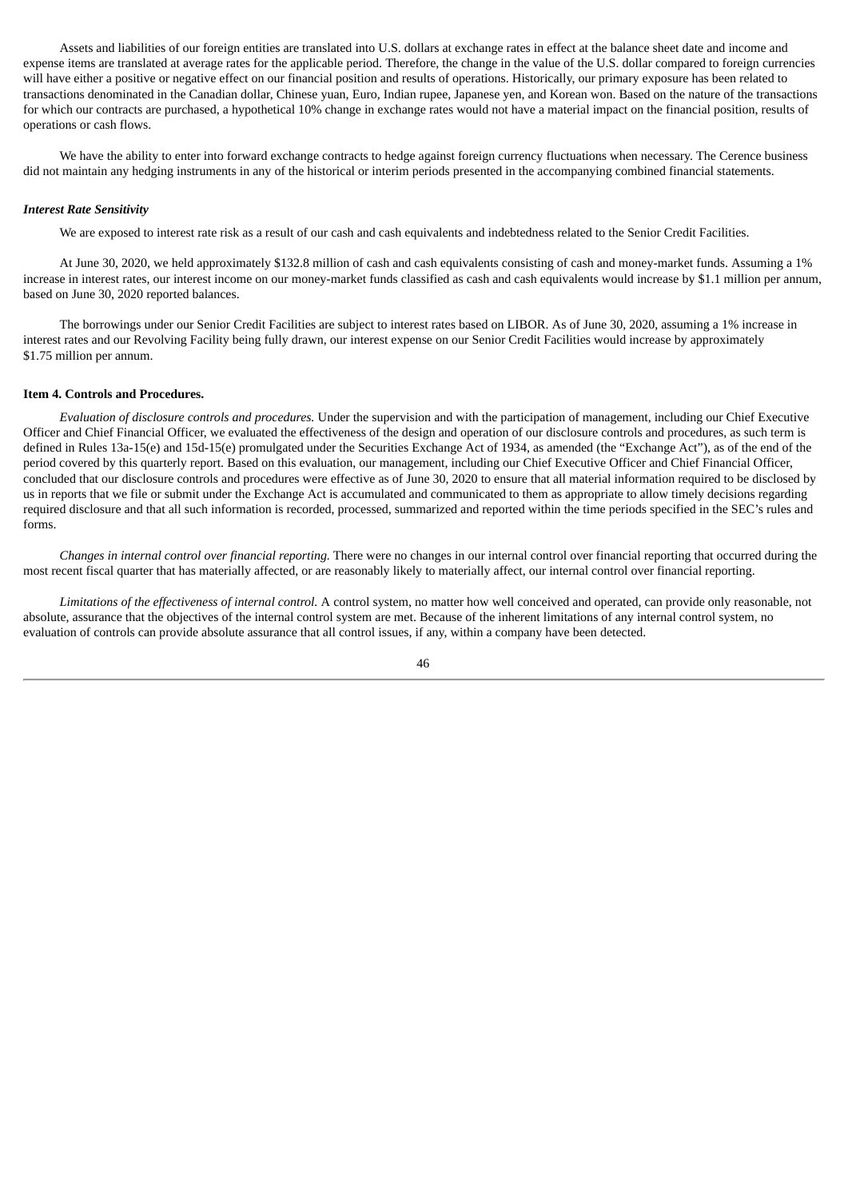Assets and liabilities of our foreign entities are translated into U.S. dollars at exchange rates in effect at the balance sheet date and income and expense items are translated at average rates for the applicable period. Therefore, the change in the value of the U.S. dollar compared to foreign currencies will have either a positive or negative effect on our financial position and results of operations. Historically, our primary exposure has been related to transactions denominated in the Canadian dollar, Chinese yuan, Euro, Indian rupee, Japanese yen, and Korean won. Based on the nature of the transactions for which our contracts are purchased, a hypothetical 10% change in exchange rates would not have a material impact on the financial position, results of operations or cash flows.

We have the ability to enter into forward exchange contracts to hedge against foreign currency fluctuations when necessary. The Cerence business did not maintain any hedging instruments in any of the historical or interim periods presented in the accompanying combined financial statements.

***Interest Rate Sensitivity***

We are exposed to interest rate risk as a result of our cash and cash equivalents and indebtedness related to the Senior Credit Facilities.

At June 30, 2020, we held approximately $132.8 million of cash and cash equivalents consisting of cash and money-market funds. Assuming a 1% increase in interest rates, our interest income on our money-market funds classified as cash and cash equivalents would increase by $1.1 million per annum, based on June 30, 2020 reported balances.

The borrowings under our Senior Credit Facilities are subject to interest rates based on LIBOR. As of June 30, 2020, assuming a 1% increase in interest rates and our Revolving Facility being fully drawn, our interest expense on our Senior Credit Facilities would increase by approximately $1.75 million per annum.

**Item 4. Controls and Procedures.**

*Evaluation of disclosure controls and procedures.* Under the supervision and with the participation of management, including our Chief Executive Officer and Chief Financial Officer, we evaluated the effectiveness of the design and operation of our disclosure controls and procedures, as such term is defined in Rules 13a-15(e) and 15d-15(e) promulgated under the Securities Exchange Act of 1934, as amended (the "Exchange Act"), as of the end of the period covered by this quarterly report. Based on this evaluation, our management, including our Chief Executive Officer and Chief Financial Officer, concluded that our disclosure controls and procedures were effective as of June 30, 2020 to ensure that all material information required to be disclosed by us in reports that we file or submit under the Exchange Act is accumulated and communicated to them as appropriate to allow timely decisions regarding required disclosure and that all such information is recorded, processed, summarized and reported within the time periods specified in the SEC's rules and forms.

*Changes in internal control over financial reporting.* There were no changes in our internal control over financial reporting that occurred during the most recent fiscal quarter that has materially affected, or are reasonably likely to materially affect, our internal control over financial reporting.

*Limitations of the effectiveness of internal control.* A control system, no matter how well conceived and operated, can provide only reasonable, not absolute, assurance that the objectives of the internal control system are met. Because of the inherent limitations of any internal control system, no evaluation of controls can provide absolute assurance that all control issues, if any, within a company have been detected.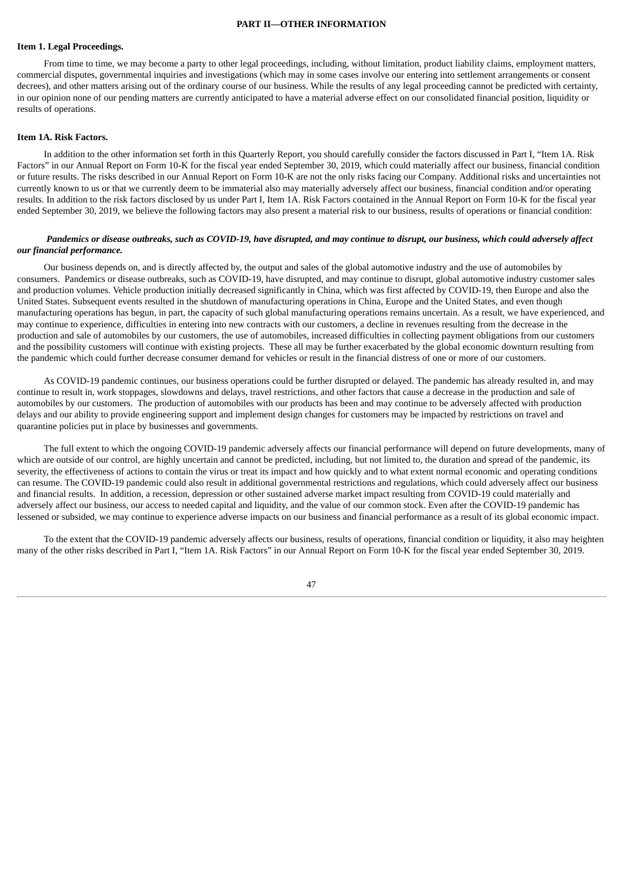## PART II—OTHER INFORMATION

### Item 1. Legal Proceedings.

From time to time, we may become a party to other legal proceedings, including, without limitation, product liability claims, employment matters, commercial disputes, governmental inquiries and investigations (which may in some cases involve our entering into settlement arrangements or consent decrees), and other matters arising out of the ordinary course of our business. While the results of any legal proceeding cannot be predicted with certainty, in our opinion none of our pending matters are currently anticipated to have a material adverse effect on our consolidated financial position, liquidity or results of operations.

### Item 1A. Risk Factors.

In addition to the other information set forth in this Quarterly Report, you should carefully consider the factors discussed in Part I, "Item 1A. Risk Factors" in our Annual Report on Form 10-K for the fiscal year ended September 30, 2019, which could materially affect our business, financial condition or future results. The risks described in our Annual Report on Form 10-K are not the only risks facing our Company. Additional risks and uncertainties not currently known to us or that we currently deem to be immaterial also may materially adversely affect our business, financial condition and/or operating results. In addition to the risk factors disclosed by us under Part I, Item 1A. Risk Factors contained in the Annual Report on Form 10-K for the fiscal year ended September 30, 2019, we believe the following factors may also present a material risk to our business, results of operations or financial condition:

***Pandemics or disease outbreaks, such as COVID-19, have disrupted, and may continue to disrupt, our business, which could adversely affect our financial performance.***

Our business depends on, and is directly affected by, the output and sales of the global automotive industry and the use of automobiles by consumers. Pandemics or disease outbreaks, such as COVID-19, have disrupted, and may continue to disrupt, global automotive industry customer sales and production volumes. Vehicle production initially decreased significantly in China, which was first affected by COVID-19, then Europe and also the United States. Subsequent events resulted in the shutdown of manufacturing operations in China, Europe and the United States, and even though manufacturing operations has begun, in part, the capacity of such global manufacturing operations remains uncertain. As a result, we have experienced, and may continue to experience, difficulties in entering into new contracts with our customers, a decline in revenues resulting from the decrease in the production and sale of automobiles by our customers, the use of automobiles, increased difficulties in collecting payment obligations from our customers and the possibility customers will continue with existing projects. These all may be further exacerbated by the global economic downturn resulting from the pandemic which could further decrease consumer demand for vehicles or result in the financial distress of one or more of our customers.

As COVID-19 pandemic continues, our business operations could be further disrupted or delayed. The pandemic has already resulted in, and may continue to result in, work stoppages, slowdowns and delays, travel restrictions, and other factors that cause a decrease in the production and sale of automobiles by our customers. The production of automobiles with our products has been and may continue to be adversely affected with production delays and our ability to provide engineering support and implement design changes for customers may be impacted by restrictions on travel and quarantine policies put in place by businesses and governments.

The full extent to which the ongoing COVID-19 pandemic adversely affects our financial performance will depend on future developments, many of which are outside of our control, are highly uncertain and cannot be predicted, including, but not limited to, the duration and spread of the pandemic, its severity, the effectiveness of actions to contain the virus or treat its impact and how quickly and to what extent normal economic and operating conditions can resume. The COVID-19 pandemic could also result in additional governmental restrictions and regulations, which could adversely affect our business and financial results. In addition, a recession, depression or other sustained adverse market impact resulting from COVID-19 could materially and adversely affect our business, our access to needed capital and liquidity, and the value of our common stock. Even after the COVID-19 pandemic has lessened or subsided, we may continue to experience adverse impacts on our business and financial performance as a result of its global economic impact.

To the extent that the COVID-19 pandemic adversely affects our business, results of operations, financial condition or liquidity, it also may heighten many of the other risks described in Part I, "Item 1A. Risk Factors" in our Annual Report on Form 10-K for the fiscal year ended September 30, 2019.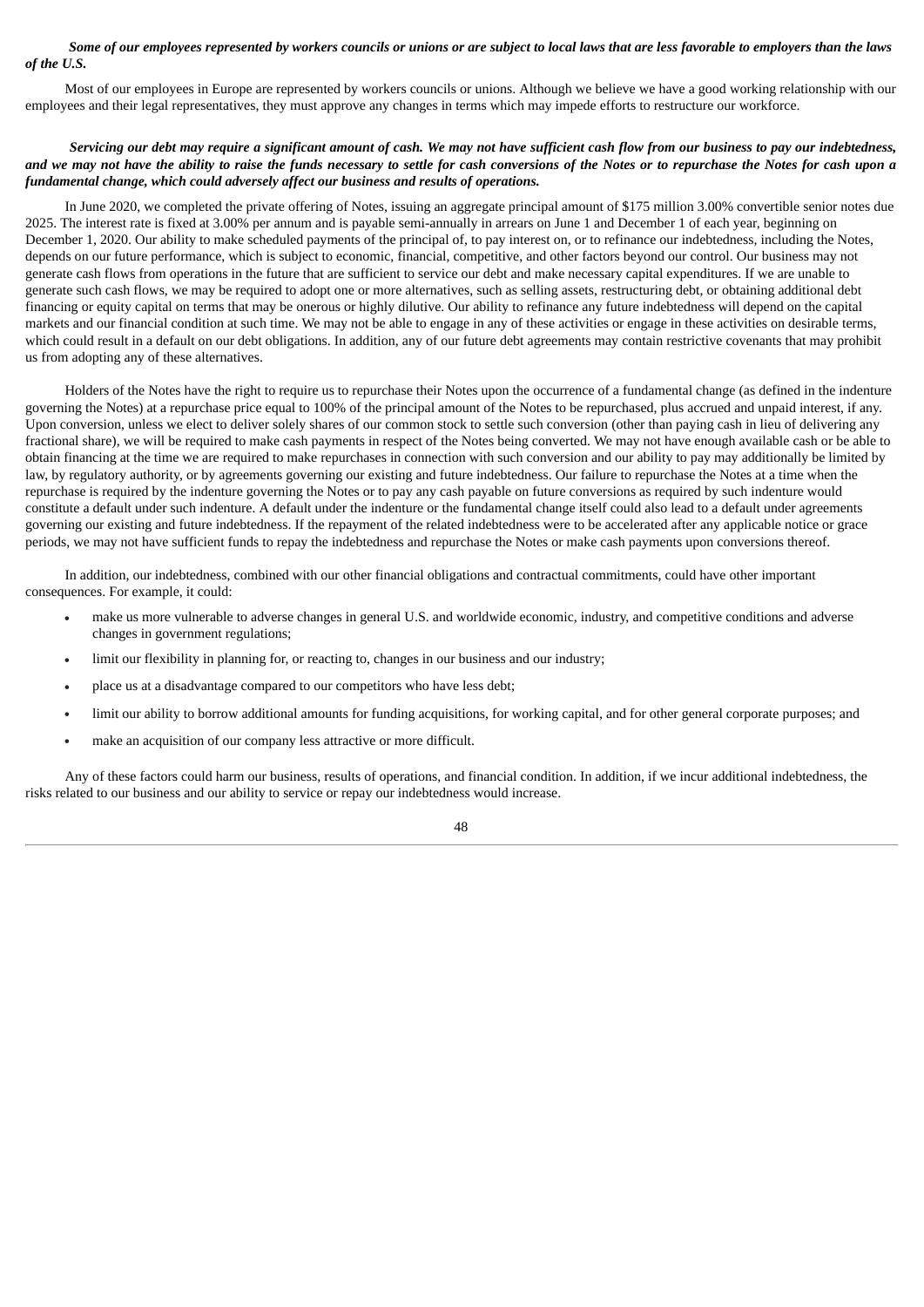***Some of our employees represented by workers councils or unions or are subject to local laws that are less favorable to employers than the laws of the U.S.***

Most of our employees in Europe are represented by workers councils or unions. Although we believe we have a good working relationship with our employees and their legal representatives, they must approve any changes in terms which may impede efforts to restructure our workforce.

***Servicing our debt may require a significant amount of cash. We may not have sufficient cash flow from our business to pay our indebtedness, and we may not have the ability to raise the funds necessary to settle for cash conversions of the Notes or to repurchase the Notes for cash upon a fundamental change, which could adversely affect our business and results of operations.***

In June 2020, we completed the private offering of Notes, issuing an aggregate principal amount of $175 million 3.00% convertible senior notes due 2025. The interest rate is fixed at 3.00% per annum and is payable semi-annually in arrears on June 1 and December 1 of each year, beginning on December 1, 2020. Our ability to make scheduled payments of the principal of, to pay interest on, or to refinance our indebtedness, including the Notes, depends on our future performance, which is subject to economic, financial, competitive, and other factors beyond our control. Our business may not generate cash flows from operations in the future that are sufficient to service our debt and make necessary capital expenditures. If we are unable to generate such cash flows, we may be required to adopt one or more alternatives, such as selling assets, restructuring debt, or obtaining additional debt financing or equity capital on terms that may be onerous or highly dilutive. Our ability to refinance any future indebtedness will depend on the capital markets and our financial condition at such time. We may not be able to engage in any of these activities or engage in these activities on desirable terms, which could result in a default on our debt obligations. In addition, any of our future debt agreements may contain restrictive covenants that may prohibit us from adopting any of these alternatives.

Holders of the Notes have the right to require us to repurchase their Notes upon the occurrence of a fundamental change (as defined in the indenture governing the Notes) at a repurchase price equal to 100% of the principal amount of the Notes to be repurchased, plus accrued and unpaid interest, if any. Upon conversion, unless we elect to deliver solely shares of our common stock to settle such conversion (other than paying cash in lieu of delivering any fractional share), we will be required to make cash payments in respect of the Notes being converted. We may not have enough available cash or be able to obtain financing at the time we are required to make repurchases in connection with such conversion and our ability to pay may additionally be limited by law, by regulatory authority, or by agreements governing our existing and future indebtedness. Our failure to repurchase the Notes at a time when the repurchase is required by the indenture governing the Notes or to pay any cash payable on future conversions as required by such indenture would constitute a default under such indenture. A default under the indenture or the fundamental change itself could also lead to a default under agreements governing our existing and future indebtedness. If the repayment of the related indebtedness were to be accelerated after any applicable notice or grace periods, we may not have sufficient funds to repay the indebtedness and repurchase the Notes or make cash payments upon conversions thereof.

In addition, our indebtedness, combined with our other financial obligations and contractual commitments, could have other important consequences. For example, it could:

- make us more vulnerable to adverse changes in general U.S. and worldwide economic, industry, and competitive conditions and adverse changes in government regulations;
- limit our flexibility in planning for, or reacting to, changes in our business and our industry;
- place us at a disadvantage compared to our competitors who have less debt;
- limit our ability to borrow additional amounts for funding acquisitions, for working capital, and for other general corporate purposes; and
- make an acquisition of our company less attractive or more difficult.

Any of these factors could harm our business, results of operations, and financial condition. In addition, if we incur additional indebtedness, the risks related to our business and our ability to service or repay our indebtedness would increase.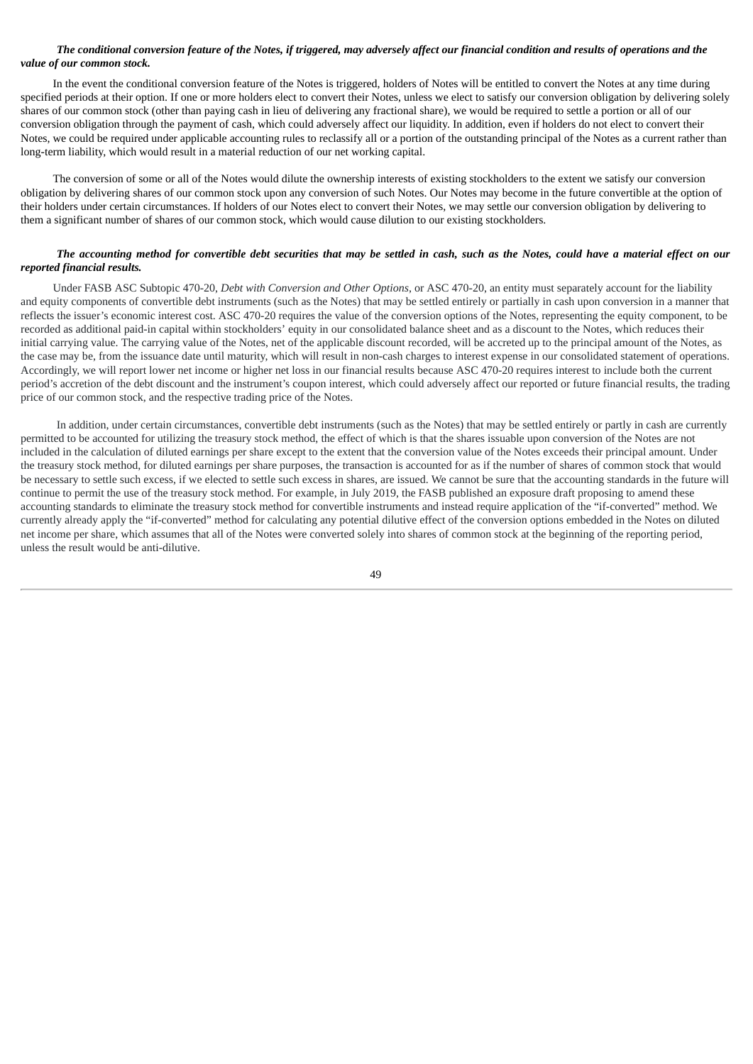***The conditional conversion feature of the Notes, if triggered, may adversely affect our financial condition and results of operations and the value of our common stock.***

In the event the conditional conversion feature of the Notes is triggered, holders of Notes will be entitled to convert the Notes at any time during specified periods at their option. If one or more holders elect to convert their Notes, unless we elect to satisfy our conversion obligation by delivering solely shares of our common stock (other than paying cash in lieu of delivering any fractional share), we would be required to settle a portion or all of our conversion obligation through the payment of cash, which could adversely affect our liquidity. In addition, even if holders do not elect to convert their Notes, we could be required under applicable accounting rules to reclassify all or a portion of the outstanding principal of the Notes as a current rather than long-term liability, which would result in a material reduction of our net working capital.

The conversion of some or all of the Notes would dilute the ownership interests of existing stockholders to the extent we satisfy our conversion obligation by delivering shares of our common stock upon any conversion of such Notes. Our Notes may become in the future convertible at the option of their holders under certain circumstances. If holders of our Notes elect to convert their Notes, we may settle our conversion obligation by delivering to them a significant number of shares of our common stock, which would cause dilution to our existing stockholders.

***The accounting method for convertible debt securities that may be settled in cash, such as the Notes, could have a material effect on our reported financial results.***

Under FASB ASC Subtopic 470-20, *Debt with Conversion and Other Options*, or ASC 470-20, an entity must separately account for the liability and equity components of convertible debt instruments (such as the Notes) that may be settled entirely or partially in cash upon conversion in a manner that reflects the issuer's economic interest cost. ASC 470-20 requires the value of the conversion options of the Notes, representing the equity component, to be recorded as additional paid-in capital within stockholders' equity in our consolidated balance sheet and as a discount to the Notes, which reduces their initial carrying value. The carrying value of the Notes, net of the applicable discount recorded, will be accreted up to the principal amount of the Notes, as the case may be, from the issuance date until maturity, which will result in non-cash charges to interest expense in our consolidated statement of operations. Accordingly, we will report lower net income or higher net loss in our financial results because ASC 470-20 requires interest to include both the current period's accretion of the debt discount and the instrument's coupon interest, which could adversely affect our reported or future financial results, the trading price of our common stock, and the respective trading price of the Notes.

In addition, under certain circumstances, convertible debt instruments (such as the Notes) that may be settled entirely or partly in cash are currently permitted to be accounted for utilizing the treasury stock method, the effect of which is that the shares issuable upon conversion of the Notes are not included in the calculation of diluted earnings per share except to the extent that the conversion value of the Notes exceeds their principal amount. Under the treasury stock method, for diluted earnings per share purposes, the transaction is accounted for as if the number of shares of common stock that would be necessary to settle such excess, if we elected to settle such excess in shares, are issued. We cannot be sure that the accounting standards in the future will continue to permit the use of the treasury stock method. For example, in July 2019, the FASB published an exposure draft proposing to amend these accounting standards to eliminate the treasury stock method for convertible instruments and instead require application of the "if-converted" method. We currently already apply the "if-converted" method for calculating any potential dilutive effect of the conversion options embedded in the Notes on diluted net income per share, which assumes that all of the Notes were converted solely into shares of common stock at the beginning of the reporting period, unless the result would be anti-dilutive.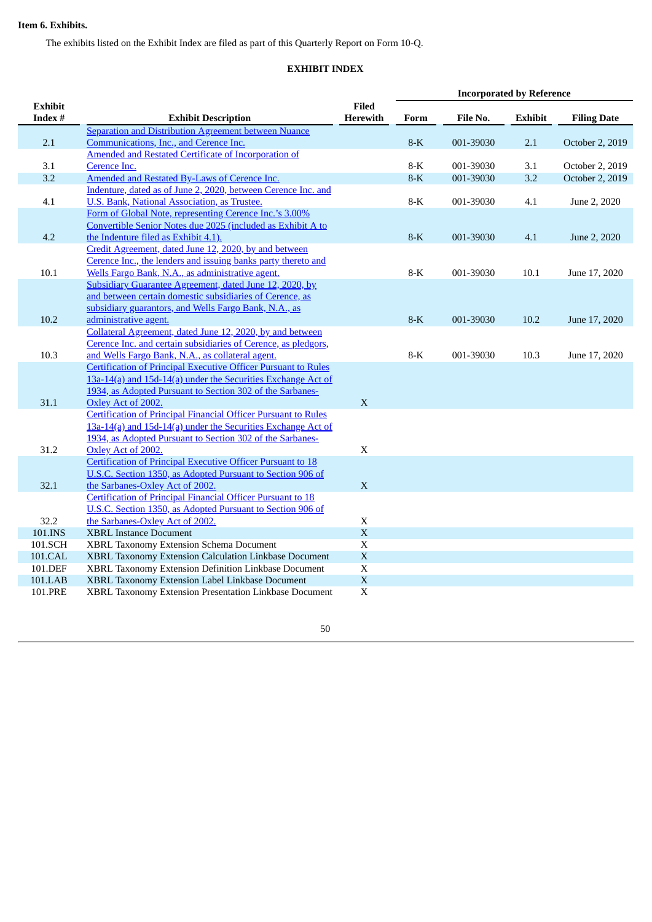**Item 6. Exhibits.**

The exhibits listed on the Exhibit Index are filed as part of this Quarterly Report on Form 10-Q.

**EXHIBIT INDEX**

| Exhibit Index # | Exhibit Description | Filed Herewith | Incorporated by Reference | | | |
|---|---|---|---|---|---|---|
| | | | Form | File No. | Exhibit | Filing Date |
| 2.1 | Separation and Distribution Agreement between Nuance Communications, Inc., and Cerence Inc. | | 8-K | 001-39030 | 2.1 | October 2, 2019 |
| 3.1 | Amended and Restated Certificate of Incorporation of Cerence Inc. | | 8-K | 001-39030 | 3.1 | October 2, 2019 |
| 3.2 | Amended and Restated By-Laws of Cerence Inc. | | 8-K | 001-39030 | 3.2 | October 2, 2019 |
| 4.1 | Indenture, dated as of June 2, 2020, between Cerence Inc. and U.S. Bank, National Association, as Trustee. | | 8-K | 001-39030 | 4.1 | June 2, 2020 |
| 4.2 | Form of Global Note, representing Cerence Inc.'s 3.00% Convertible Senior Notes due 2025 (included as Exhibit A to the Indenture filed as Exhibit 4.1). | | 8-K | 001-39030 | 4.1 | June 2, 2020 |
| 10.1 | Credit Agreement, dated June 12, 2020, by and between Cerence Inc., the lenders and issuing banks party thereto and Wells Fargo Bank, N.A., as administrative agent. | | 8-K | 001-39030 | 10.1 | June 17, 2020 |
| 10.2 | Subsidiary Guarantee Agreement, dated June 12, 2020, by and between certain domestic subsidiaries of Cerence, as subsidiary guarantors, and Wells Fargo Bank, N.A., as administrative agent. | | 8-K | 001-39030 | 10.2 | June 17, 2020 |
| 10.3 | Collateral Agreement, dated June 12, 2020, by and between Cerence Inc. and certain subsidiaries of Cerence, as pledgors, and Wells Fargo Bank, N.A., as collateral agent. | | 8-K | 001-39030 | 10.3 | June 17, 2020 |
| 31.1 | Certification of Principal Executive Officer Pursuant to Rules 13a-14(a) and 15d-14(a) under the Securities Exchange Act of 1934, as Adopted Pursuant to Section 302 of the Sarbanes-Oxley Act of 2002. | X | | | | |
| 31.2 | Certification of Principal Financial Officer Pursuant to Rules 13a-14(a) and 15d-14(a) under the Securities Exchange Act of 1934, as Adopted Pursuant to Section 302 of the Sarbanes-Oxley Act of 2002. | X | | | | |
| 32.1 | Certification of Principal Executive Officer Pursuant to 18 U.S.C. Section 1350, as Adopted Pursuant to Section 906 of the Sarbanes-Oxley Act of 2002. | X | | | | |
| 32.2 | Certification of Principal Financial Officer Pursuant to 18 U.S.C. Section 1350, as Adopted Pursuant to Section 906 of the Sarbanes-Oxley Act of 2002. | X | | | | |
| 101.INS | XBRL Instance Document | X | | | | |
| 101.SCH | XBRL Taxonomy Extension Schema Document | X | | | | |
| 101.CAL | XBRL Taxonomy Extension Calculation Linkbase Document | X | | | | |
| 101.DEF | XBRL Taxonomy Extension Definition Linkbase Document | X | | | | |
| 101.LAB | XBRL Taxonomy Extension Label Linkbase Document | X | | | | |
| 101.PRE | XBRL Taxonomy Extension Presentation Linkbase Document | X | | | | |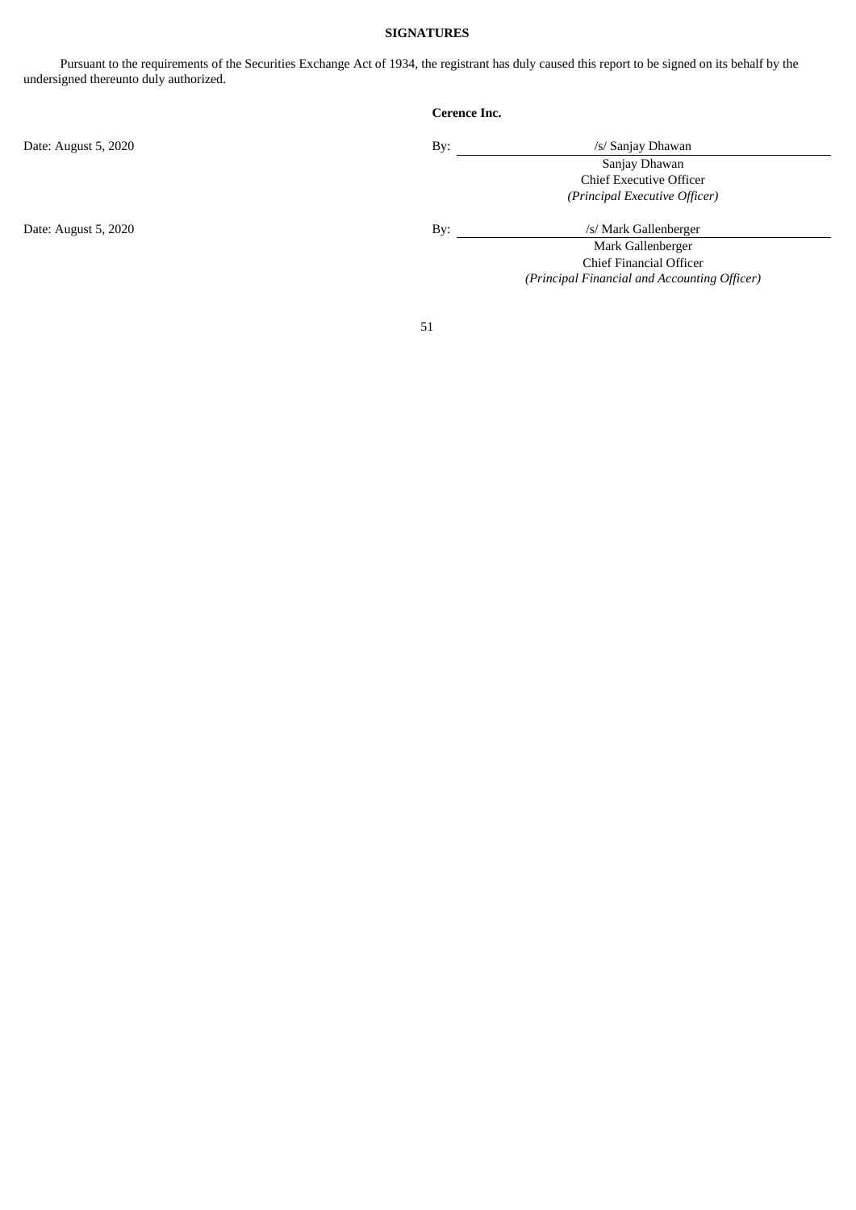**SIGNATURES**

Pursuant to the requirements of the Securities Exchange Act of 1934, the registrant has duly caused this report to be signed on its behalf by the undersigned thereunto duly authorized.

| | | |
|---|---|---|
| | | **Cerence Inc.** |
| Date: August 5, 2020 | By: | /s/ Sanjay Dhawan |
| | | Sanjay Dhawan |
| | | Chief Executive Officer |
| | | *(Principal Executive Officer)* |
| Date: August 5, 2020 | By: | /s/ Mark Gallenberger |
| | | Mark Gallenberger |
| | | Chief Financial Officer |
| | | *(Principal Financial and Accounting Officer)* |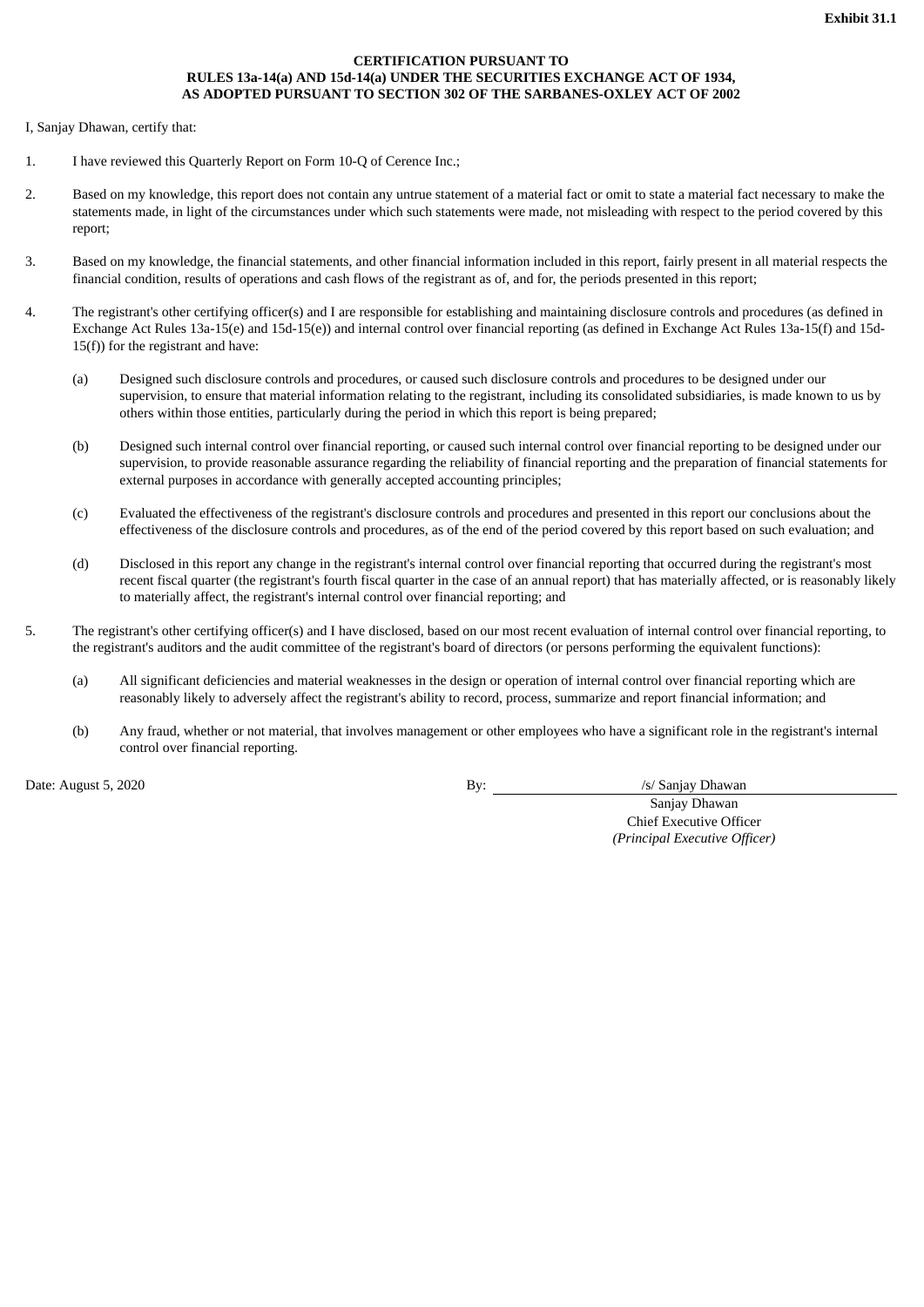**Exhibit 31.1**

**CERTIFICATION PURSUANT TO RULES 13a-14(a) AND 15d-14(a) UNDER THE SECURITIES EXCHANGE ACT OF 1934, AS ADOPTED PURSUANT TO SECTION 302 OF THE SARBANES-OXLEY ACT OF 2002**

I, Sanjay Dhawan, certify that:

1. I have reviewed this Quarterly Report on Form 10-Q of Cerence Inc.;

2. Based on my knowledge, this report does not contain any untrue statement of a material fact or omit to state a material fact necessary to make the statements made, in light of the circumstances under which such statements were made, not misleading with respect to the period covered by this report;

3. Based on my knowledge, the financial statements, and other financial information included in this report, fairly present in all material respects the financial condition, results of operations and cash flows of the registrant as of, and for, the periods presented in this report;

4. The registrant's other certifying officer(s) and I are responsible for establishing and maintaining disclosure controls and procedures (as defined in Exchange Act Rules 13a-15(e) and 15d-15(e)) and internal control over financial reporting (as defined in Exchange Act Rules 13a-15(f) and 15d-15(f)) for the registrant and have:

   (a) Designed such disclosure controls and procedures, or caused such disclosure controls and procedures to be designed under our supervision, to ensure that material information relating to the registrant, including its consolidated subsidiaries, is made known to us by others within those entities, particularly during the period in which this report is being prepared;

   (b) Designed such internal control over financial reporting, or caused such internal control over financial reporting to be designed under our supervision, to provide reasonable assurance regarding the reliability of financial reporting and the preparation of financial statements for external purposes in accordance with generally accepted accounting principles;

   (c) Evaluated the effectiveness of the registrant's disclosure controls and procedures and presented in this report our conclusions about the effectiveness of the disclosure controls and procedures, as of the end of the period covered by this report based on such evaluation; and

   (d) Disclosed in this report any change in the registrant's internal control over financial reporting that occurred during the registrant's most recent fiscal quarter (the registrant's fourth fiscal quarter in the case of an annual report) that has materially affected, or is reasonably likely to materially affect, the registrant's internal control over financial reporting; and

5. The registrant's other certifying officer(s) and I have disclosed, based on our most recent evaluation of internal control over financial reporting, to the registrant's auditors and the audit committee of the registrant's board of directors (or persons performing the equivalent functions):

   (a) All significant deficiencies and material weaknesses in the design or operation of internal control over financial reporting which are reasonably likely to adversely affect the registrant's ability to record, process, summarize and report financial information; and

   (b) Any fraud, whether or not material, that involves management or other employees who have a significant role in the registrant's internal control over financial reporting.

Date: August 5, 2020

By: /s/ Sanjay Dhawan

Sanjay Dhawan
Chief Executive Officer
*(Principal Executive Officer)*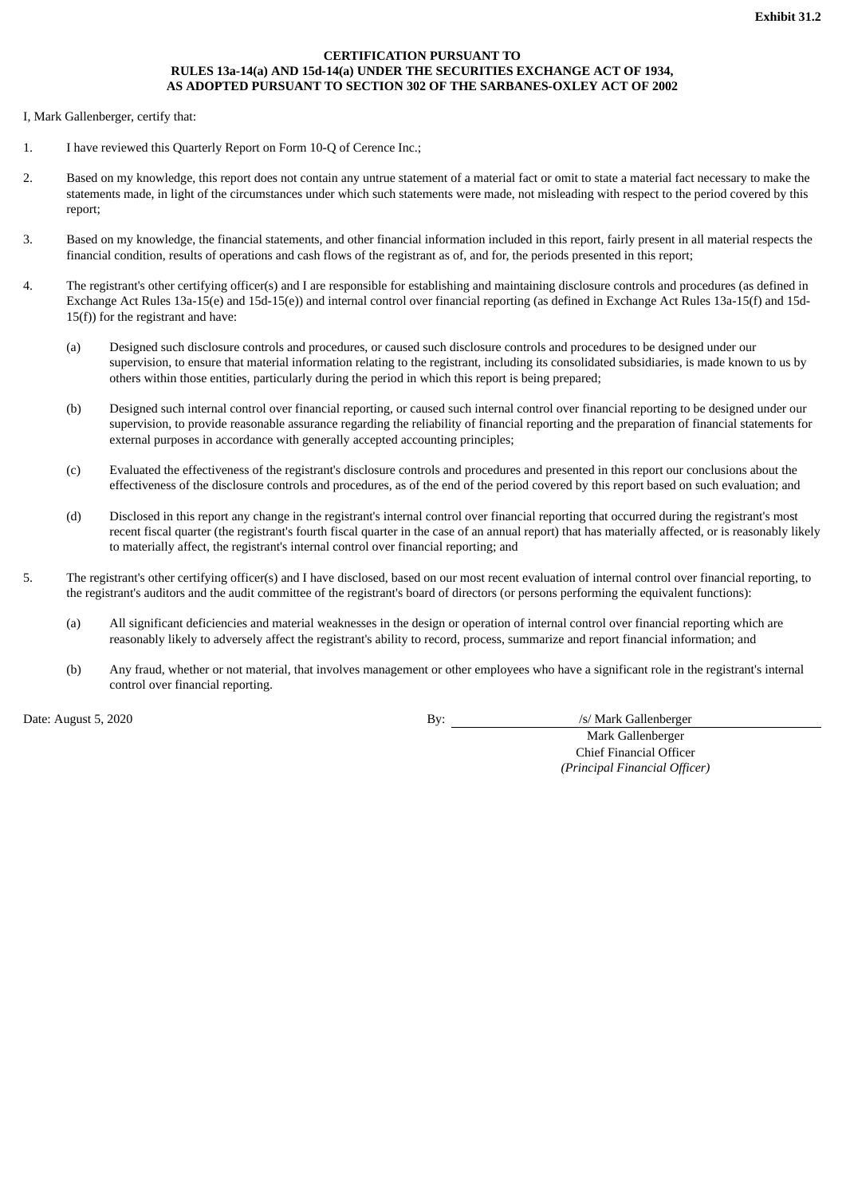**Exhibit 31.2**

**CERTIFICATION PURSUANT TO
RULES 13a-14(a) AND 15d-14(a) UNDER THE SECURITIES EXCHANGE ACT OF 1934,
AS ADOPTED PURSUANT TO SECTION 302 OF THE SARBANES-OXLEY ACT OF 2002**

I, Mark Gallenberger, certify that:

1. I have reviewed this Quarterly Report on Form 10-Q of Cerence Inc.;

2. Based on my knowledge, this report does not contain any untrue statement of a material fact or omit to state a material fact necessary to make the statements made, in light of the circumstances under which such statements were made, not misleading with respect to the period covered by this report;

3. Based on my knowledge, the financial statements, and other financial information included in this report, fairly present in all material respects the financial condition, results of operations and cash flows of the registrant as of, and for, the periods presented in this report;

4. The registrant's other certifying officer(s) and I are responsible for establishing and maintaining disclosure controls and procedures (as defined in Exchange Act Rules 13a-15(e) and 15d-15(e)) and internal control over financial reporting (as defined in Exchange Act Rules 13a-15(f) and 15d-15(f)) for the registrant and have:

   (a) Designed such disclosure controls and procedures, or caused such disclosure controls and procedures to be designed under our supervision, to ensure that material information relating to the registrant, including its consolidated subsidiaries, is made known to us by others within those entities, particularly during the period in which this report is being prepared;

   (b) Designed such internal control over financial reporting, or caused such internal control over financial reporting to be designed under our supervision, to provide reasonable assurance regarding the reliability of financial reporting and the preparation of financial statements for external purposes in accordance with generally accepted accounting principles;

   (c) Evaluated the effectiveness of the registrant's disclosure controls and procedures and presented in this report our conclusions about the effectiveness of the disclosure controls and procedures, as of the end of the period covered by this report based on such evaluation; and

   (d) Disclosed in this report any change in the registrant's internal control over financial reporting that occurred during the registrant's most recent fiscal quarter (the registrant's fourth fiscal quarter in the case of an annual report) that has materially affected, or is reasonably likely to materially affect, the registrant's internal control over financial reporting; and

5. The registrant's other certifying officer(s) and I have disclosed, based on our most recent evaluation of internal control over financial reporting, to the registrant's auditors and the audit committee of the registrant's board of directors (or persons performing the equivalent functions):

   (a) All significant deficiencies and material weaknesses in the design or operation of internal control over financial reporting which are reasonably likely to adversely affect the registrant's ability to record, process, summarize and report financial information; and

   (b) Any fraud, whether or not material, that involves management or other employees who have a significant role in the registrant's internal control over financial reporting.

Date: August 5, 2020

By: /s/ Mark Gallenberger
Mark Gallenberger
Chief Financial Officer
*(Principal Financial Officer)*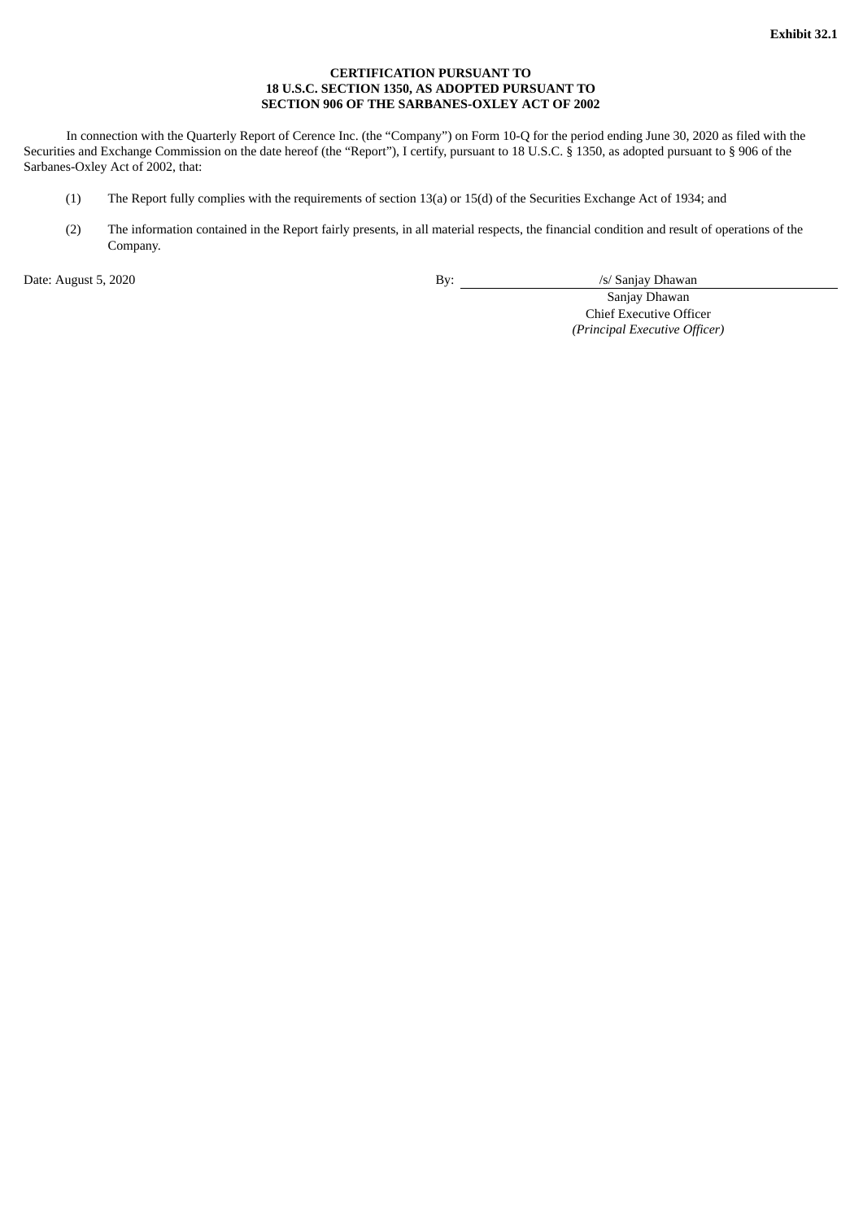**Exhibit 32.1**

**CERTIFICATION PURSUANT TO**
**18 U.S.C. SECTION 1350, AS ADOPTED PURSUANT TO**
**SECTION 906 OF THE SARBANES-OXLEY ACT OF 2002**

In connection with the Quarterly Report of Cerence Inc. (the "Company") on Form 10-Q for the period ending June 30, 2020 as filed with the Securities and Exchange Commission on the date hereof (the "Report"), I certify, pursuant to 18 U.S.C. § 1350, as adopted pursuant to § 906 of the Sarbanes-Oxley Act of 2002, that:

(1) The Report fully complies with the requirements of section 13(a) or 15(d) of the Securities Exchange Act of 1934; and

(2) The information contained in the Report fairly presents, in all material respects, the financial condition and result of operations of the Company.

Date: August 5, 2020

By: /s/ Sanjay Dhawan
Sanjay Dhawan
Chief Executive Officer
*(Principal Executive Officer)*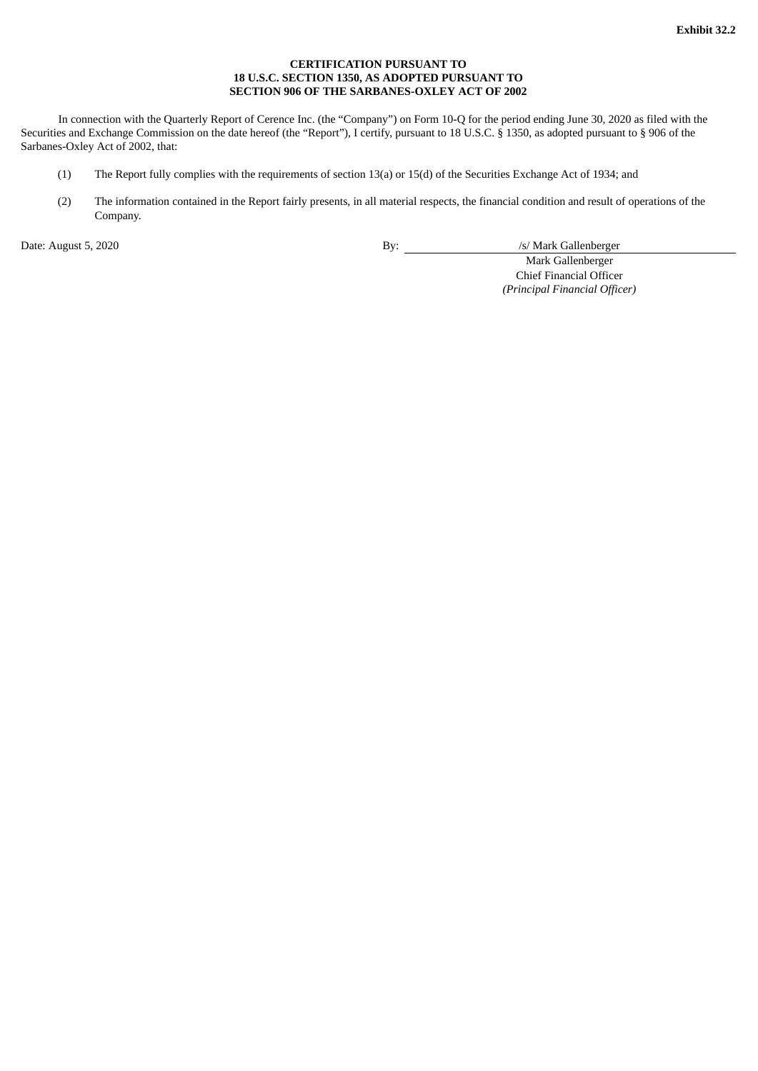**Exhibit 32.2**

**CERTIFICATION PURSUANT TO**
**18 U.S.C. SECTION 1350, AS ADOPTED PURSUANT TO**
**SECTION 906 OF THE SARBANES-OXLEY ACT OF 2002**

In connection with the Quarterly Report of Cerence Inc. (the "Company") on Form 10-Q for the period ending June 30, 2020 as filed with the Securities and Exchange Commission on the date hereof (the "Report"), I certify, pursuant to 18 U.S.C. § 1350, as adopted pursuant to § 906 of the Sarbanes-Oxley Act of 2002, that:

(1) The Report fully complies with the requirements of section 13(a) or 15(d) of the Securities Exchange Act of 1934; and

(2) The information contained in the Report fairly presents, in all material respects, the financial condition and result of operations of the Company.

Date: August 5, 2020

By: /s/ Mark Gallenberger
Mark Gallenberger
Chief Financial Officer
*(Principal Financial Officer)*